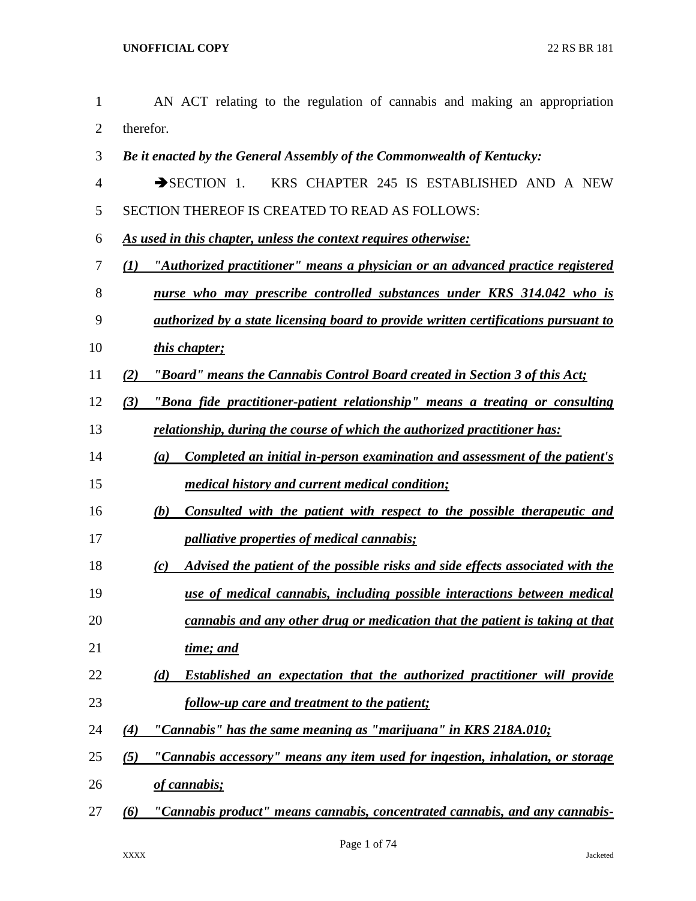AN ACT relating to the regulation of cannabis and making an appropriation therefor.

***Be it enacted by the General Assembly of the Commonwealth of Kentucky:***

➔SECTION 1. KRS CHAPTER 245 IS ESTABLISHED AND A NEW SECTION THEREOF IS CREATED TO READ AS FOLLOWS:

***As used in this chapter, unless the context requires otherwise:***

***(1) "Authorized practitioner" means a physician or an advanced practice registered nurse who may prescribe controlled substances under KRS 314.042 who is authorized by a state licensing board to provide written certifications pursuant to this chapter;***

***(2) "Board" means the Cannabis Control Board created in Section 3 of this Act;***

***(3) "Bona fide practitioner-patient relationship" means a treating or consulting relationship, during the course of which the authorized practitioner has:***

***(a) Completed an initial in-person examination and assessment of the patient's medical history and current medical condition;***

***(b) Consulted with the patient with respect to the possible therapeutic and palliative properties of medical cannabis;***

***(c) Advised the patient of the possible risks and side effects associated with the use of medical cannabis, including possible interactions between medical cannabis and any other drug or medication that the patient is taking at that time; and***

***(d) Established an expectation that the authorized practitioner will provide follow-up care and treatment to the patient;***

***(4) "Cannabis" has the same meaning as "marijuana" in KRS 218A.010;***

***(5) "Cannabis accessory" means any item used for ingestion, inhalation, or storage of cannabis;***

***(6) "Cannabis product" means cannabis, concentrated cannabis, and any cannabis-***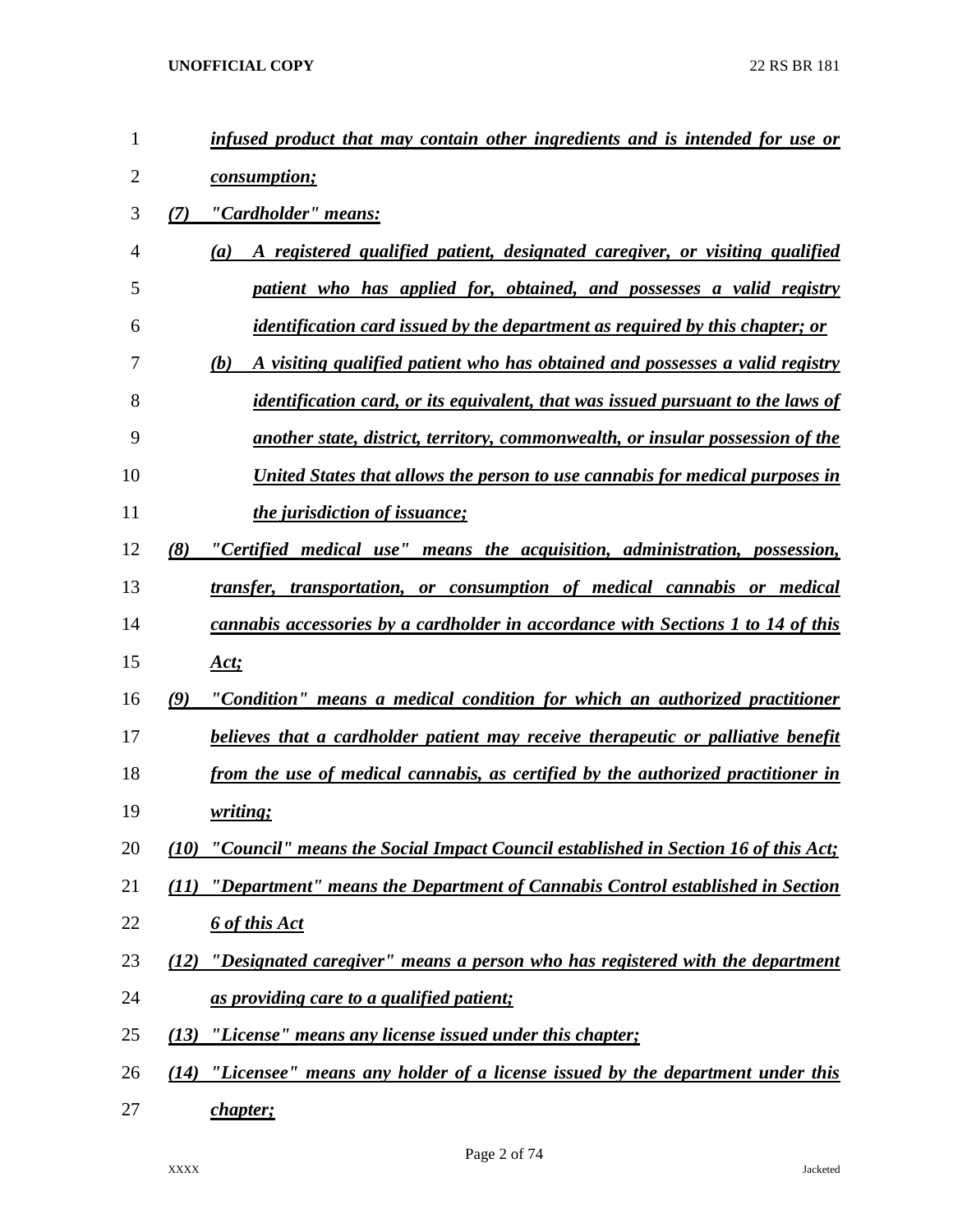*infused product that may contain other ingredients and is intended for use or consumption;*

*(7) "Cardholder" means:*

*(a) A registered qualified patient, designated caregiver, or visiting qualified patient who has applied for, obtained, and possesses a valid registry identification card issued by the department as required by this chapter; or*

*(b) A visiting qualified patient who has obtained and possesses a valid registry identification card, or its equivalent, that was issued pursuant to the laws of another state, district, territory, commonwealth, or insular possession of the United States that allows the person to use cannabis for medical purposes in the jurisdiction of issuance;*

*(8) "Certified medical use" means the acquisition, administration, possession, transfer, transportation, or consumption of medical cannabis or medical cannabis accessories by a cardholder in accordance with Sections 1 to 14 of this Act;*

*(9) "Condition" means a medical condition for which an authorized practitioner believes that a cardholder patient may receive therapeutic or palliative benefit from the use of medical cannabis, as certified by the authorized practitioner in writing;*

*(10) "Council" means the Social Impact Council established in Section 16 of this Act;*

*(11) "Department" means the Department of Cannabis Control established in Section 6 of this Act*

*(12) "Designated caregiver" means a person who has registered with the department as providing care to a qualified patient;*

*(13) "License" means any license issued under this chapter;*

*(14) "Licensee" means any holder of a license issued by the department under this chapter;*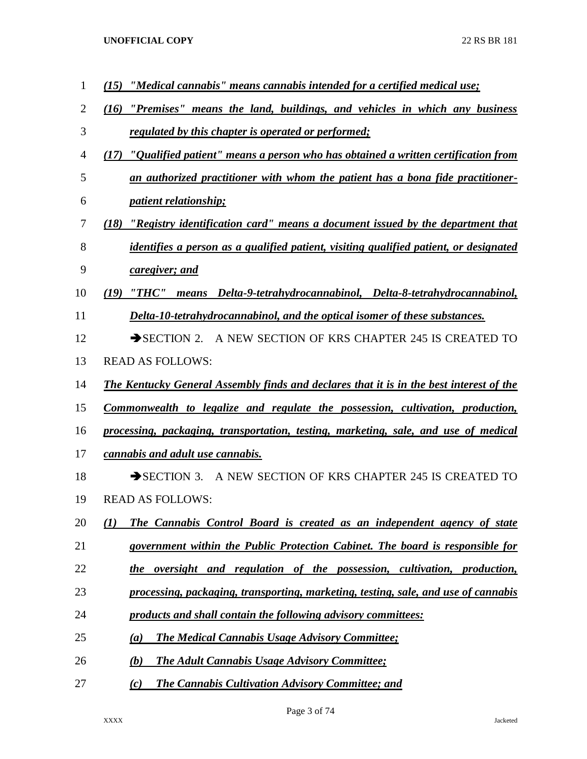*(15) "Medical cannabis" means cannabis intended for a certified medical use;*

*(16) "Premises" means the land, buildings, and vehicles in which any business regulated by this chapter is operated or performed;*

*(17) "Qualified patient" means a person who has obtained a written certification from an authorized practitioner with whom the patient has a bona fide practitioner-patient relationship;*

*(18) "Registry identification card" means a document issued by the department that identifies a person as a qualified patient, visiting qualified patient, or designated caregiver; and*

*(19) "THC" means Delta-9-tetrahydrocannabinol, Delta-8-tetrahydrocannabinol, Delta-10-tetrahydrocannabinol, and the optical isomer of these substances.*

➔SECTION 2. A NEW SECTION OF KRS CHAPTER 245 IS CREATED TO READ AS FOLLOWS:

*The Kentucky General Assembly finds and declares that it is in the best interest of the Commonwealth to legalize and regulate the possession, cultivation, production, processing, packaging, transportation, testing, marketing, sale, and use of medical cannabis and adult use cannabis.*

➔SECTION 3. A NEW SECTION OF KRS CHAPTER 245 IS CREATED TO READ AS FOLLOWS:

*(1) The Cannabis Control Board is created as an independent agency of state government within the Public Protection Cabinet. The board is responsible for the oversight and regulation of the possession, cultivation, production, processing, packaging, transporting, marketing, testing, sale, and use of cannabis products and shall contain the following advisory committees:*

*(a) The Medical Cannabis Usage Advisory Committee;*

*(b) The Adult Cannabis Usage Advisory Committee;*

*(c) The Cannabis Cultivation Advisory Committee; and*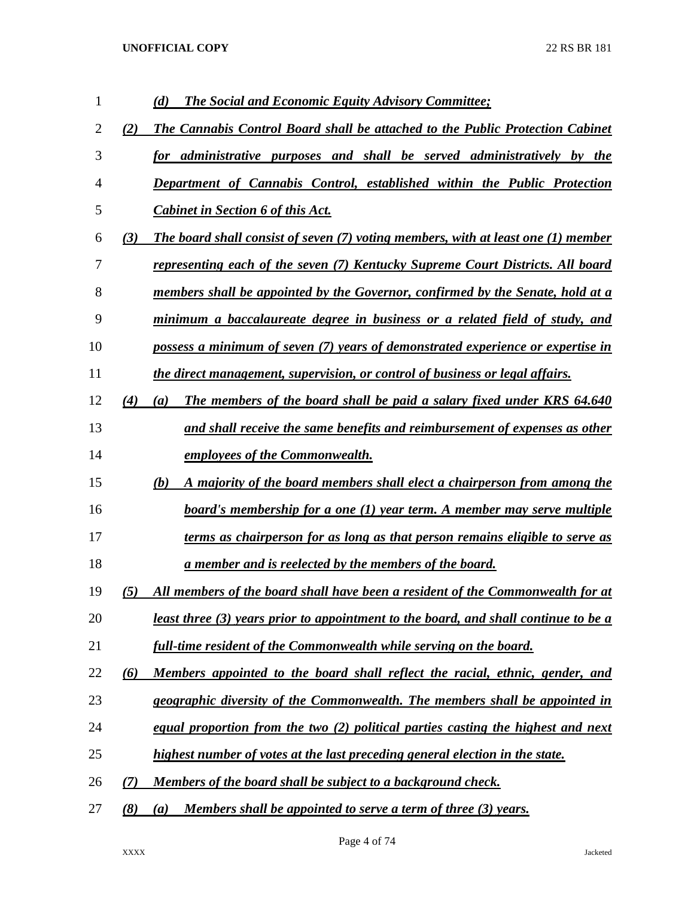*(d) The Social and Economic Equity Advisory Committee;*

*(2) The Cannabis Control Board shall be attached to the Public Protection Cabinet for administrative purposes and shall be served administratively by the Department of Cannabis Control, established within the Public Protection Cabinet in Section 6 of this Act.*

*(3) The board shall consist of seven (7) voting members, with at least one (1) member representing each of the seven (7) Kentucky Supreme Court Districts. All board members shall be appointed by the Governor, confirmed by the Senate, hold at a minimum a baccalaureate degree in business or a related field of study, and possess a minimum of seven (7) years of demonstrated experience or expertise in the direct management, supervision, or control of business or legal affairs.*

*(4) (a) The members of the board shall be paid a salary fixed under KRS 64.640 and shall receive the same benefits and reimbursement of expenses as other employees of the Commonwealth.*

*(b) A majority of the board members shall elect a chairperson from among the board's membership for a one (1) year term. A member may serve multiple terms as chairperson for as long as that person remains eligible to serve as a member and is reelected by the members of the board.*

*(5) All members of the board shall have been a resident of the Commonwealth for at least three (3) years prior to appointment to the board, and shall continue to be a full-time resident of the Commonwealth while serving on the board.*

*(6) Members appointed to the board shall reflect the racial, ethnic, gender, and geographic diversity of the Commonwealth. The members shall be appointed in equal proportion from the two (2) political parties casting the highest and next highest number of votes at the last preceding general election in the state.*

*(7) Members of the board shall be subject to a background check.*

*(8) (a) Members shall be appointed to serve a term of three (3) years.*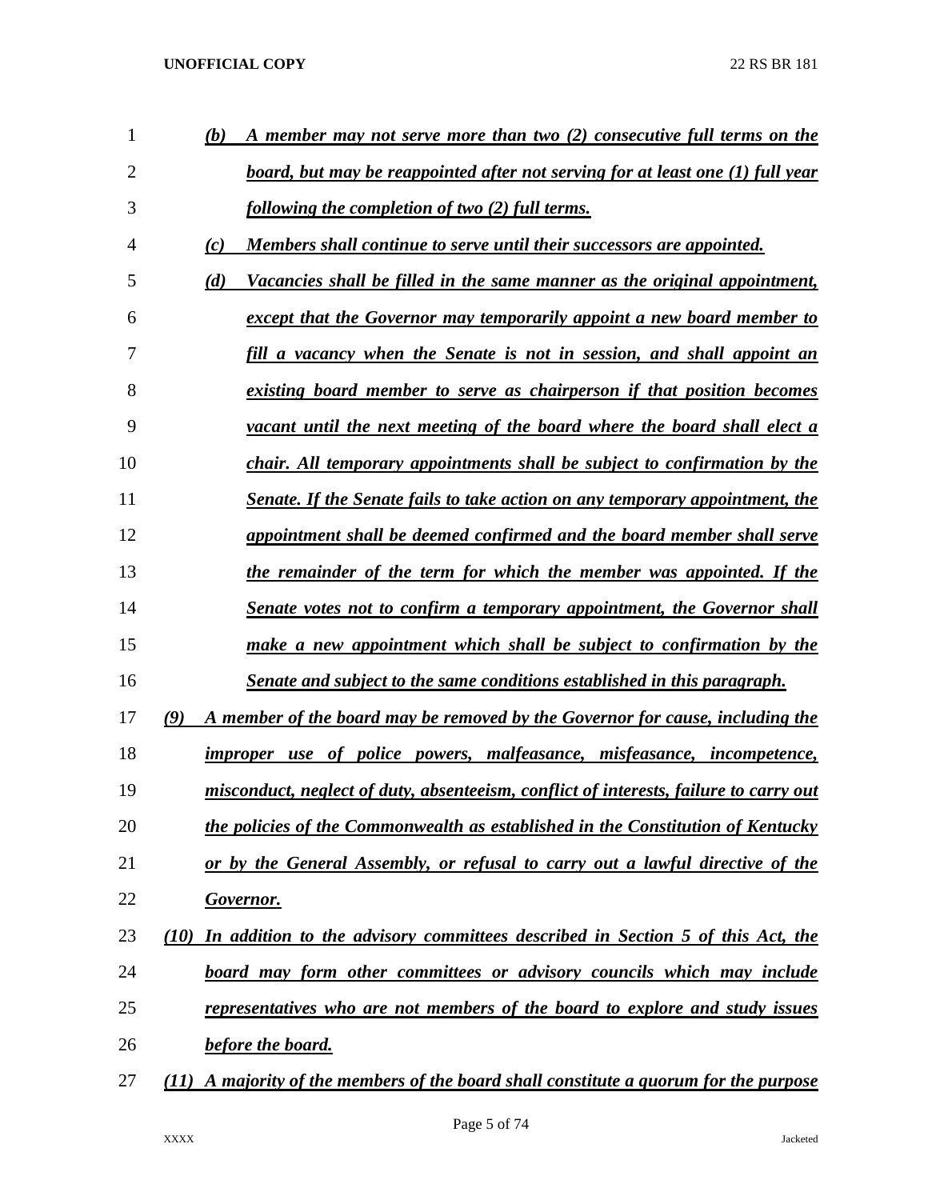(b) *A member may not serve more than two (2) consecutive full terms on the board, but may be reappointed after not serving for at least one (1) full year following the completion of two (2) full terms.*

(c) *Members shall continue to serve until their successors are appointed.*

(d) *Vacancies shall be filled in the same manner as the original appointment, except that the Governor may temporarily appoint a new board member to fill a vacancy when the Senate is not in session, and shall appoint an existing board member to serve as chairperson if that position becomes vacant until the next meeting of the board where the board shall elect a chair. All temporary appointments shall be subject to confirmation by the Senate. If the Senate fails to take action on any temporary appointment, the appointment shall be deemed confirmed and the board member shall serve the remainder of the term for which the member was appointed. If the Senate votes not to confirm a temporary appointment, the Governor shall make a new appointment which shall be subject to confirmation by the Senate and subject to the same conditions established in this paragraph.*

(9) *A member of the board may be removed by the Governor for cause, including the improper use of police powers, malfeasance, misfeasance, incompetence, misconduct, neglect of duty, absenteeism, conflict of interests, failure to carry out the policies of the Commonwealth as established in the Constitution of Kentucky or by the General Assembly, or refusal to carry out a lawful directive of the Governor.*

(10) *In addition to the advisory committees described in Section 5 of this Act, the board may form other committees or advisory councils which may include representatives who are not members of the board to explore and study issues before the board.*

(11) *A majority of the members of the board shall constitute a quorum for the purpose*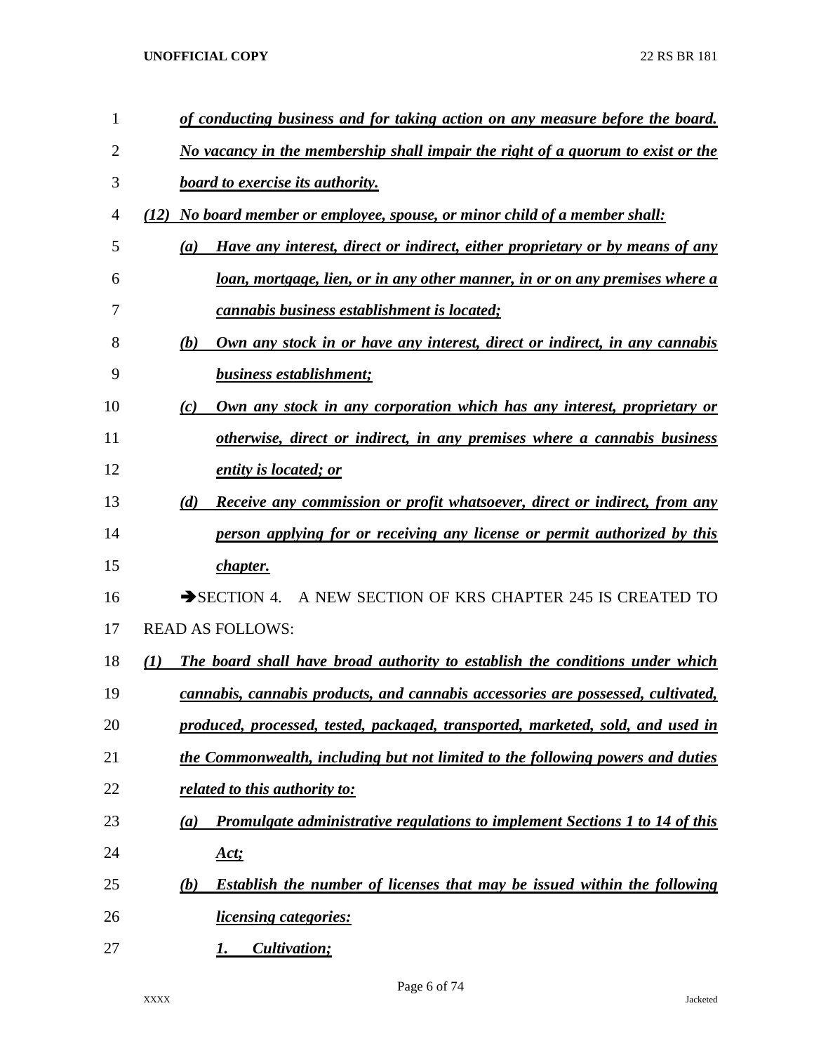***of conducting business and for taking action on any measure before the board. No vacancy in the membership shall impair the right of a quorum to exist or the board to exercise its authority.***

***(12) No board member or employee, spouse, or minor child of a member shall:***

***(a) Have any interest, direct or indirect, either proprietary or by means of any loan, mortgage, lien, or in any other manner, in or on any premises where a cannabis business establishment is located;***

***(b) Own any stock in or have any interest, direct or indirect, in any cannabis business establishment;***

***(c) Own any stock in any corporation which has any interest, proprietary or otherwise, direct or indirect, in any premises where a cannabis business entity is located; or***

***(d) Receive any commission or profit whatsoever, direct or indirect, from any person applying for or receiving any license or permit authorized by this chapter.***

→SECTION 4. A NEW SECTION OF KRS CHAPTER 245 IS CREATED TO READ AS FOLLOWS:

***(1) The board shall have broad authority to establish the conditions under which cannabis, cannabis products, and cannabis accessories are possessed, cultivated, produced, processed, tested, packaged, transported, marketed, sold, and used in the Commonwealth, including but not limited to the following powers and duties related to this authority to:***

***(a) Promulgate administrative regulations to implement Sections 1 to 14 of this Act;***

***(b) Establish the number of licenses that may be issued within the following licensing categories:***

***1. Cultivation;***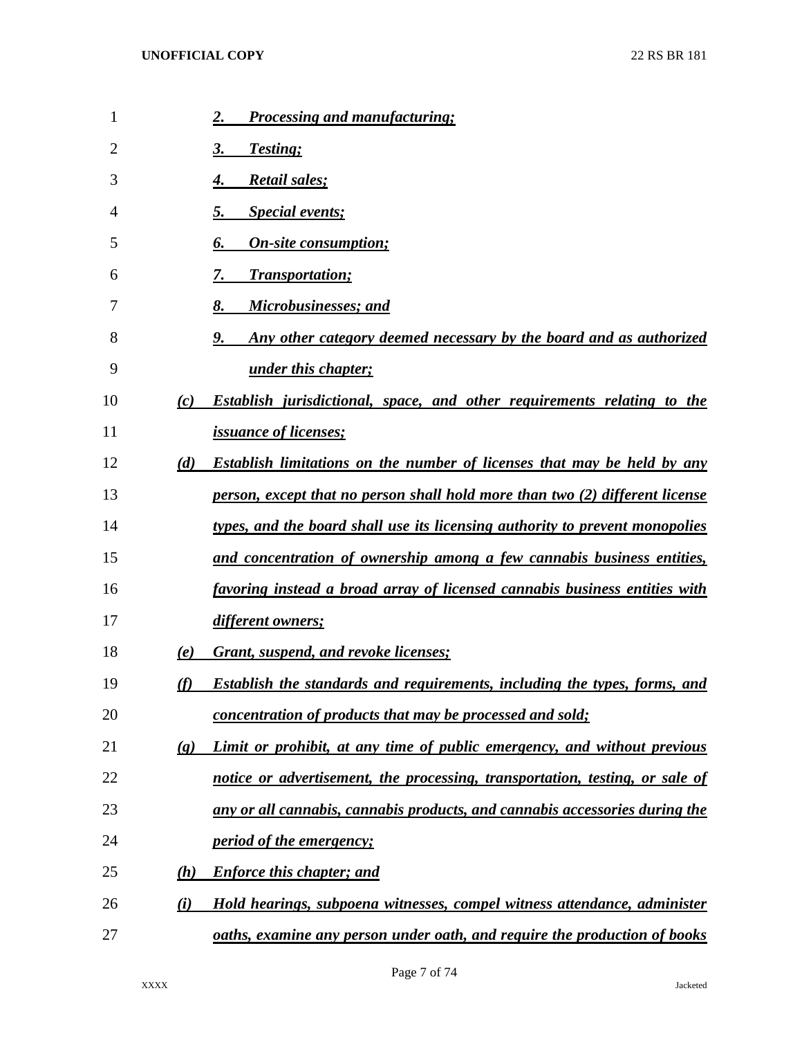*2. Processing and manufacturing;*

*3. Testing;*

*4. Retail sales;*

*5. Special events;*

*6. On-site consumption;*

*7. Transportation;*

*8. Microbusinesses; and*

*9. Any other category deemed necessary by the board and as authorized under this chapter;*

*(c) Establish jurisdictional, space, and other requirements relating to the issuance of licenses;*

*(d) Establish limitations on the number of licenses that may be held by any person, except that no person shall hold more than two (2) different license types, and the board shall use its licensing authority to prevent monopolies and concentration of ownership among a few cannabis business entities, favoring instead a broad array of licensed cannabis business entities with different owners;*

*(e) Grant, suspend, and revoke licenses;*

*(f) Establish the standards and requirements, including the types, forms, and concentration of products that may be processed and sold;*

*(g) Limit or prohibit, at any time of public emergency, and without previous notice or advertisement, the processing, transportation, testing, or sale of any or all cannabis, cannabis products, and cannabis accessories during the period of the emergency;*

*(h) Enforce this chapter; and*

*(i) Hold hearings, subpoena witnesses, compel witness attendance, administer oaths, examine any person under oath, and require the production of books*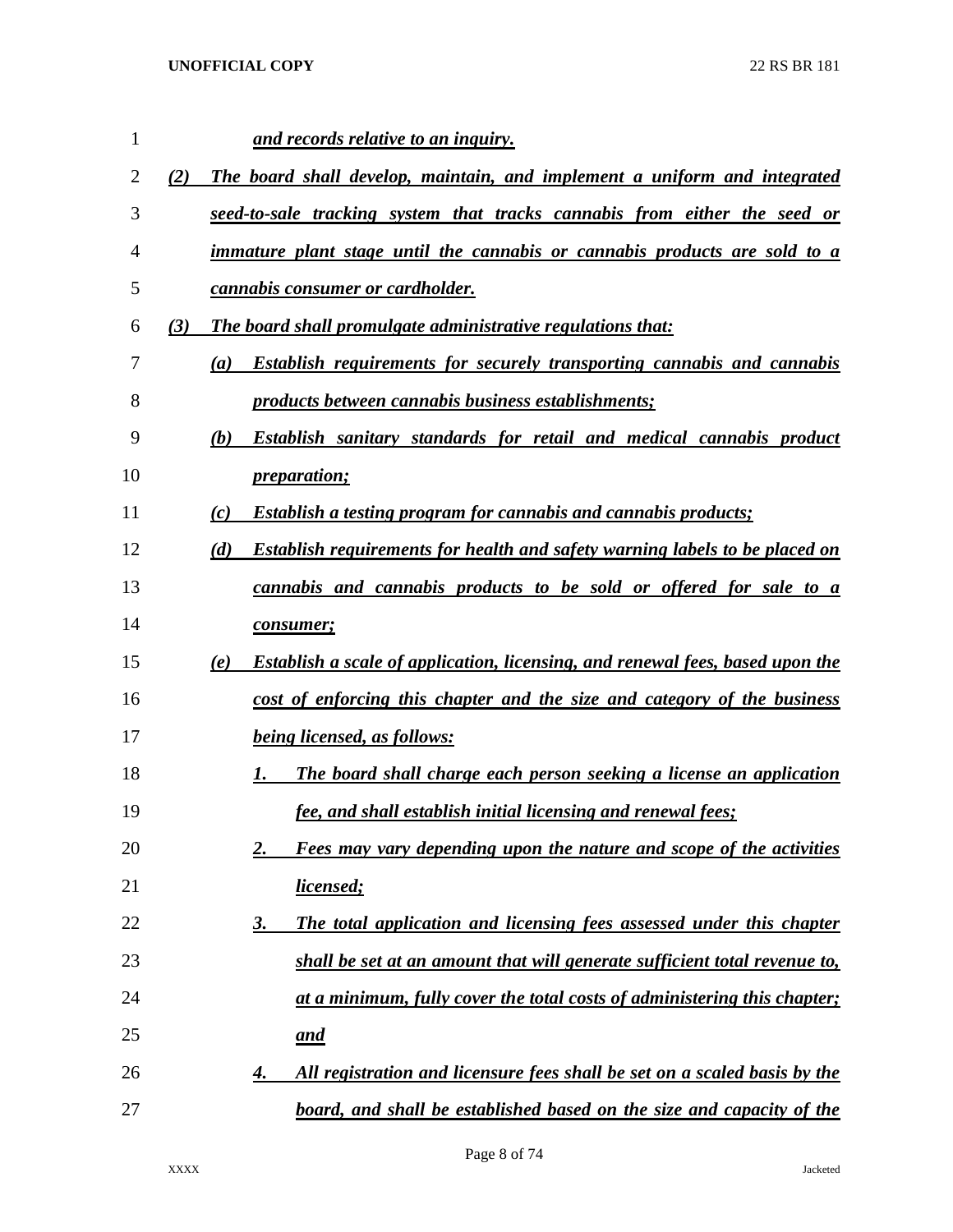***and records relative to an inquiry.***

***(2) The board shall develop, maintain, and implement a uniform and integrated seed-to-sale tracking system that tracks cannabis from either the seed or immature plant stage until the cannabis or cannabis products are sold to a cannabis consumer or cardholder.***

***(3) The board shall promulgate administrative regulations that:***

***(a) Establish requirements for securely transporting cannabis and cannabis products between cannabis business establishments;***

***(b) Establish sanitary standards for retail and medical cannabis product preparation;***

***(c) Establish a testing program for cannabis and cannabis products;***

***(d) Establish requirements for health and safety warning labels to be placed on cannabis and cannabis products to be sold or offered for sale to a consumer;***

***(e) Establish a scale of application, licensing, and renewal fees, based upon the cost of enforcing this chapter and the size and category of the business being licensed, as follows:***

***1. The board shall charge each person seeking a license an application fee, and shall establish initial licensing and renewal fees;***

***2. Fees may vary depending upon the nature and scope of the activities licensed;***

***3. The total application and licensing fees assessed under this chapter shall be set at an amount that will generate sufficient total revenue to, at a minimum, fully cover the total costs of administering this chapter; and***

***4. All registration and licensure fees shall be set on a scaled basis by the board, and shall be established based on the size and capacity of the***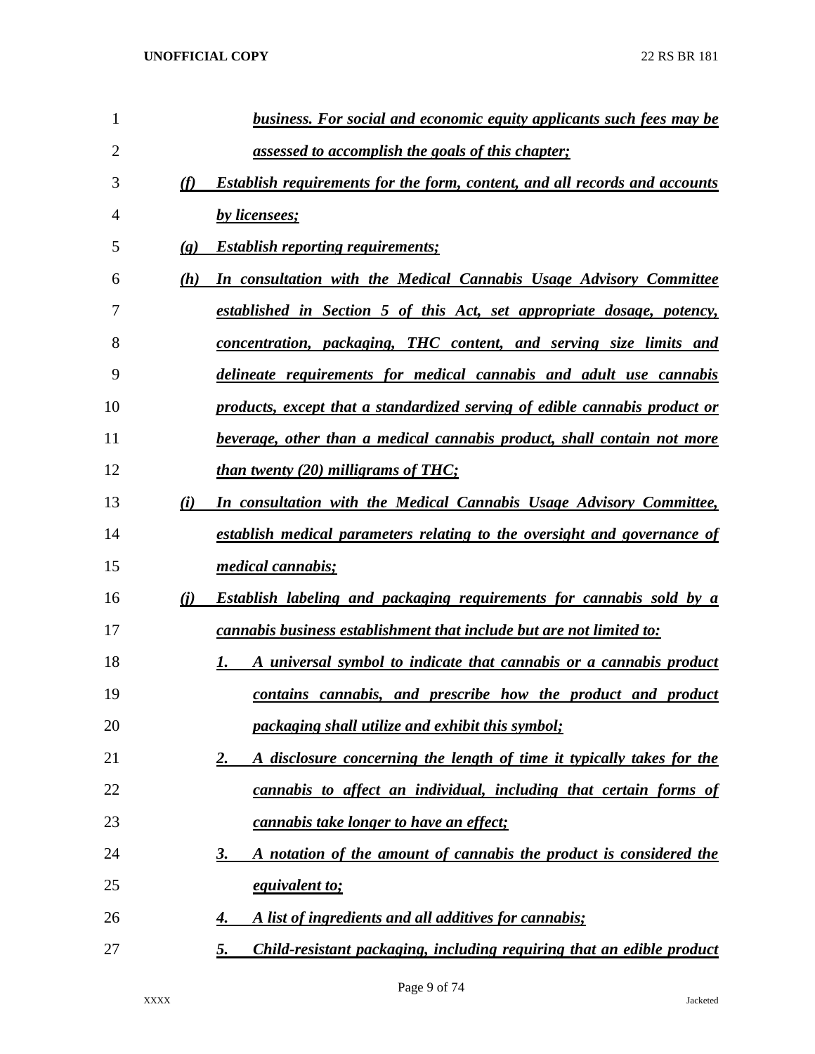***business. For social and economic equity applicants such fees may be assessed to accomplish the goals of this chapter;***

***(f) Establish requirements for the form, content, and all records and accounts by licensees;***

***(g) Establish reporting requirements;***

***(h) In consultation with the Medical Cannabis Usage Advisory Committee established in Section 5 of this Act, set appropriate dosage, potency, concentration, packaging, THC content, and serving size limits and delineate requirements for medical cannabis and adult use cannabis products, except that a standardized serving of edible cannabis product or beverage, other than a medical cannabis product, shall contain not more than twenty (20) milligrams of THC;***

***(i) In consultation with the Medical Cannabis Usage Advisory Committee, establish medical parameters relating to the oversight and governance of medical cannabis;***

***(j) Establish labeling and packaging requirements for cannabis sold by a cannabis business establishment that include but are not limited to:***

***1. A universal symbol to indicate that cannabis or a cannabis product contains cannabis, and prescribe how the product and product packaging shall utilize and exhibit this symbol;***

***2. A disclosure concerning the length of time it typically takes for the cannabis to affect an individual, including that certain forms of cannabis take longer to have an effect;***

***3. A notation of the amount of cannabis the product is considered the equivalent to;***

***4. A list of ingredients and all additives for cannabis;***

***5. Child-resistant packaging, including requiring that an edible product***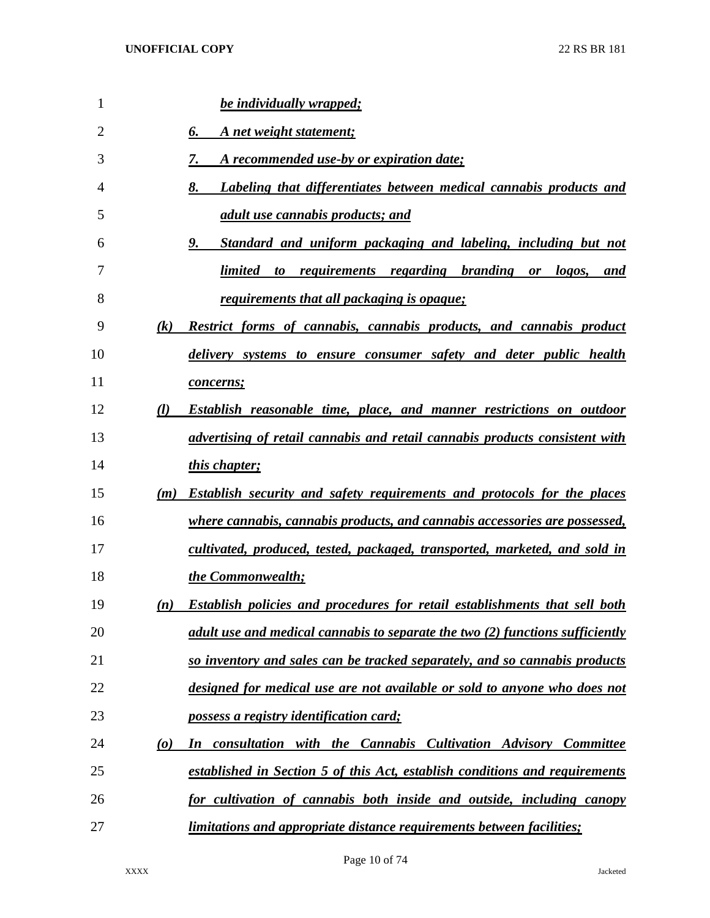***be individually wrapped;***

***6. A net weight statement;***

***7. A recommended use-by or expiration date;***

***8. Labeling that differentiates between medical cannabis products and adult use cannabis products; and***

***9. Standard and uniform packaging and labeling, including but not limited to requirements regarding branding or logos, and requirements that all packaging is opaque;***

***(k) Restrict forms of cannabis, cannabis products, and cannabis product delivery systems to ensure consumer safety and deter public health concerns;***

***(l) Establish reasonable time, place, and manner restrictions on outdoor advertising of retail cannabis and retail cannabis products consistent with this chapter;***

***(m) Establish security and safety requirements and protocols for the places where cannabis, cannabis products, and cannabis accessories are possessed, cultivated, produced, tested, packaged, transported, marketed, and sold in the Commonwealth;***

***(n) Establish policies and procedures for retail establishments that sell both adult use and medical cannabis to separate the two (2) functions sufficiently so inventory and sales can be tracked separately, and so cannabis products designed for medical use are not available or sold to anyone who does not possess a registry identification card;***

***(o) In consultation with the Cannabis Cultivation Advisory Committee established in Section 5 of this Act, establish conditions and requirements for cultivation of cannabis both inside and outside, including canopy limitations and appropriate distance requirements between facilities;***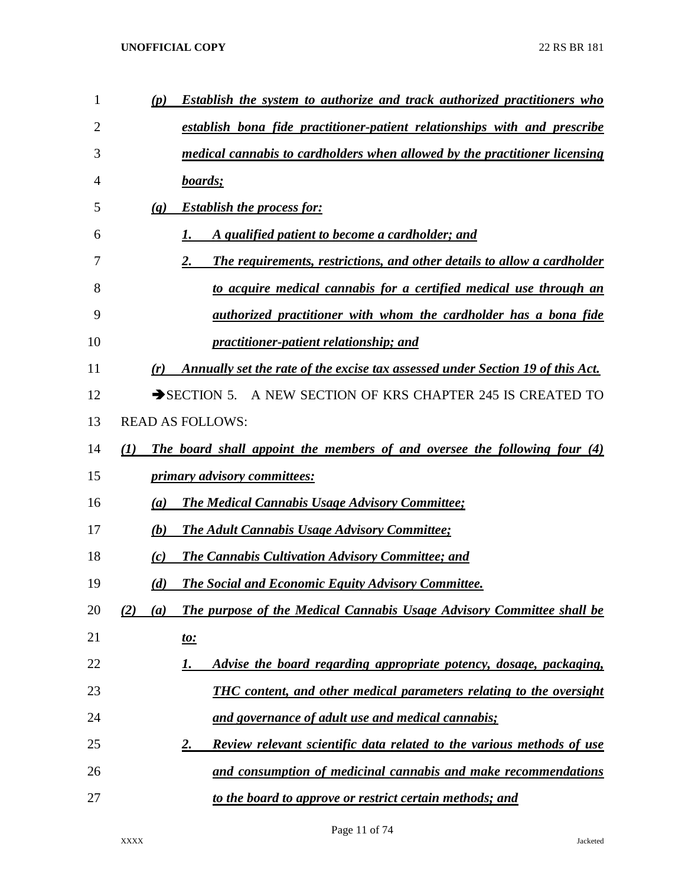*(p) Establish the system to authorize and track authorized practitioners who establish bona fide practitioner-patient relationships with and prescribe medical cannabis to cardholders when allowed by the practitioner licensing boards;*

*(q) Establish the process for:*

*1. A qualified patient to become a cardholder; and*

*2. The requirements, restrictions, and other details to allow a cardholder to acquire medical cannabis for a certified medical use through an authorized practitioner with whom the cardholder has a bona fide practitioner-patient relationship; and*

*(r) Annually set the rate of the excise tax assessed under Section 19 of this Act.*

➔SECTION 5. A NEW SECTION OF KRS CHAPTER 245 IS CREATED TO READ AS FOLLOWS:

*(1) The board shall appoint the members of and oversee the following four (4) primary advisory committees:*

*(a) The Medical Cannabis Usage Advisory Committee;*

*(b) The Adult Cannabis Usage Advisory Committee;*

*(c) The Cannabis Cultivation Advisory Committee; and*

*(d) The Social and Economic Equity Advisory Committee.*

*(2) (a) The purpose of the Medical Cannabis Usage Advisory Committee shall be to:*

*1. Advise the board regarding appropriate potency, dosage, packaging, THC content, and other medical parameters relating to the oversight and governance of adult use and medical cannabis;*

*2. Review relevant scientific data related to the various methods of use and consumption of medicinal cannabis and make recommendations to the board to approve or restrict certain methods; and*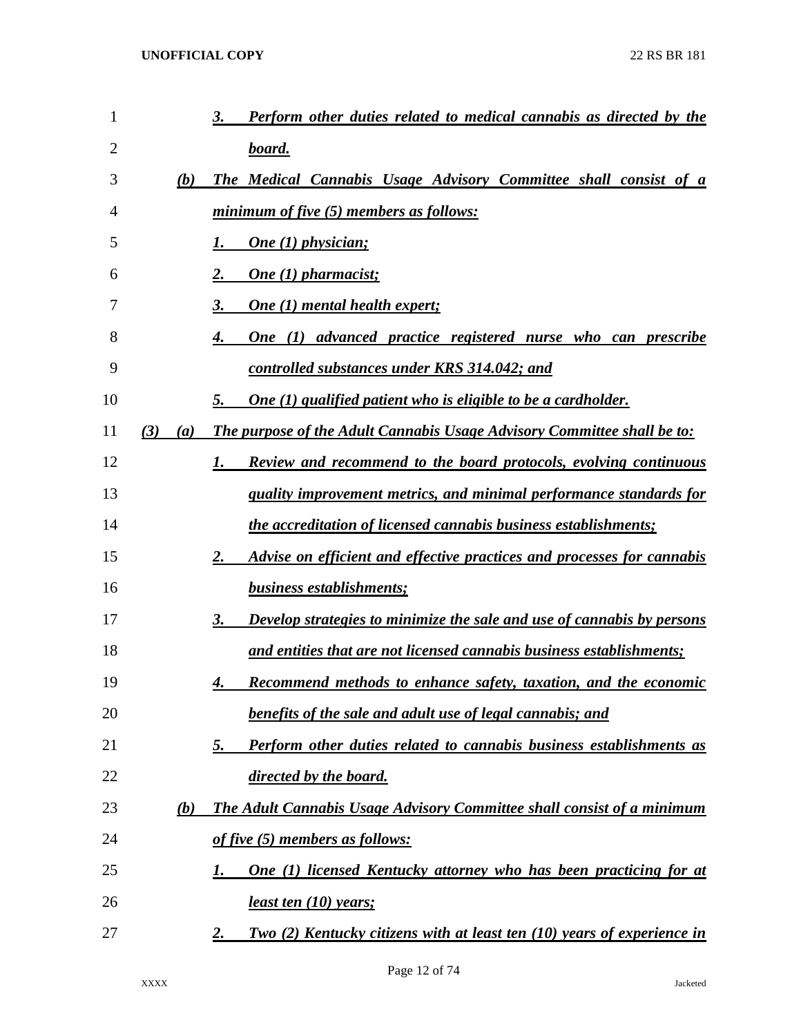3. *Perform other duties related to medical cannabis as directed by the board.*

(b) *The Medical Cannabis Usage Advisory Committee shall consist of a minimum of five (5) members as follows:*

1. *One (1) physician;*
2. *One (1) pharmacist;*
3. *One (1) mental health expert;*
4. *One (1) advanced practice registered nurse who can prescribe controlled substances under KRS 314.042; and*
5. *One (1) qualified patient who is eligible to be a cardholder.*

(3) (a) *The purpose of the Adult Cannabis Usage Advisory Committee shall be to:*

1. *Review and recommend to the board protocols, evolving continuous quality improvement metrics, and minimal performance standards for the accreditation of licensed cannabis business establishments;*
2. *Advise on efficient and effective practices and processes for cannabis business establishments;*
3. *Develop strategies to minimize the sale and use of cannabis by persons and entities that are not licensed cannabis business establishments;*
4. *Recommend methods to enhance safety, taxation, and the economic benefits of the sale and adult use of legal cannabis; and*
5. *Perform other duties related to cannabis business establishments as directed by the board.*

(b) *The Adult Cannabis Usage Advisory Committee shall consist of a minimum of five (5) members as follows:*

1. *One (1) licensed Kentucky attorney who has been practicing for at least ten (10) years;*
2. *Two (2) Kentucky citizens with at least ten (10) years of experience in*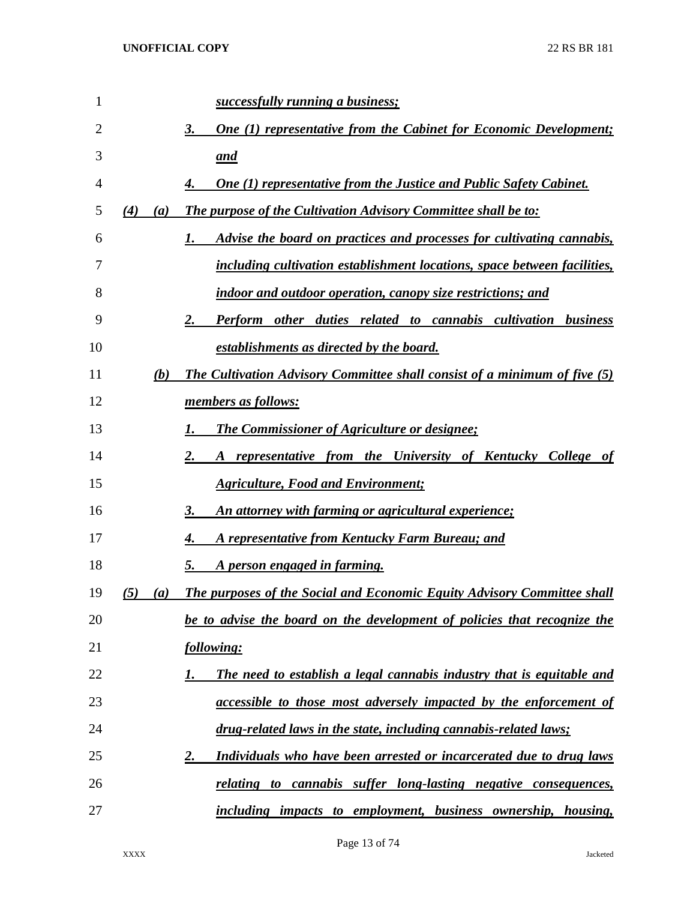*successfully running a business;*

*3. One (1) representative from the Cabinet for Economic Development; and*

*4. One (1) representative from the Justice and Public Safety Cabinet.*

*(4) (a) The purpose of the Cultivation Advisory Committee shall be to:*

*1. Advise the board on practices and processes for cultivating cannabis, including cultivation establishment locations, space between facilities, indoor and outdoor operation, canopy size restrictions; and*

*2. Perform other duties related to cannabis cultivation business establishments as directed by the board.*

*(b) The Cultivation Advisory Committee shall consist of a minimum of five (5) members as follows:*

*1. The Commissioner of Agriculture or designee;*

*2. A representative from the University of Kentucky College of Agriculture, Food and Environment;*

*3. An attorney with farming or agricultural experience;*

*4. A representative from Kentucky Farm Bureau; and*

*5. A person engaged in farming.*

*(5) (a) The purposes of the Social and Economic Equity Advisory Committee shall be to advise the board on the development of policies that recognize the following:*

*1. The need to establish a legal cannabis industry that is equitable and accessible to those most adversely impacted by the enforcement of drug-related laws in the state, including cannabis-related laws;*

*2. Individuals who have been arrested or incarcerated due to drug laws relating to cannabis suffer long-lasting negative consequences, including impacts to employment, business ownership, housing,*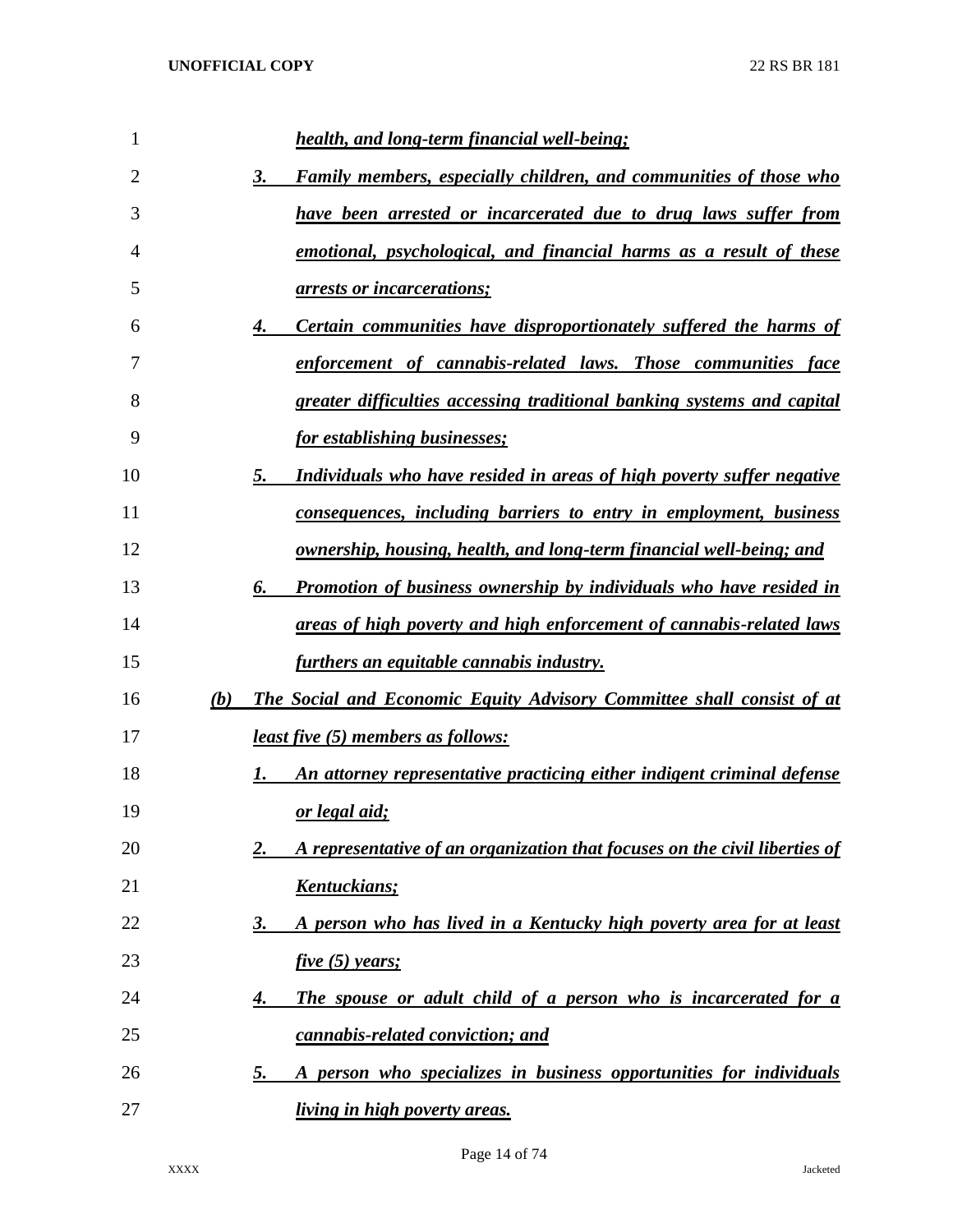*health, and long-term financial well-being;*

3. *Family members, especially children, and communities of those who have been arrested or incarcerated due to drug laws suffer from emotional, psychological, and financial harms as a result of these arrests or incarcerations;*

4. *Certain communities have disproportionately suffered the harms of enforcement of cannabis-related laws. Those communities face greater difficulties accessing traditional banking systems and capital for establishing businesses;*

5. *Individuals who have resided in areas of high poverty suffer negative consequences, including barriers to entry in employment, business ownership, housing, health, and long-term financial well-being; and*

6. *Promotion of business ownership by individuals who have resided in areas of high poverty and high enforcement of cannabis-related laws furthers an equitable cannabis industry.*

*(b) The Social and Economic Equity Advisory Committee shall consist of at least five (5) members as follows:*

1. *An attorney representative practicing either indigent criminal defense or legal aid;*

2. *A representative of an organization that focuses on the civil liberties of Kentuckians;*

3. *A person who has lived in a Kentucky high poverty area for at least five (5) years;*

4. *The spouse or adult child of a person who is incarcerated for a cannabis-related conviction; and*

5. *A person who specializes in business opportunities for individuals living in high poverty areas.*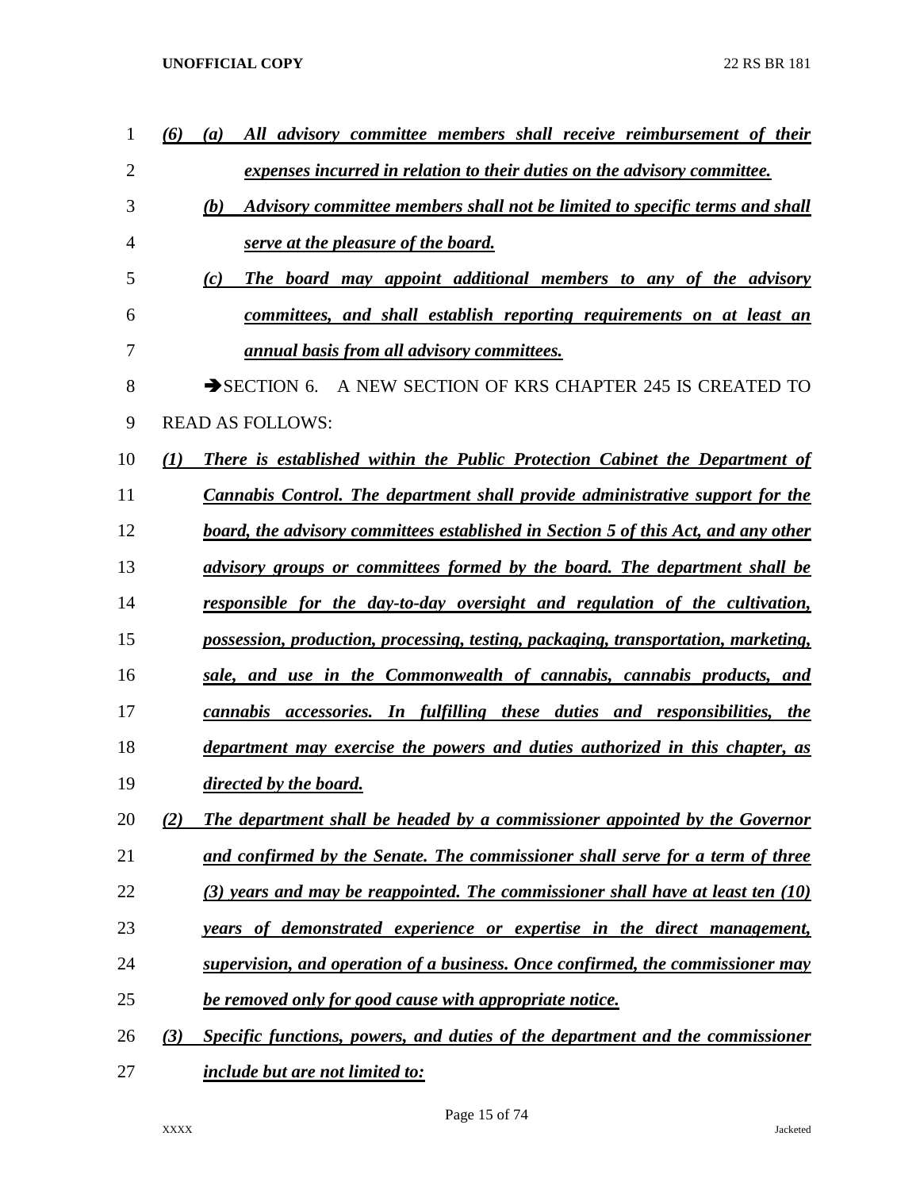(6) (a) *All advisory committee members shall receive reimbursement of their expenses incurred in relation to their duties on the advisory committee.*

(b) *Advisory committee members shall not be limited to specific terms and shall serve at the pleasure of the board.*

(c) *The board may appoint additional members to any of the advisory committees, and shall establish reporting requirements on at least an annual basis from all advisory committees.*

➔SECTION 6. A NEW SECTION OF KRS CHAPTER 245 IS CREATED TO READ AS FOLLOWS:

(1) *There is established within the Public Protection Cabinet the Department of Cannabis Control. The department shall provide administrative support for the board, the advisory committees established in Section 5 of this Act, and any other advisory groups or committees formed by the board. The department shall be responsible for the day-to-day oversight and regulation of the cultivation, possession, production, processing, testing, packaging, transportation, marketing, sale, and use in the Commonwealth of cannabis, cannabis products, and cannabis accessories. In fulfilling these duties and responsibilities, the department may exercise the powers and duties authorized in this chapter, as directed by the board.*

(2) *The department shall be headed by a commissioner appointed by the Governor and confirmed by the Senate. The commissioner shall serve for a term of three (3) years and may be reappointed. The commissioner shall have at least ten (10) years of demonstrated experience or expertise in the direct management, supervision, and operation of a business. Once confirmed, the commissioner may be removed only for good cause with appropriate notice.*

(3) *Specific functions, powers, and duties of the department and the commissioner include but are not limited to:*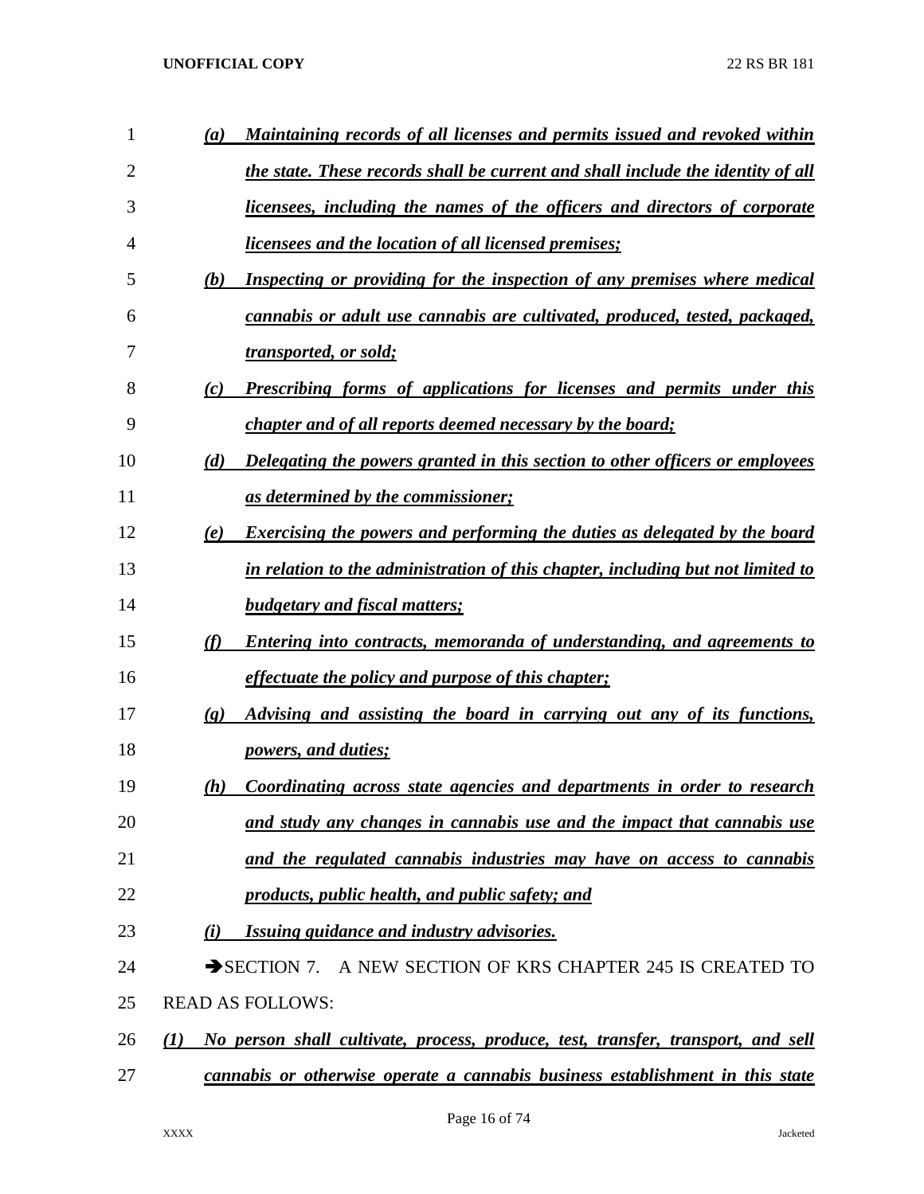*(a) Maintaining records of all licenses and permits issued and revoked within the state. These records shall be current and shall include the identity of all licensees, including the names of the officers and directors of corporate licensees and the location of all licensed premises;*

*(b) Inspecting or providing for the inspection of any premises where medical cannabis or adult use cannabis are cultivated, produced, tested, packaged, transported, or sold;*

*(c) Prescribing forms of applications for licenses and permits under this chapter and of all reports deemed necessary by the board;*

*(d) Delegating the powers granted in this section to other officers or employees as determined by the commissioner;*

*(e) Exercising the powers and performing the duties as delegated by the board in relation to the administration of this chapter, including but not limited to budgetary and fiscal matters;*

*(f) Entering into contracts, memoranda of understanding, and agreements to effectuate the policy and purpose of this chapter;*

*(g) Advising and assisting the board in carrying out any of its functions, powers, and duties;*

*(h) Coordinating across state agencies and departments in order to research and study any changes in cannabis use and the impact that cannabis use and the regulated cannabis industries may have on access to cannabis products, public health, and public safety; and*

*(i) Issuing guidance and industry advisories.*

➔SECTION 7. A NEW SECTION OF KRS CHAPTER 245 IS CREATED TO READ AS FOLLOWS:

*(1) No person shall cultivate, process, produce, test, transfer, transport, and sell cannabis or otherwise operate a cannabis business establishment in this state*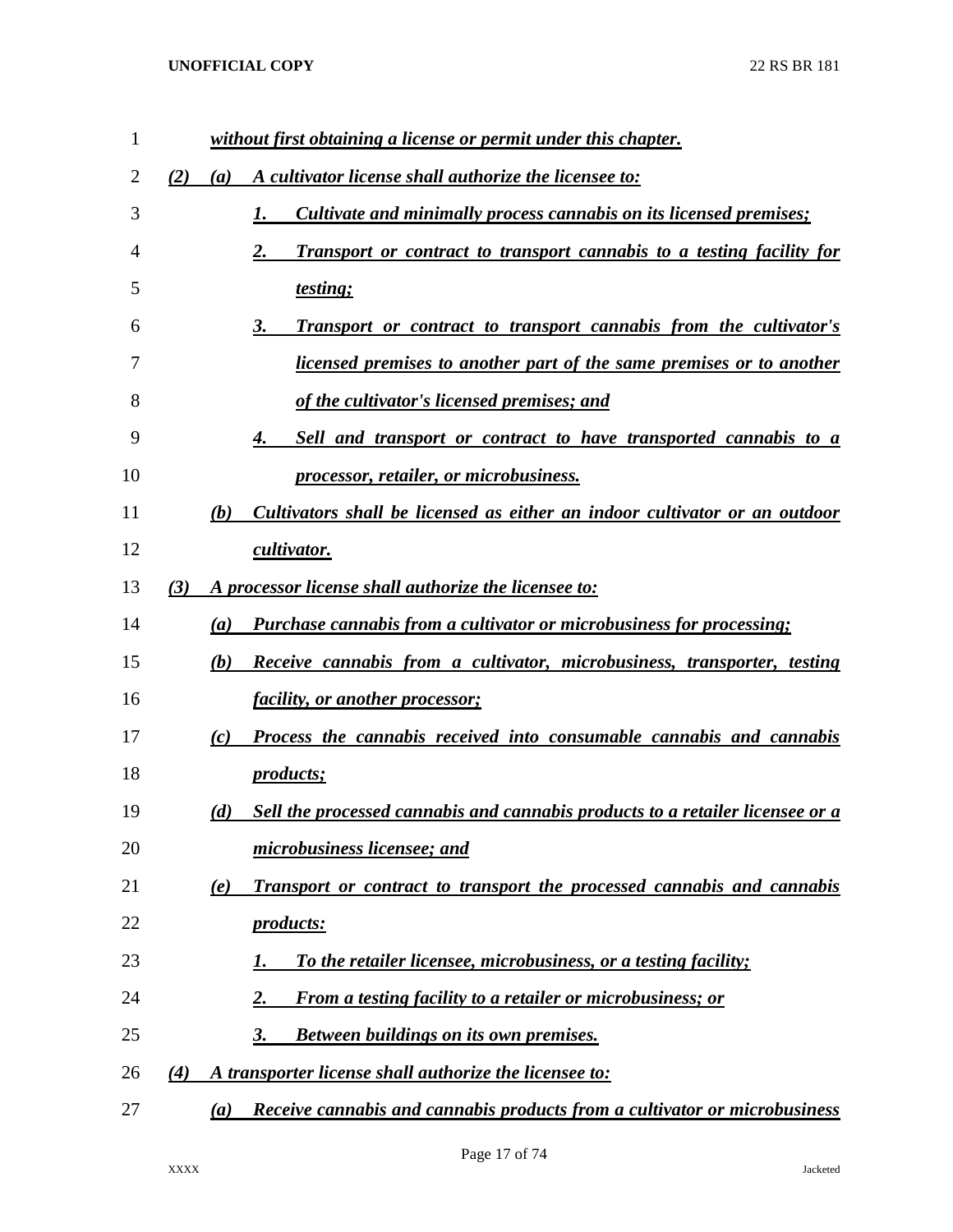*without first obtaining a license or permit under this chapter.*

*(2) (a) A cultivator license shall authorize the licensee to:*

*1. Cultivate and minimally process cannabis on its licensed premises;*

*2. Transport or contract to transport cannabis to a testing facility for testing;*

*3. Transport or contract to transport cannabis from the cultivator's licensed premises to another part of the same premises or to another of the cultivator's licensed premises; and*

*4. Sell and transport or contract to have transported cannabis to a processor, retailer, or microbusiness.*

*(b) Cultivators shall be licensed as either an indoor cultivator or an outdoor cultivator.*

*(3) A processor license shall authorize the licensee to:*

*(a) Purchase cannabis from a cultivator or microbusiness for processing;*

*(b) Receive cannabis from a cultivator, microbusiness, transporter, testing facility, or another processor;*

*(c) Process the cannabis received into consumable cannabis and cannabis products;*

*(d) Sell the processed cannabis and cannabis products to a retailer licensee or a microbusiness licensee; and*

*(e) Transport or contract to transport the processed cannabis and cannabis products:*

*1. To the retailer licensee, microbusiness, or a testing facility;*

*2. From a testing facility to a retailer or microbusiness; or*

*3. Between buildings on its own premises.*

*(4) A transporter license shall authorize the licensee to:*

*(a) Receive cannabis and cannabis products from a cultivator or microbusiness*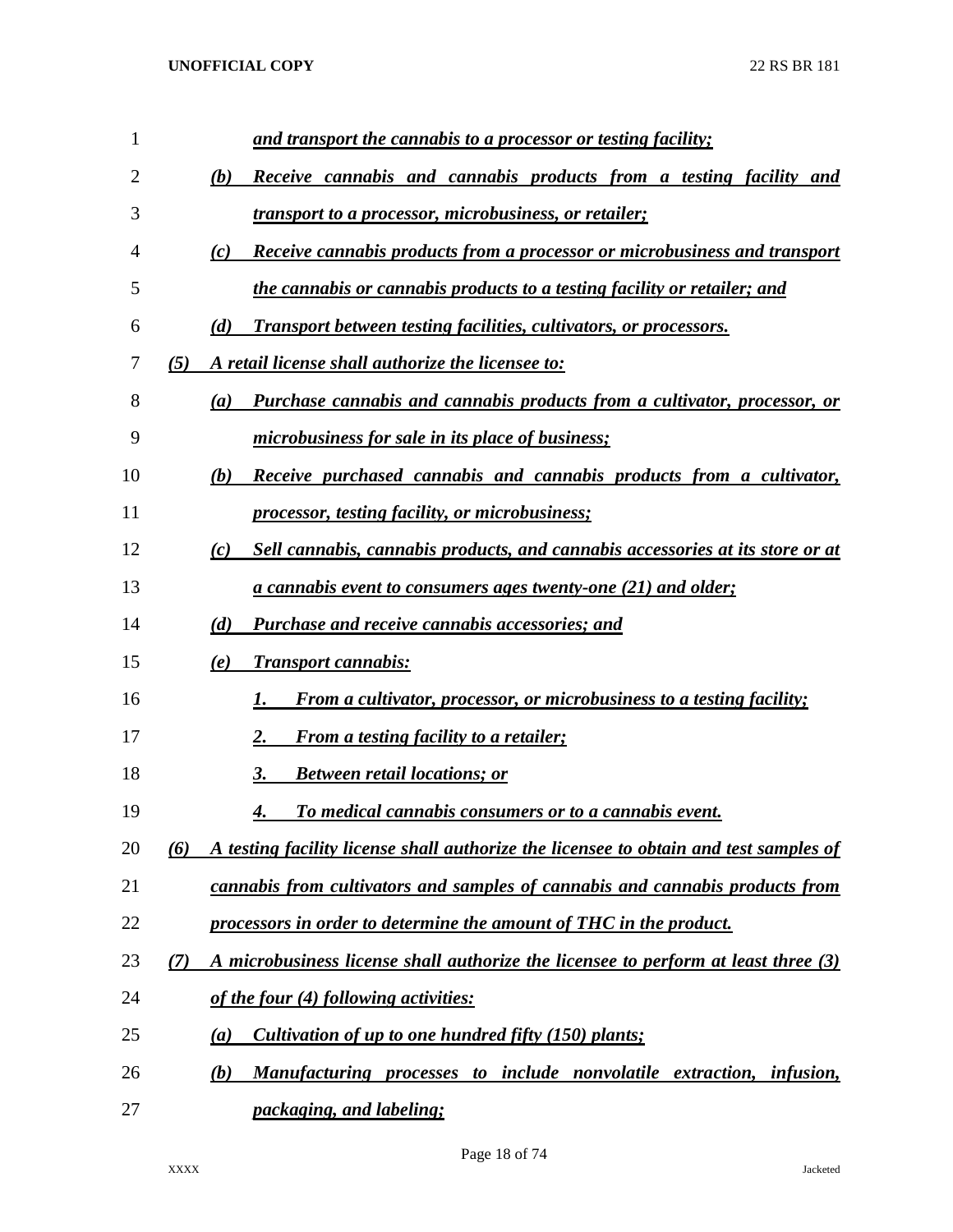***and transport the cannabis to a processor or testing facility;***

***(b) Receive cannabis and cannabis products from a testing facility and transport to a processor, microbusiness, or retailer;***

***(c) Receive cannabis products from a processor or microbusiness and transport the cannabis or cannabis products to a testing facility or retailer; and***

***(d) Transport between testing facilities, cultivators, or processors.***

***(5) A retail license shall authorize the licensee to:***

***(a) Purchase cannabis and cannabis products from a cultivator, processor, or microbusiness for sale in its place of business;***

***(b) Receive purchased cannabis and cannabis products from a cultivator, processor, testing facility, or microbusiness;***

***(c) Sell cannabis, cannabis products, and cannabis accessories at its store or at a cannabis event to consumers ages twenty-one (21) and older;***

***(d) Purchase and receive cannabis accessories; and***

***(e) Transport cannabis:***

***1. From a cultivator, processor, or microbusiness to a testing facility;***

***2. From a testing facility to a retailer;***

***3. Between retail locations; or***

***4. To medical cannabis consumers or to a cannabis event.***

***(6) A testing facility license shall authorize the licensee to obtain and test samples of cannabis from cultivators and samples of cannabis and cannabis products from processors in order to determine the amount of THC in the product.***

***(7) A microbusiness license shall authorize the licensee to perform at least three (3) of the four (4) following activities:***

***(a) Cultivation of up to one hundred fifty (150) plants;***

***(b) Manufacturing processes to include nonvolatile extraction, infusion, packaging, and labeling;***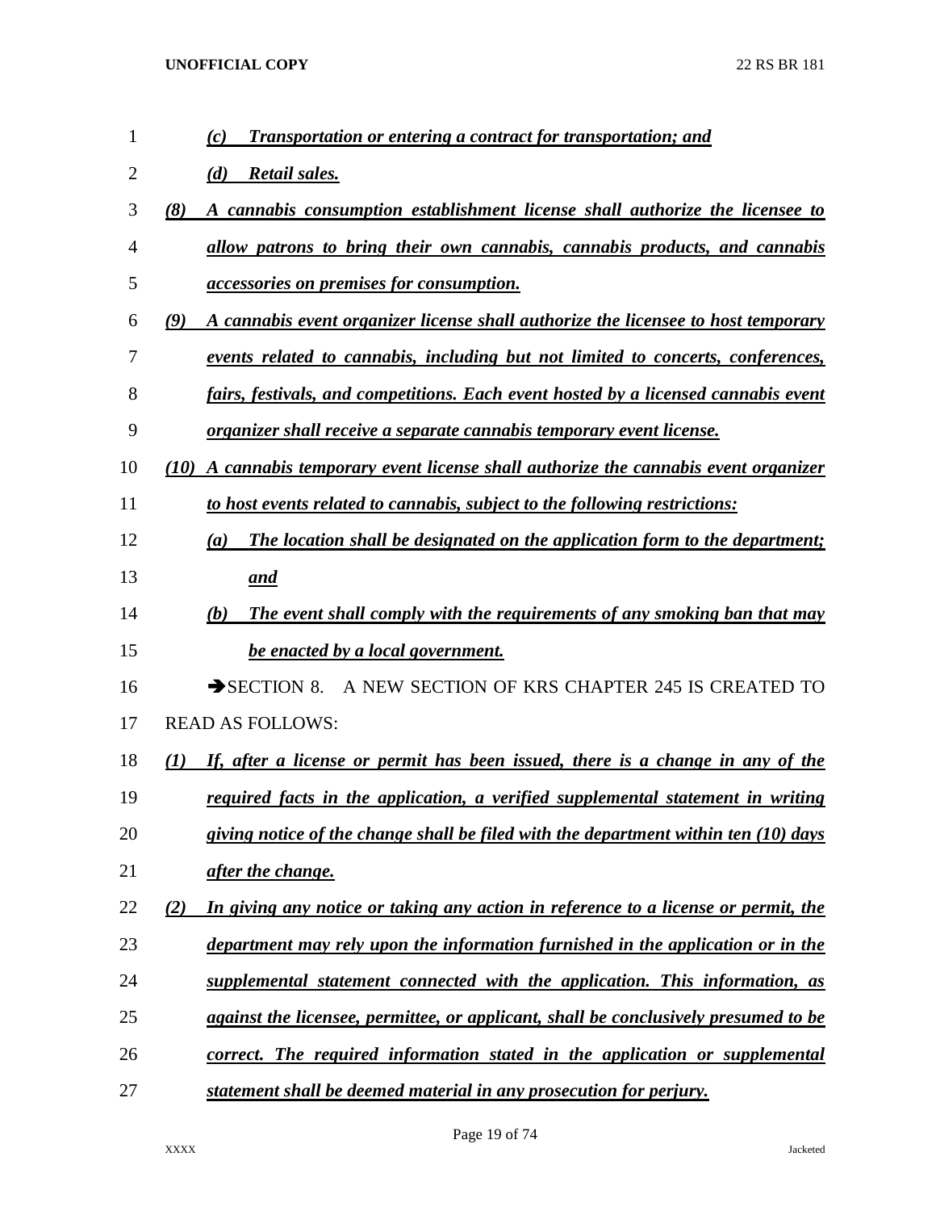*(c) Transportation or entering a contract for transportation; and*

*(d) Retail sales.*

*(8) A cannabis consumption establishment license shall authorize the licensee to allow patrons to bring their own cannabis, cannabis products, and cannabis accessories on premises for consumption.*

*(9) A cannabis event organizer license shall authorize the licensee to host temporary events related to cannabis, including but not limited to concerts, conferences, fairs, festivals, and competitions. Each event hosted by a licensed cannabis event organizer shall receive a separate cannabis temporary event license.*

*(10) A cannabis temporary event license shall authorize the cannabis event organizer to host events related to cannabis, subject to the following restrictions:*

*(a) The location shall be designated on the application form to the department; and*

*(b) The event shall comply with the requirements of any smoking ban that may be enacted by a local government.*

➔SECTION 8. A NEW SECTION OF KRS CHAPTER 245 IS CREATED TO READ AS FOLLOWS:

*(1) If, after a license or permit has been issued, there is a change in any of the required facts in the application, a verified supplemental statement in writing giving notice of the change shall be filed with the department within ten (10) days after the change.*

*(2) In giving any notice or taking any action in reference to a license or permit, the department may rely upon the information furnished in the application or in the supplemental statement connected with the application. This information, as against the licensee, permittee, or applicant, shall be conclusively presumed to be correct. The required information stated in the application or supplemental statement shall be deemed material in any prosecution for perjury.*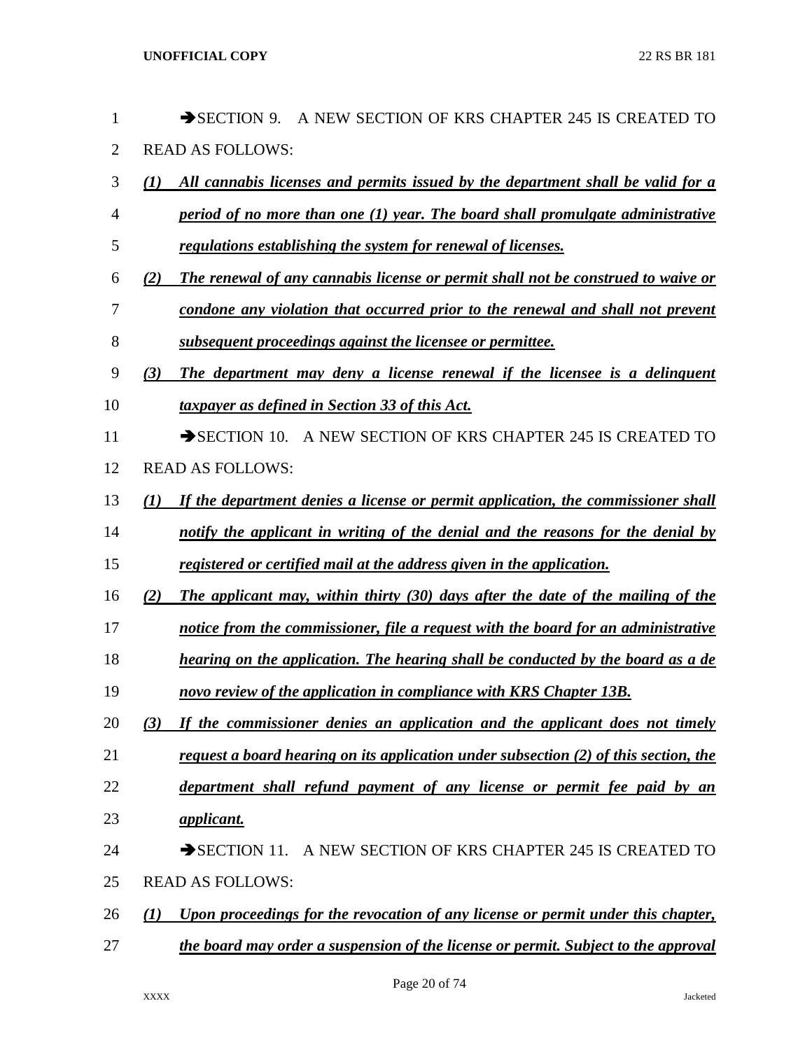➔SECTION 9. A NEW SECTION OF KRS CHAPTER 245 IS CREATED TO READ AS FOLLOWS:

*(1) All cannabis licenses and permits issued by the department shall be valid for a period of no more than one (1) year. The board shall promulgate administrative regulations establishing the system for renewal of licenses.*

*(2) The renewal of any cannabis license or permit shall not be construed to waive or condone any violation that occurred prior to the renewal and shall not prevent subsequent proceedings against the licensee or permittee.*

*(3) The department may deny a license renewal if the licensee is a delinquent taxpayer as defined in Section 33 of this Act.*

➔SECTION 10. A NEW SECTION OF KRS CHAPTER 245 IS CREATED TO READ AS FOLLOWS:

*(1) If the department denies a license or permit application, the commissioner shall notify the applicant in writing of the denial and the reasons for the denial by registered or certified mail at the address given in the application.*

*(2) The applicant may, within thirty (30) days after the date of the mailing of the notice from the commissioner, file a request with the board for an administrative hearing on the application. The hearing shall be conducted by the board as a de novo review of the application in compliance with KRS Chapter 13B.*

*(3) If the commissioner denies an application and the applicant does not timely request a board hearing on its application under subsection (2) of this section, the department shall refund payment of any license or permit fee paid by an applicant.*

➔SECTION 11. A NEW SECTION OF KRS CHAPTER 245 IS CREATED TO READ AS FOLLOWS:

*(1) Upon proceedings for the revocation of any license or permit under this chapter, the board may order a suspension of the license or permit. Subject to the approval*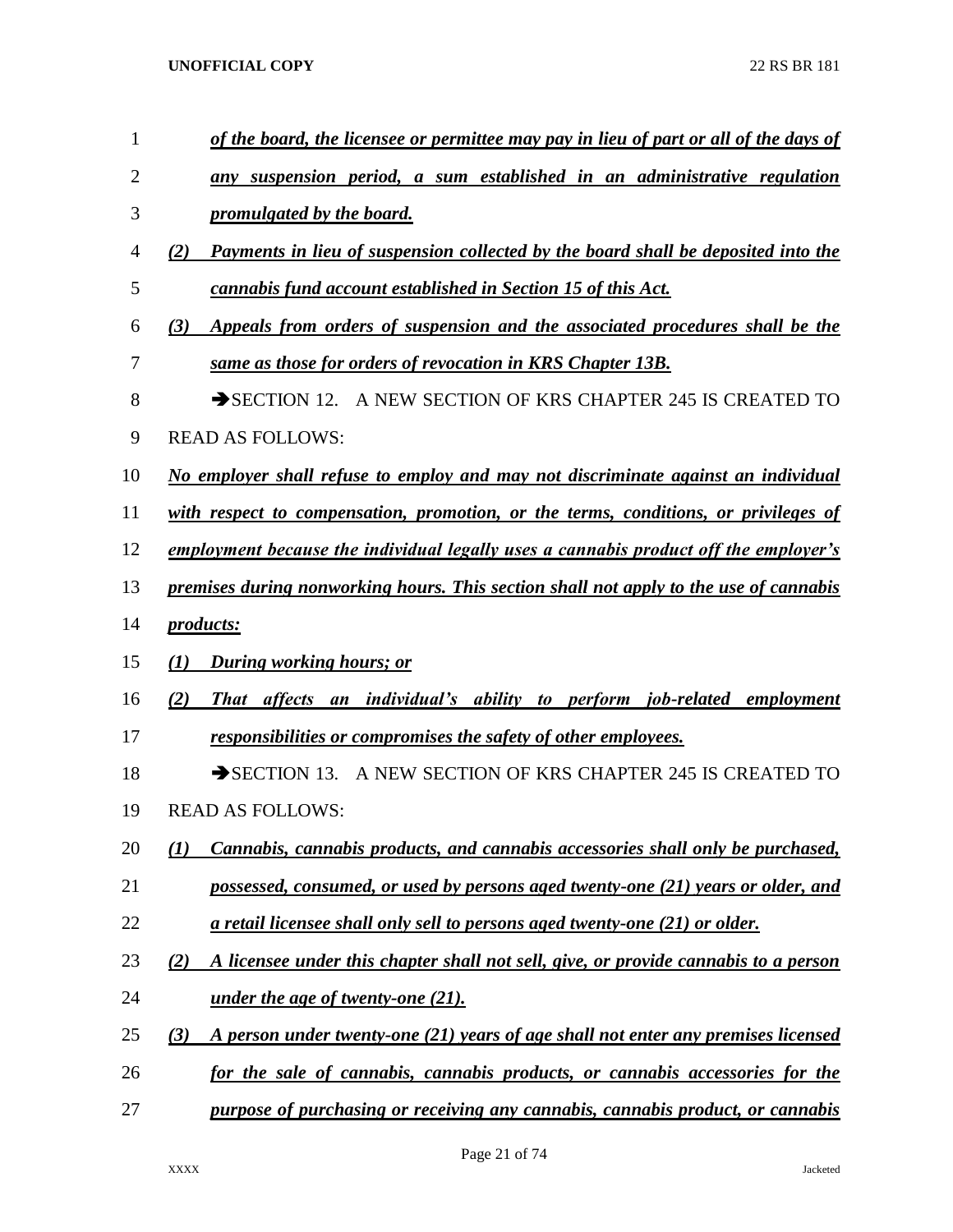*of the board, the licensee or permittee may pay in lieu of part or all of the days of any suspension period, a sum established in an administrative regulation promulgated by the board.*

*(2) Payments in lieu of suspension collected by the board shall be deposited into the cannabis fund account established in Section 15 of this Act.*

*(3) Appeals from orders of suspension and the associated procedures shall be the same as those for orders of revocation in KRS Chapter 13B.*

➔SECTION 12. A NEW SECTION OF KRS CHAPTER 245 IS CREATED TO READ AS FOLLOWS:

*No employer shall refuse to employ and may not discriminate against an individual with respect to compensation, promotion, or the terms, conditions, or privileges of employment because the individual legally uses a cannabis product off the employer's premises during nonworking hours. This section shall not apply to the use of cannabis products:*

*(1) During working hours; or*

*(2) That affects an individual's ability to perform job-related employment responsibilities or compromises the safety of other employees.*

➔SECTION 13. A NEW SECTION OF KRS CHAPTER 245 IS CREATED TO READ AS FOLLOWS:

*(1) Cannabis, cannabis products, and cannabis accessories shall only be purchased, possessed, consumed, or used by persons aged twenty-one (21) years or older, and a retail licensee shall only sell to persons aged twenty-one (21) or older.*

*(2) A licensee under this chapter shall not sell, give, or provide cannabis to a person under the age of twenty-one (21).*

*(3) A person under twenty-one (21) years of age shall not enter any premises licensed for the sale of cannabis, cannabis products, or cannabis accessories for the purpose of purchasing or receiving any cannabis, cannabis product, or cannabis*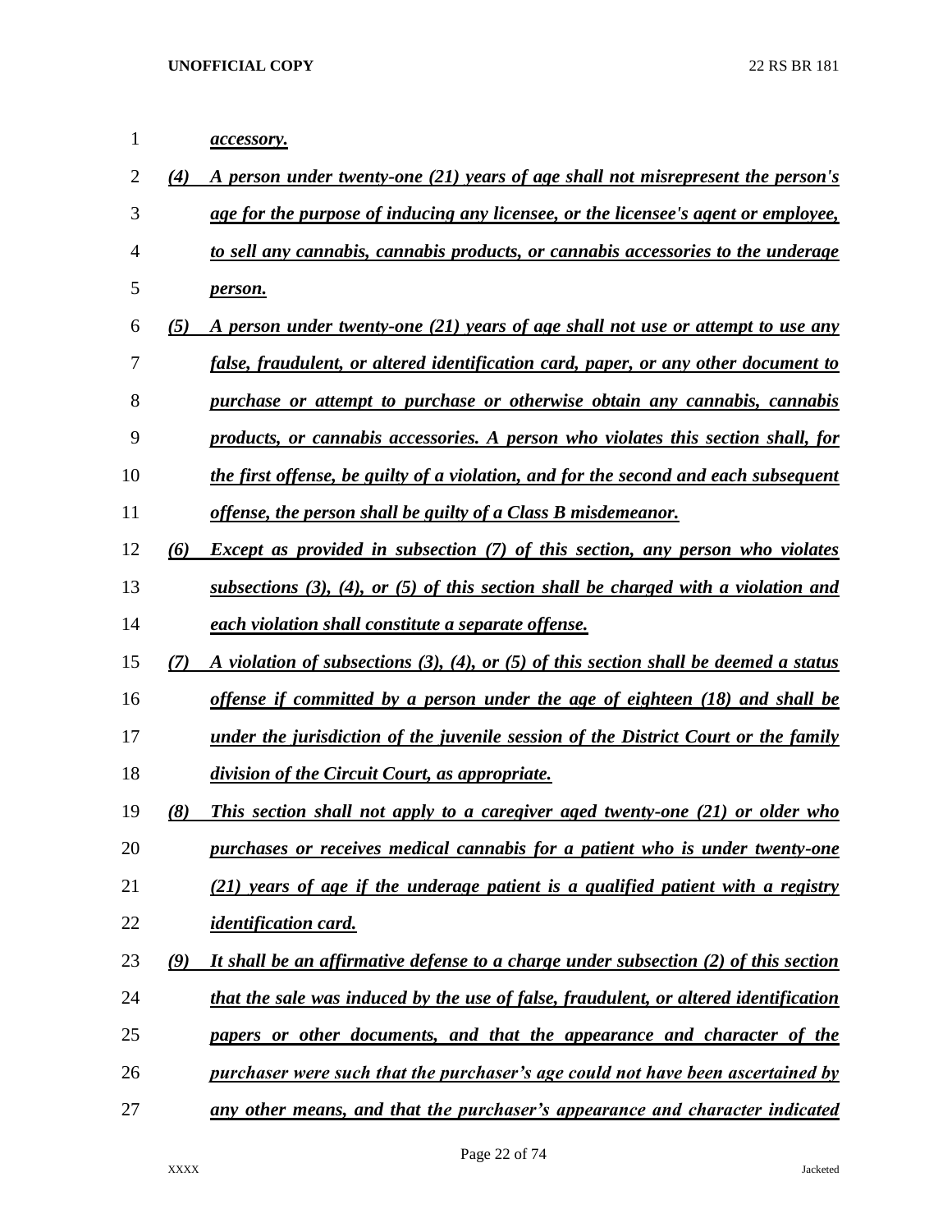*accessory.*

*(4) A person under twenty-one (21) years of age shall not misrepresent the person's age for the purpose of inducing any licensee, or the licensee's agent or employee, to sell any cannabis, cannabis products, or cannabis accessories to the underage person.*

*(5) A person under twenty-one (21) years of age shall not use or attempt to use any false, fraudulent, or altered identification card, paper, or any other document to purchase or attempt to purchase or otherwise obtain any cannabis, cannabis products, or cannabis accessories. A person who violates this section shall, for the first offense, be guilty of a violation, and for the second and each subsequent offense, the person shall be guilty of a Class B misdemeanor.*

*(6) Except as provided in subsection (7) of this section, any person who violates subsections (3), (4), or (5) of this section shall be charged with a violation and each violation shall constitute a separate offense.*

*(7) A violation of subsections (3), (4), or (5) of this section shall be deemed a status offense if committed by a person under the age of eighteen (18) and shall be under the jurisdiction of the juvenile session of the District Court or the family division of the Circuit Court, as appropriate.*

*(8) This section shall not apply to a caregiver aged twenty-one (21) or older who purchases or receives medical cannabis for a patient who is under twenty-one (21) years of age if the underage patient is a qualified patient with a registry identification card.*

*(9) It shall be an affirmative defense to a charge under subsection (2) of this section that the sale was induced by the use of false, fraudulent, or altered identification papers or other documents, and that the appearance and character of the purchaser were such that the purchaser's age could not have been ascertained by any other means, and that the purchaser's appearance and character indicated*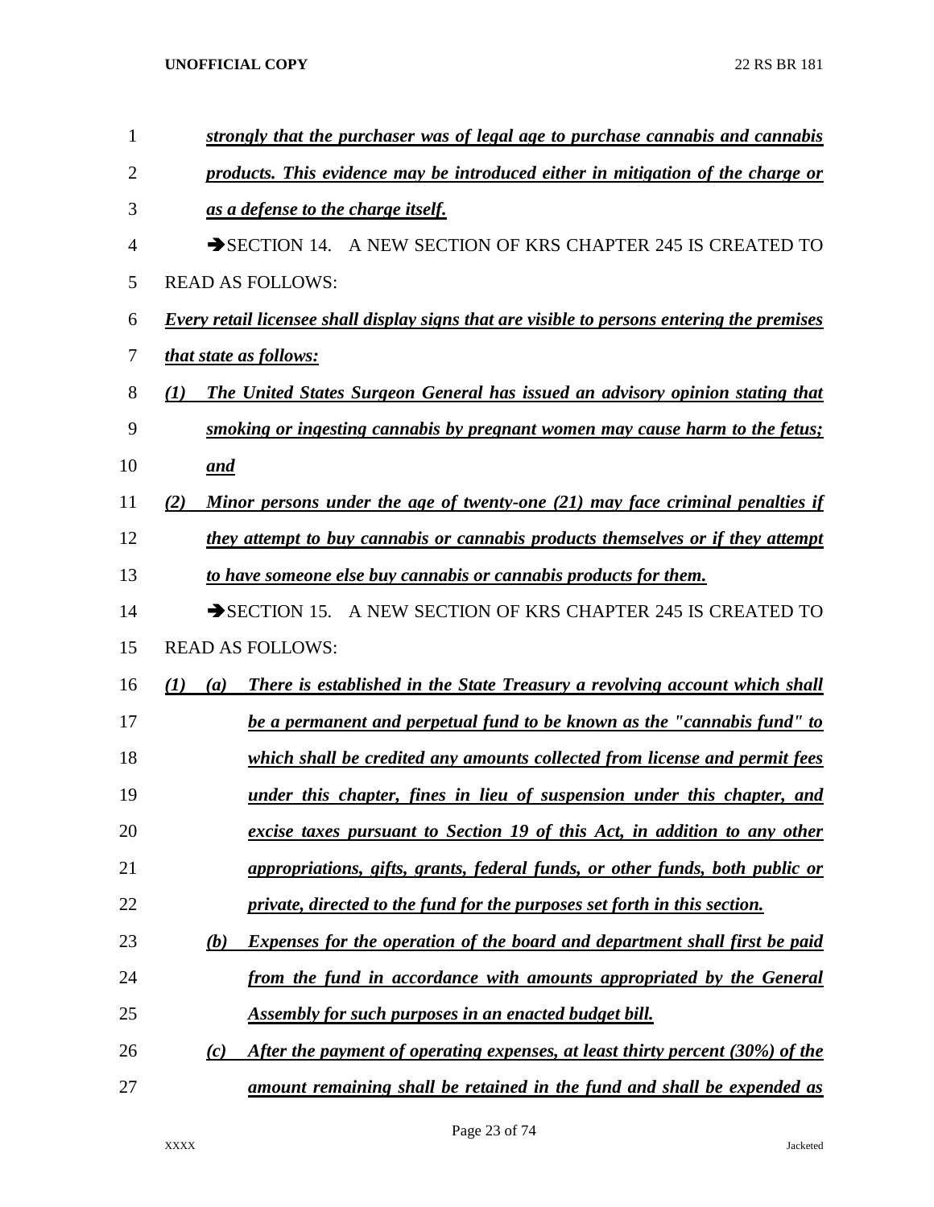***strongly that the purchaser was of legal age to purchase cannabis and cannabis products. This evidence may be introduced either in mitigation of the charge or as a defense to the charge itself.***

➔SECTION 14. A NEW SECTION OF KRS CHAPTER 245 IS CREATED TO READ AS FOLLOWS:

***Every retail licensee shall display signs that are visible to persons entering the premises that state as follows:***

***(1) The United States Surgeon General has issued an advisory opinion stating that smoking or ingesting cannabis by pregnant women may cause harm to the fetus; and***

***(2) Minor persons under the age of twenty-one (21) may face criminal penalties if they attempt to buy cannabis or cannabis products themselves or if they attempt to have someone else buy cannabis or cannabis products for them.***

➔SECTION 15. A NEW SECTION OF KRS CHAPTER 245 IS CREATED TO READ AS FOLLOWS:

***(1) (a) There is established in the State Treasury a revolving account which shall be a permanent and perpetual fund to be known as the "cannabis fund" to which shall be credited any amounts collected from license and permit fees under this chapter, fines in lieu of suspension under this chapter, and excise taxes pursuant to Section 19 of this Act, in addition to any other appropriations, gifts, grants, federal funds, or other funds, both public or private, directed to the fund for the purposes set forth in this section.***

***(b) Expenses for the operation of the board and department shall first be paid from the fund in accordance with amounts appropriated by the General Assembly for such purposes in an enacted budget bill.***

***(c) After the payment of operating expenses, at least thirty percent (30%) of the amount remaining shall be retained in the fund and shall be expended as***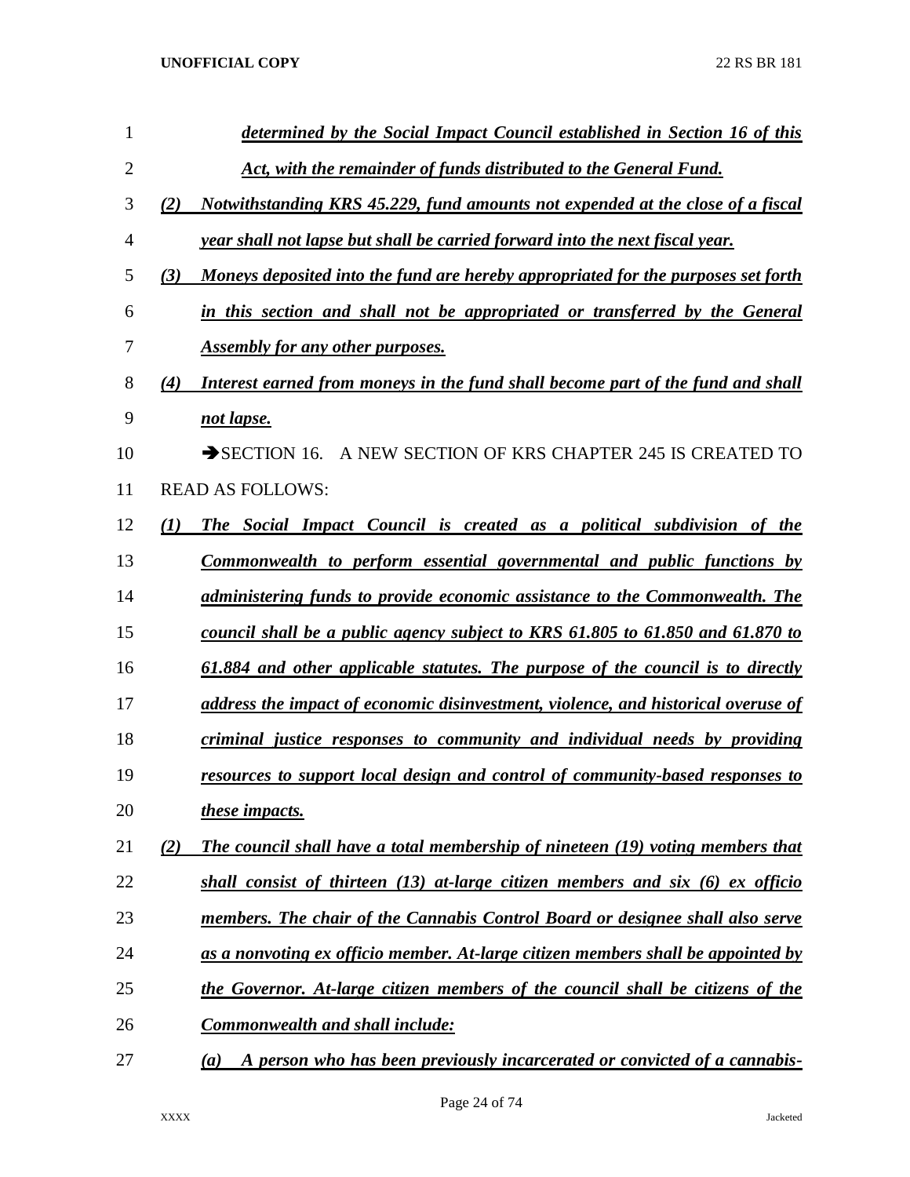*determined by the Social Impact Council established in Section 16 of this Act, with the remainder of funds distributed to the General Fund.*

*(2) Notwithstanding KRS 45.229, fund amounts not expended at the close of a fiscal year shall not lapse but shall be carried forward into the next fiscal year.*

*(3) Moneys deposited into the fund are hereby appropriated for the purposes set forth in this section and shall not be appropriated or transferred by the General Assembly for any other purposes.*

*(4) Interest earned from moneys in the fund shall become part of the fund and shall not lapse.*

➔SECTION 16. A NEW SECTION OF KRS CHAPTER 245 IS CREATED TO READ AS FOLLOWS:

*(1) The Social Impact Council is created as a political subdivision of the Commonwealth to perform essential governmental and public functions by administering funds to provide economic assistance to the Commonwealth. The council shall be a public agency subject to KRS 61.805 to 61.850 and 61.870 to 61.884 and other applicable statutes. The purpose of the council is to directly address the impact of economic disinvestment, violence, and historical overuse of criminal justice responses to community and individual needs by providing resources to support local design and control of community-based responses to these impacts.*

*(2) The council shall have a total membership of nineteen (19) voting members that shall consist of thirteen (13) at-large citizen members and six (6) ex officio members. The chair of the Cannabis Control Board or designee shall also serve as a nonvoting ex officio member. At-large citizen members shall be appointed by the Governor. At-large citizen members of the council shall be citizens of the Commonwealth and shall include:*

*(a) A person who has been previously incarcerated or convicted of a cannabis-*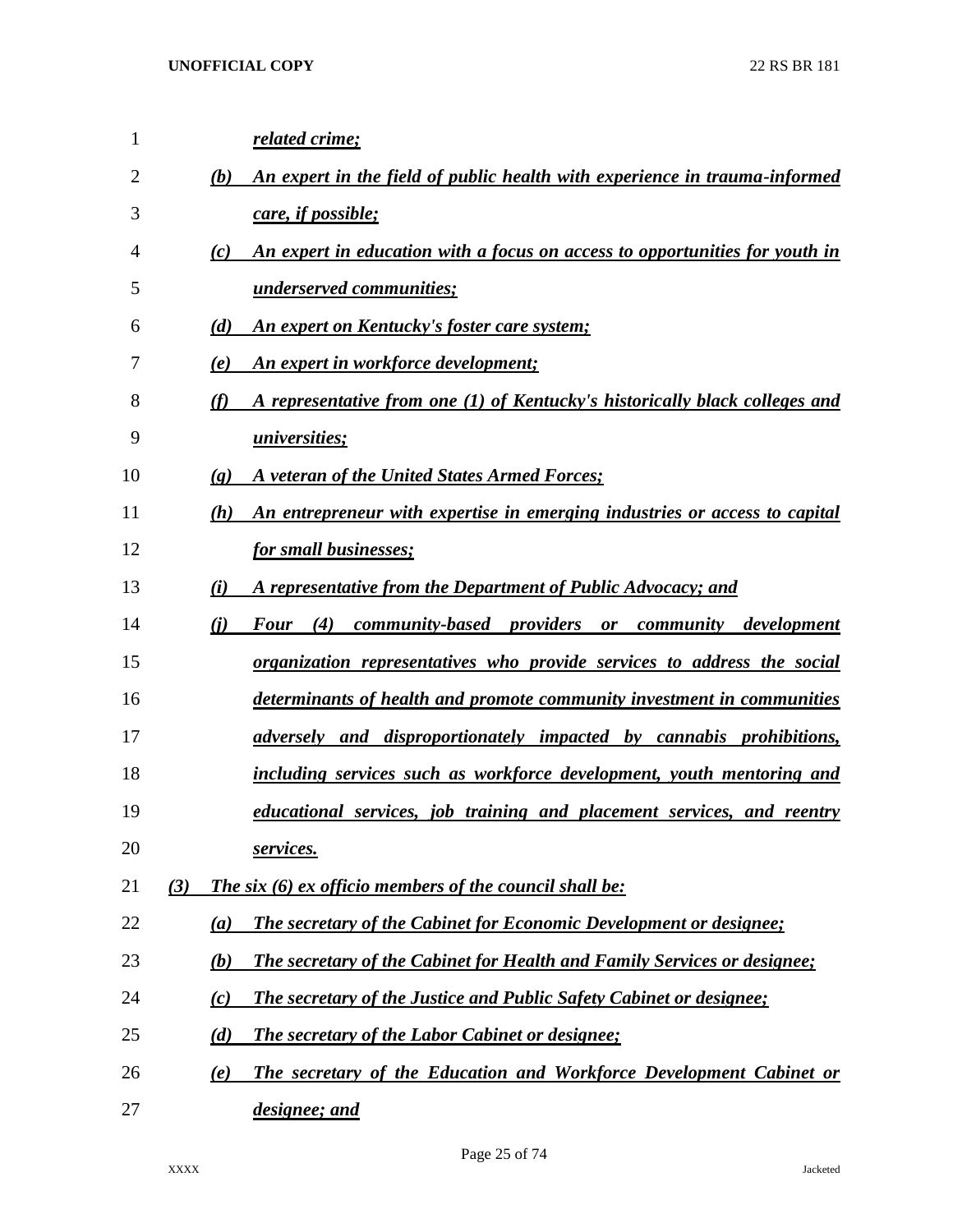*related crime;*

(b) *An expert in the field of public health with experience in trauma-informed care, if possible;*

(c) *An expert in education with a focus on access to opportunities for youth in underserved communities;*

(d) *An expert on Kentucky's foster care system;*

(e) *An expert in workforce development;*

(f) *A representative from one (1) of Kentucky's historically black colleges and universities;*

(g) *A veteran of the United States Armed Forces;*

(h) *An entrepreneur with expertise in emerging industries or access to capital for small businesses;*

(i) *A representative from the Department of Public Advocacy; and*

(j) *Four (4) community-based providers or community development organization representatives who provide services to address the social determinants of health and promote community investment in communities adversely and disproportionately impacted by cannabis prohibitions, including services such as workforce development, youth mentoring and educational services, job training and placement services, and reentry services.*

(3) *The six (6) ex officio members of the council shall be:*

(a) *The secretary of the Cabinet for Economic Development or designee;*

(b) *The secretary of the Cabinet for Health and Family Services or designee;*

(c) *The secretary of the Justice and Public Safety Cabinet or designee;*

(d) *The secretary of the Labor Cabinet or designee;*

(e) *The secretary of the Education and Workforce Development Cabinet or designee; and*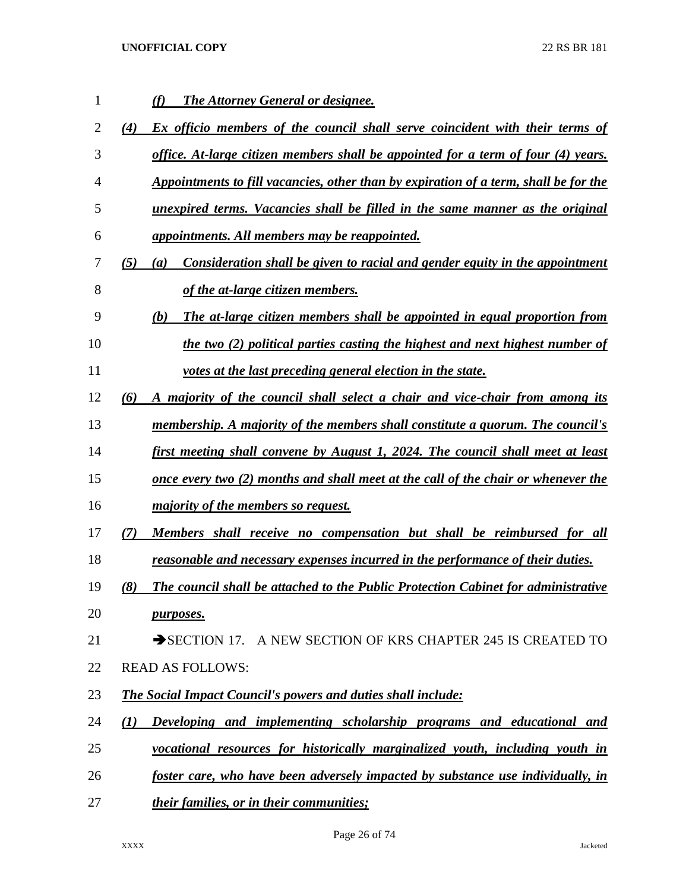*(f) The Attorney General or designee.*

*(4) Ex officio members of the council shall serve coincident with their terms of office. At-large citizen members shall be appointed for a term of four (4) years. Appointments to fill vacancies, other than by expiration of a term, shall be for the unexpired terms. Vacancies shall be filled in the same manner as the original appointments. All members may be reappointed.*

*(5) (a) Consideration shall be given to racial and gender equity in the appointment of the at-large citizen members.*

*(b) The at-large citizen members shall be appointed in equal proportion from the two (2) political parties casting the highest and next highest number of votes at the last preceding general election in the state.*

*(6) A majority of the council shall select a chair and vice-chair from among its membership. A majority of the members shall constitute a quorum. The council's first meeting shall convene by August 1, 2024. The council shall meet at least once every two (2) months and shall meet at the call of the chair or whenever the majority of the members so request.*

*(7) Members shall receive no compensation but shall be reimbursed for all reasonable and necessary expenses incurred in the performance of their duties.*

*(8) The council shall be attached to the Public Protection Cabinet for administrative purposes.*

➔SECTION 17. A NEW SECTION OF KRS CHAPTER 245 IS CREATED TO READ AS FOLLOWS:

*The Social Impact Council's powers and duties shall include:*

*(1) Developing and implementing scholarship programs and educational and vocational resources for historically marginalized youth, including youth in foster care, who have been adversely impacted by substance use individually, in their families, or in their communities;*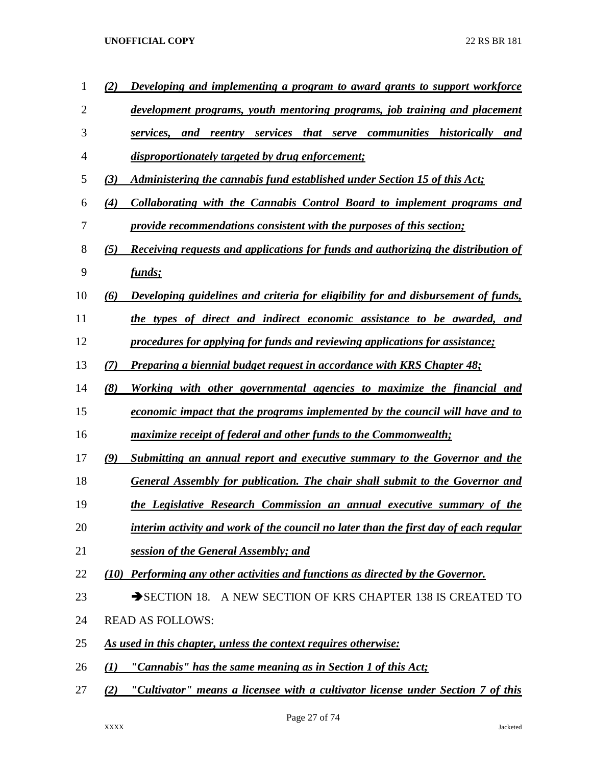*(2) Developing and implementing a program to award grants to support workforce development programs, youth mentoring programs, job training and placement services, and reentry services that serve communities historically and disproportionately targeted by drug enforcement;*

*(3) Administering the cannabis fund established under Section 15 of this Act;*

*(4) Collaborating with the Cannabis Control Board to implement programs and provide recommendations consistent with the purposes of this section;*

*(5) Receiving requests and applications for funds and authorizing the distribution of funds;*

*(6) Developing guidelines and criteria for eligibility for and disbursement of funds, the types of direct and indirect economic assistance to be awarded, and procedures for applying for funds and reviewing applications for assistance;*

*(7) Preparing a biennial budget request in accordance with KRS Chapter 48;*

*(8) Working with other governmental agencies to maximize the financial and economic impact that the programs implemented by the council will have and to maximize receipt of federal and other funds to the Commonwealth;*

*(9) Submitting an annual report and executive summary to the Governor and the General Assembly for publication. The chair shall submit to the Governor and the Legislative Research Commission an annual executive summary of the interim activity and work of the council no later than the first day of each regular session of the General Assembly; and*

*(10) Performing any other activities and functions as directed by the Governor.*

➔SECTION 18. A NEW SECTION OF KRS CHAPTER 138 IS CREATED TO READ AS FOLLOWS:

*As used in this chapter, unless the context requires otherwise:*

*(1) "Cannabis" has the same meaning as in Section 1 of this Act;*

*(2) "Cultivator" means a licensee with a cultivator license under Section 7 of this*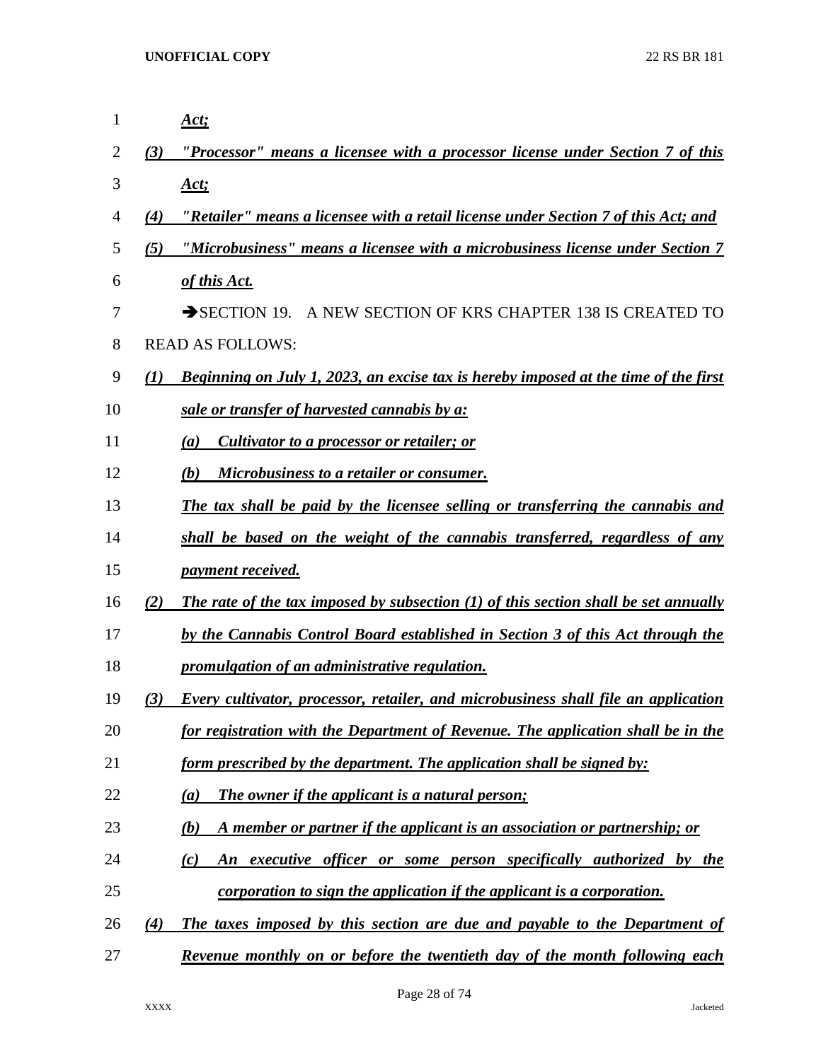*Act;*

*(3) "Processor" means a licensee with a processor license under Section 7 of this Act;*

*(4) "Retailer" means a licensee with a retail license under Section 7 of this Act; and*

*(5) "Microbusiness" means a licensee with a microbusiness license under Section 7 of this Act.*

➔SECTION 19. A NEW SECTION OF KRS CHAPTER 138 IS CREATED TO READ AS FOLLOWS:

*(1) Beginning on July 1, 2023, an excise tax is hereby imposed at the time of the first sale or transfer of harvested cannabis by a:*

*(a) Cultivator to a processor or retailer; or*

*(b) Microbusiness to a retailer or consumer.*

*The tax shall be paid by the licensee selling or transferring the cannabis and shall be based on the weight of the cannabis transferred, regardless of any payment received.*

*(2) The rate of the tax imposed by subsection (1) of this section shall be set annually by the Cannabis Control Board established in Section 3 of this Act through the promulgation of an administrative regulation.*

*(3) Every cultivator, processor, retailer, and microbusiness shall file an application for registration with the Department of Revenue. The application shall be in the form prescribed by the department. The application shall be signed by:*

*(a) The owner if the applicant is a natural person;*

*(b) A member or partner if the applicant is an association or partnership; or*

*(c) An executive officer or some person specifically authorized by the corporation to sign the application if the applicant is a corporation.*

*(4) The taxes imposed by this section are due and payable to the Department of Revenue monthly on or before the twentieth day of the month following each*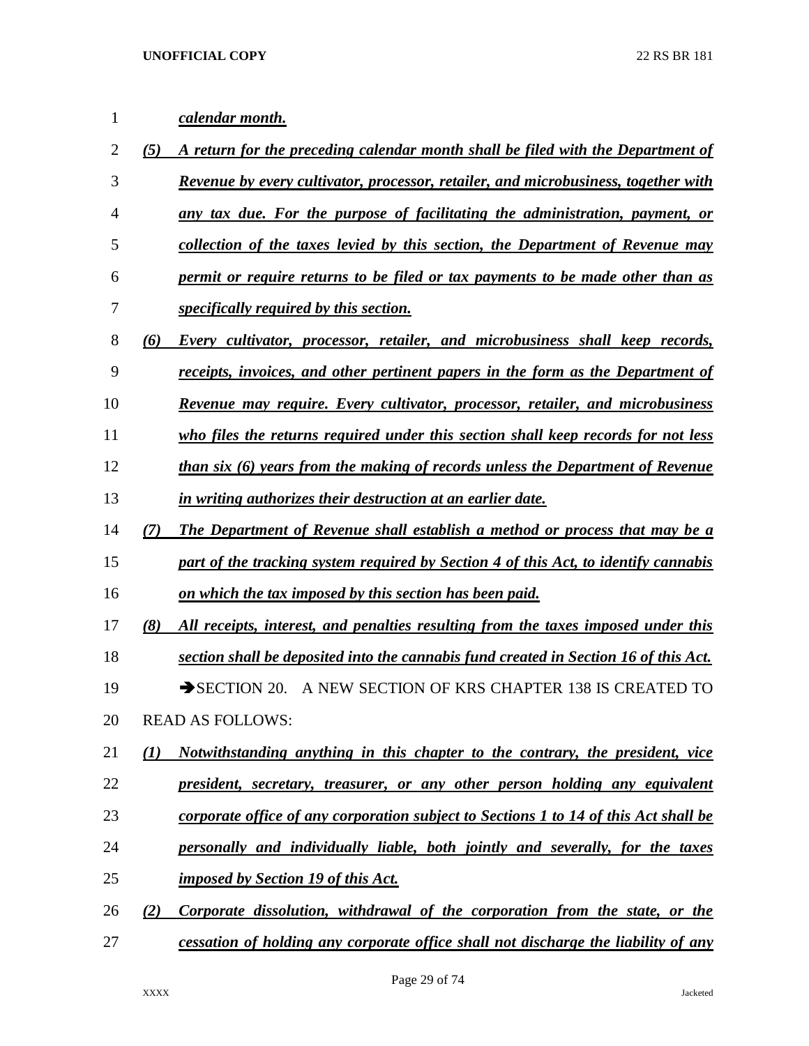***calendar month.***

***(5) A return for the preceding calendar month shall be filed with the Department of Revenue by every cultivator, processor, retailer, and microbusiness, together with any tax due. For the purpose of facilitating the administration, payment, or collection of the taxes levied by this section, the Department of Revenue may permit or require returns to be filed or tax payments to be made other than as specifically required by this section.***

***(6) Every cultivator, processor, retailer, and microbusiness shall keep records, receipts, invoices, and other pertinent papers in the form as the Department of Revenue may require. Every cultivator, processor, retailer, and microbusiness who files the returns required under this section shall keep records for not less than six (6) years from the making of records unless the Department of Revenue in writing authorizes their destruction at an earlier date.***

***(7) The Department of Revenue shall establish a method or process that may be a part of the tracking system required by Section 4 of this Act, to identify cannabis on which the tax imposed by this section has been paid.***

***(8) All receipts, interest, and penalties resulting from the taxes imposed under this section shall be deposited into the cannabis fund created in Section 16 of this Act.***

➔SECTION 20. A NEW SECTION OF KRS CHAPTER 138 IS CREATED TO READ AS FOLLOWS:

***(1) Notwithstanding anything in this chapter to the contrary, the president, vice president, secretary, treasurer, or any other person holding any equivalent corporate office of any corporation subject to Sections 1 to 14 of this Act shall be personally and individually liable, both jointly and severally, for the taxes imposed by Section 19 of this Act.***

***(2) Corporate dissolution, withdrawal of the corporation from the state, or the cessation of holding any corporate office shall not discharge the liability of any***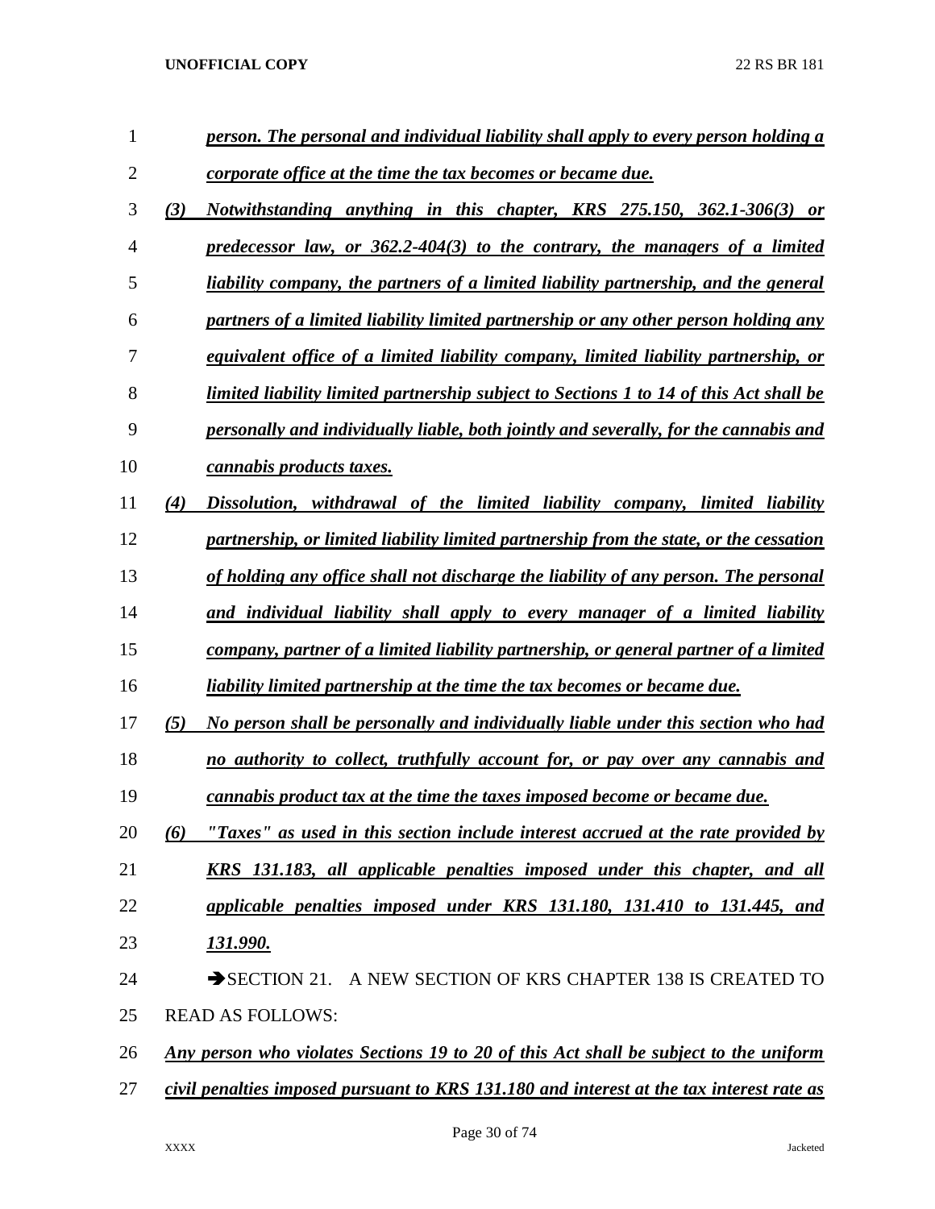***person. The personal and individual liability shall apply to every person holding a corporate office at the time the tax becomes or became due.***

***(3) Notwithstanding anything in this chapter, KRS 275.150, 362.1-306(3) or predecessor law, or 362.2-404(3) to the contrary, the managers of a limited liability company, the partners of a limited liability partnership, and the general partners of a limited liability limited partnership or any other person holding any equivalent office of a limited liability company, limited liability partnership, or limited liability limited partnership subject to Sections 1 to 14 of this Act shall be personally and individually liable, both jointly and severally, for the cannabis and cannabis products taxes.***

***(4) Dissolution, withdrawal of the limited liability company, limited liability partnership, or limited liability limited partnership from the state, or the cessation of holding any office shall not discharge the liability of any person. The personal and individual liability shall apply to every manager of a limited liability company, partner of a limited liability partnership, or general partner of a limited liability limited partnership at the time the tax becomes or became due.***

***(5) No person shall be personally and individually liable under this section who had no authority to collect, truthfully account for, or pay over any cannabis and cannabis product tax at the time the taxes imposed become or became due.***

***(6) "Taxes" as used in this section include interest accrued at the rate provided by KRS 131.183, all applicable penalties imposed under this chapter, and all applicable penalties imposed under KRS 131.180, 131.410 to 131.445, and 131.990.***

➔SECTION 21. A NEW SECTION OF KRS CHAPTER 138 IS CREATED TO READ AS FOLLOWS:

***Any person who violates Sections 19 to 20 of this Act shall be subject to the uniform civil penalties imposed pursuant to KRS 131.180 and interest at the tax interest rate as***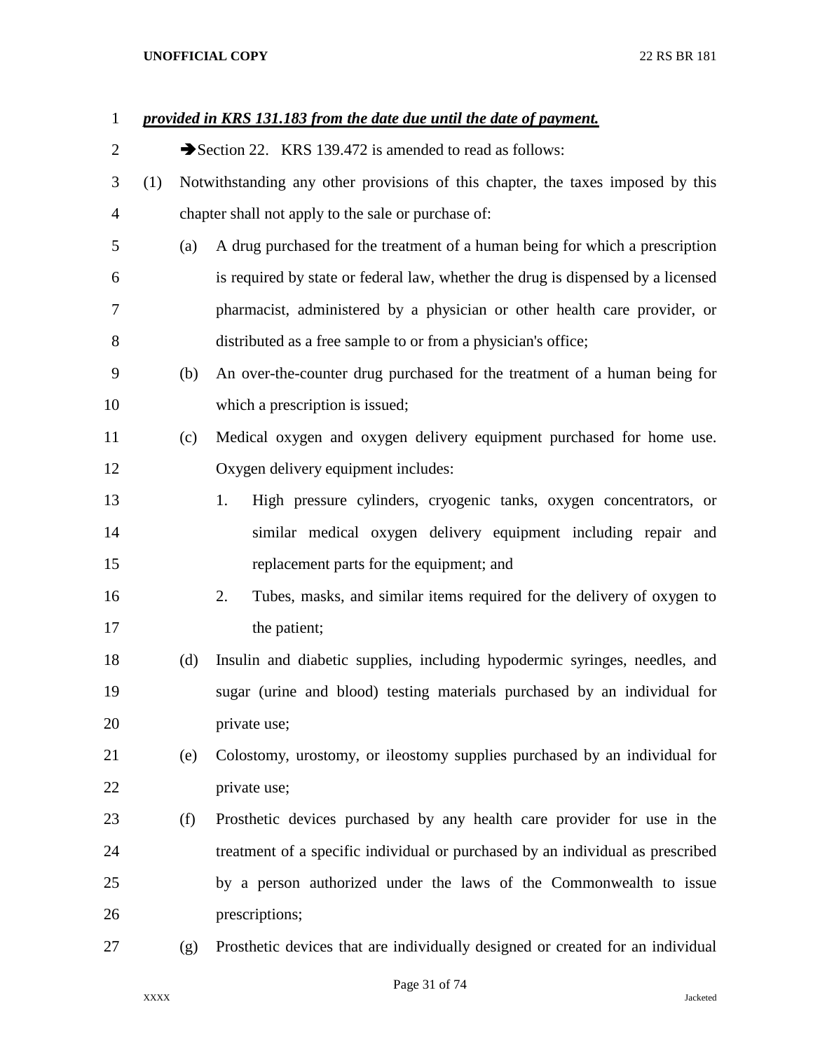***provided in KRS 131.183 from the date due until the date of payment.***

➔Section 22. KRS 139.472 is amended to read as follows:

(1) Notwithstanding any other provisions of this chapter, the taxes imposed by this chapter shall not apply to the sale or purchase of:

(a) A drug purchased for the treatment of a human being for which a prescription is required by state or federal law, whether the drug is dispensed by a licensed pharmacist, administered by a physician or other health care provider, or distributed as a free sample to or from a physician's office;

(b) An over-the-counter drug purchased for the treatment of a human being for which a prescription is issued;

(c) Medical oxygen and oxygen delivery equipment purchased for home use. Oxygen delivery equipment includes:

1. High pressure cylinders, cryogenic tanks, oxygen concentrators, or similar medical oxygen delivery equipment including repair and replacement parts for the equipment; and

2. Tubes, masks, and similar items required for the delivery of oxygen to the patient;

(d) Insulin and diabetic supplies, including hypodermic syringes, needles, and sugar (urine and blood) testing materials purchased by an individual for private use;

(e) Colostomy, urostomy, or ileostomy supplies purchased by an individual for private use;

(f) Prosthetic devices purchased by any health care provider for use in the treatment of a specific individual or purchased by an individual as prescribed by a person authorized under the laws of the Commonwealth to issue prescriptions;

(g) Prosthetic devices that are individually designed or created for an individual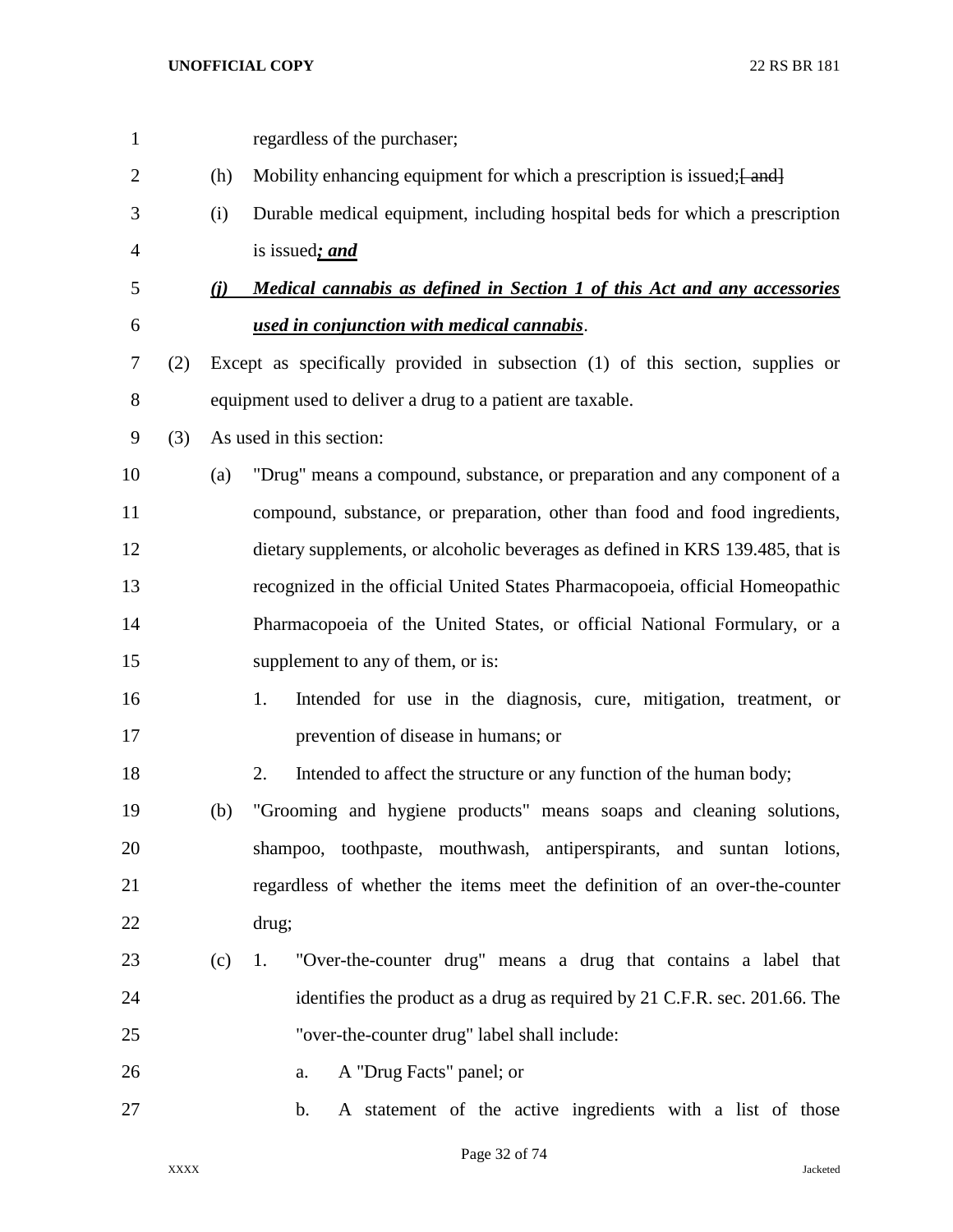regardless of the purchaser;

(h) Mobility enhancing equipment for which a prescription is issued;~~[ and]~~

(i) Durable medical equipment, including hospital beds for which a prescription is issued***; and***

***(j) Medical cannabis as defined in Section 1 of this Act and any accessories used in conjunction with medical cannabis***.

(2) Except as specifically provided in subsection (1) of this section, supplies or equipment used to deliver a drug to a patient are taxable.

(3) As used in this section:

(a) "Drug" means a compound, substance, or preparation and any component of a compound, substance, or preparation, other than food and food ingredients, dietary supplements, or alcoholic beverages as defined in KRS 139.485, that is recognized in the official United States Pharmacopoeia, official Homeopathic Pharmacopoeia of the United States, or official National Formulary, or a supplement to any of them, or is:

1. Intended for use in the diagnosis, cure, mitigation, treatment, or prevention of disease in humans; or

2. Intended to affect the structure or any function of the human body;

(b) "Grooming and hygiene products" means soaps and cleaning solutions, shampoo, toothpaste, mouthwash, antiperspirants, and suntan lotions, regardless of whether the items meet the definition of an over-the-counter drug;

(c) 1. "Over-the-counter drug" means a drug that contains a label that identifies the product as a drug as required by 21 C.F.R. sec. 201.66. The "over-the-counter drug" label shall include:

a. A "Drug Facts" panel; or

b. A statement of the active ingredients with a list of those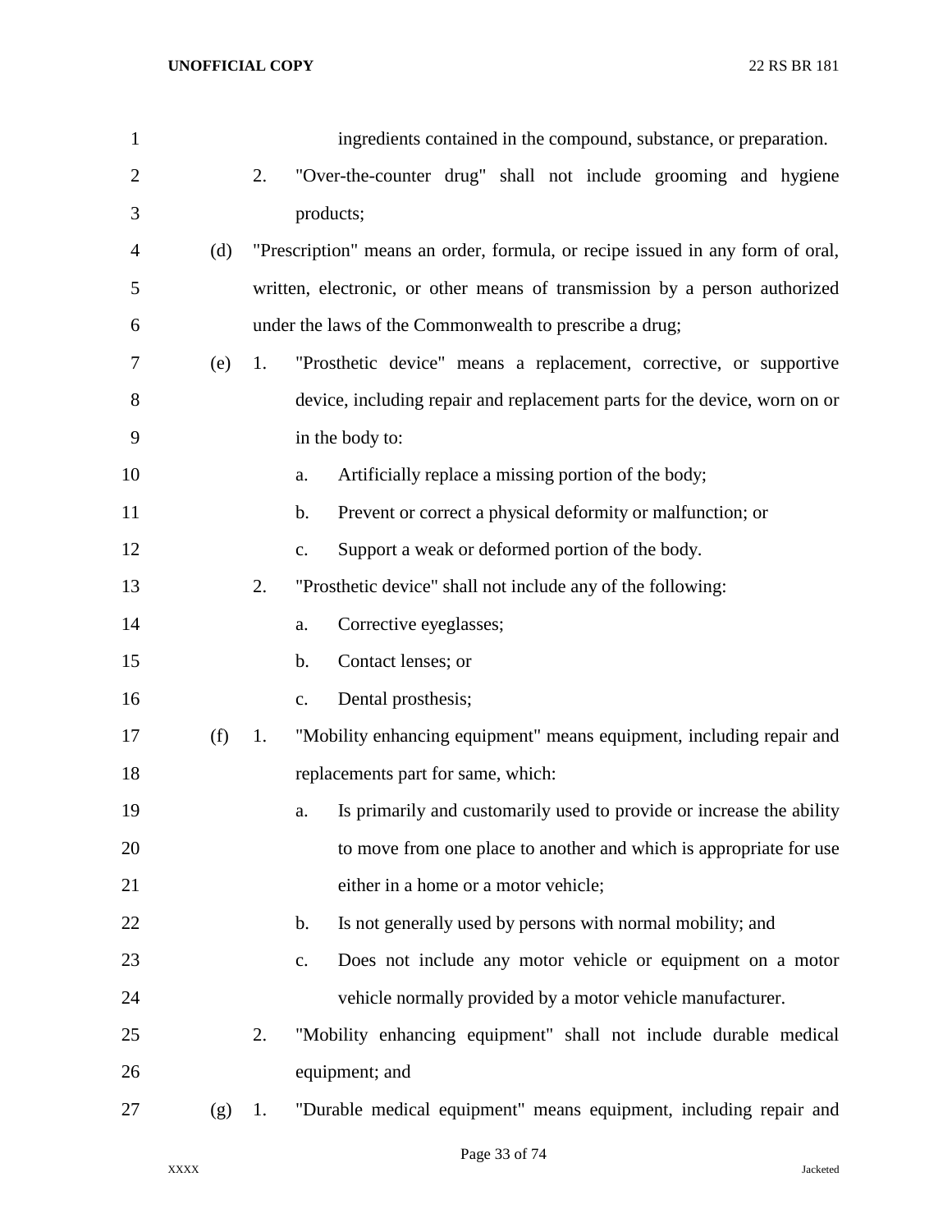ingredients contained in the compound, substance, or preparation.

2. "Over-the-counter drug" shall not include grooming and hygiene products;

(d) "Prescription" means an order, formula, or recipe issued in any form of oral, written, electronic, or other means of transmission by a person authorized under the laws of the Commonwealth to prescribe a drug;

(e) 1. "Prosthetic device" means a replacement, corrective, or supportive device, including repair and replacement parts for the device, worn on or in the body to:

a. Artificially replace a missing portion of the body;

b. Prevent or correct a physical deformity or malfunction; or

c. Support a weak or deformed portion of the body.

2. "Prosthetic device" shall not include any of the following:

a. Corrective eyeglasses;

b. Contact lenses; or

c. Dental prosthesis;

(f) 1. "Mobility enhancing equipment" means equipment, including repair and replacements part for same, which:

a. Is primarily and customarily used to provide or increase the ability to move from one place to another and which is appropriate for use either in a home or a motor vehicle;

b. Is not generally used by persons with normal mobility; and

c. Does not include any motor vehicle or equipment on a motor vehicle normally provided by a motor vehicle manufacturer.

2. "Mobility enhancing equipment" shall not include durable medical equipment; and

(g) 1. "Durable medical equipment" means equipment, including repair and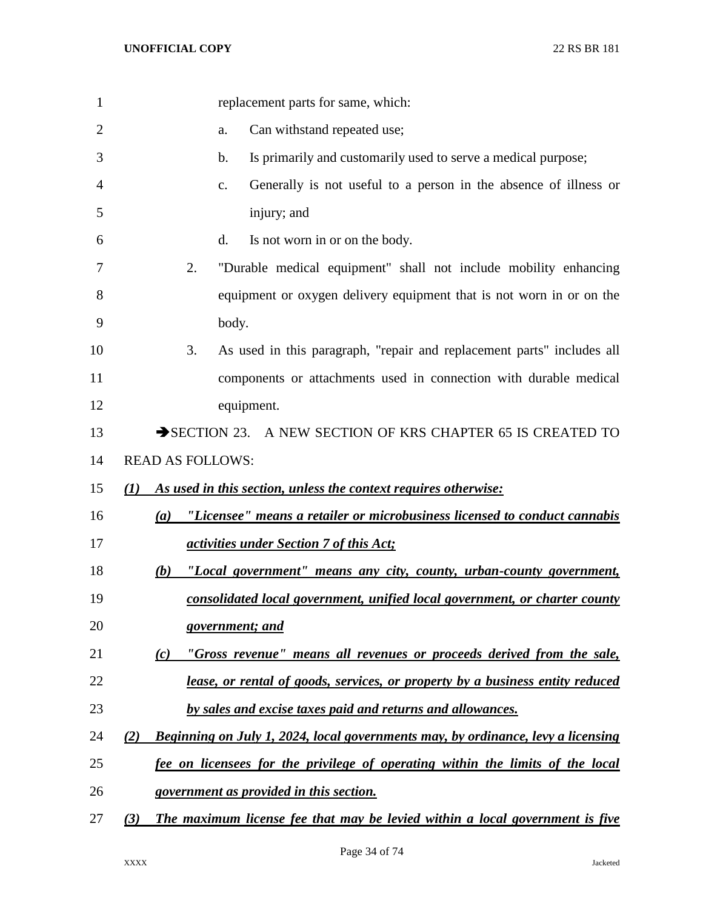replacement parts for same, which:

a. Can withstand repeated use;

b. Is primarily and customarily used to serve a medical purpose;

c. Generally is not useful to a person in the absence of illness or injury; and

d. Is not worn in or on the body.

2. "Durable medical equipment" shall not include mobility enhancing equipment or oxygen delivery equipment that is not worn in or on the body.

3. As used in this paragraph, "repair and replacement parts" includes all components or attachments used in connection with durable medical equipment.

➔SECTION 23. A NEW SECTION OF KRS CHAPTER 65 IS CREATED TO READ AS FOLLOWS:

***(1) As used in this section, unless the context requires otherwise:***

***(a) "Licensee" means a retailer or microbusiness licensed to conduct cannabis activities under Section 7 of this Act;***

***(b) "Local government" means any city, county, urban-county government, consolidated local government, unified local government, or charter county government; and***

***(c) "Gross revenue" means all revenues or proceeds derived from the sale, lease, or rental of goods, services, or property by a business entity reduced by sales and excise taxes paid and returns and allowances.***

***(2) Beginning on July 1, 2024, local governments may, by ordinance, levy a licensing fee on licensees for the privilege of operating within the limits of the local government as provided in this section.***

***(3) The maximum license fee that may be levied within a local government is five***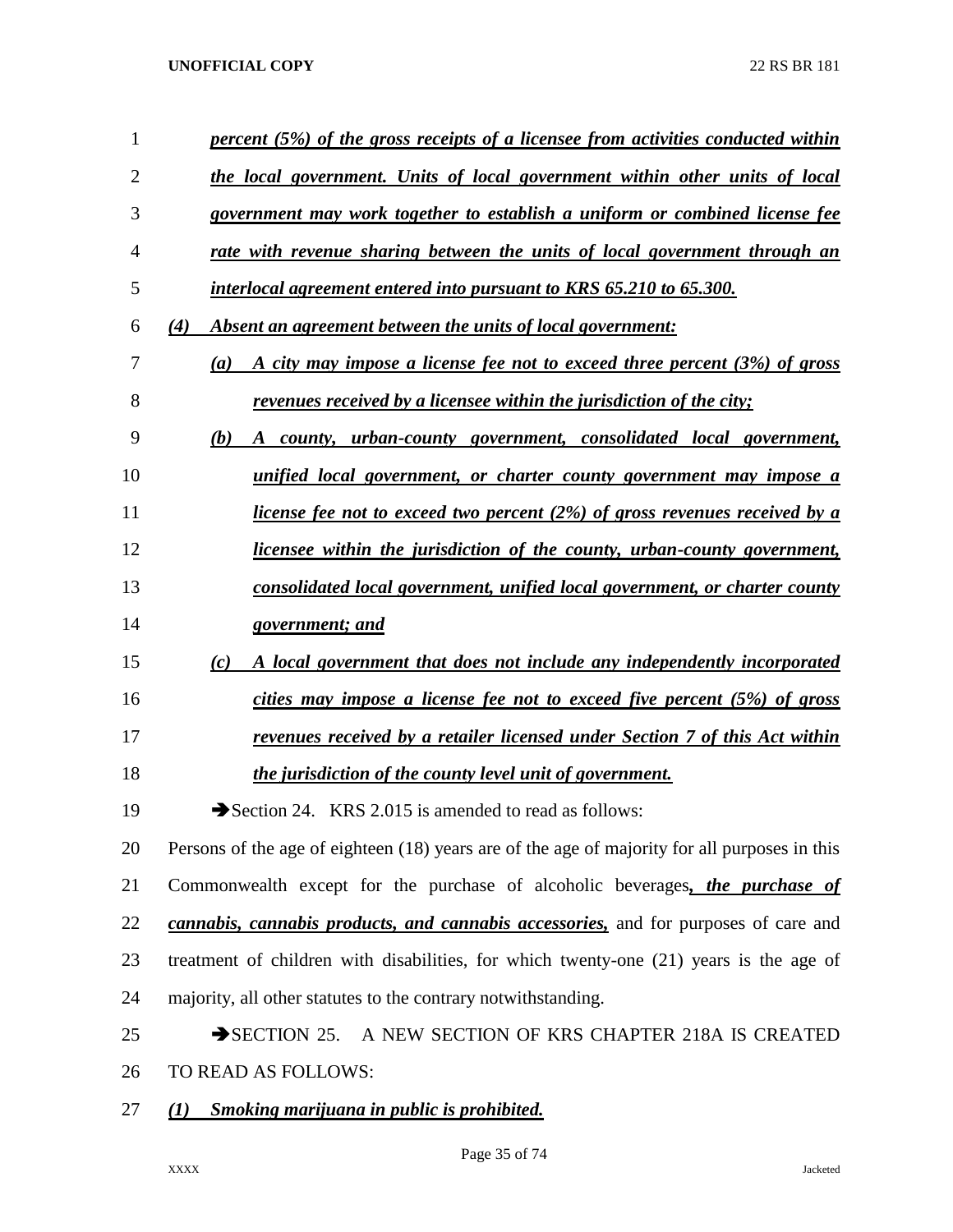***percent (5%) of the gross receipts of a licensee from activities conducted within the local government. Units of local government within other units of local government may work together to establish a uniform or combined license fee rate with revenue sharing between the units of local government through an interlocal agreement entered into pursuant to KRS 65.210 to 65.300.***

***(4) Absent an agreement between the units of local government:***

***(a) A city may impose a license fee not to exceed three percent (3%) of gross revenues received by a licensee within the jurisdiction of the city;***

***(b) A county, urban-county government, consolidated local government, unified local government, or charter county government may impose a license fee not to exceed two percent (2%) of gross revenues received by a licensee within the jurisdiction of the county, urban-county government, consolidated local government, unified local government, or charter county government; and***

***(c) A local government that does not include any independently incorporated cities may impose a license fee not to exceed five percent (5%) of gross revenues received by a retailer licensed under Section 7 of this Act within the jurisdiction of the county level unit of government.***

➔Section 24. KRS 2.015 is amended to read as follows:

Persons of the age of eighteen (18) years are of the age of majority for all purposes in this Commonwealth except for the purchase of alcoholic beverages***, the purchase of cannabis, cannabis products, and cannabis accessories,*** and for purposes of care and treatment of children with disabilities, for which twenty-one (21) years is the age of majority, all other statutes to the contrary notwithstanding.

➔SECTION 25. A NEW SECTION OF KRS CHAPTER 218A IS CREATED TO READ AS FOLLOWS:

***(1) Smoking marijuana in public is prohibited.***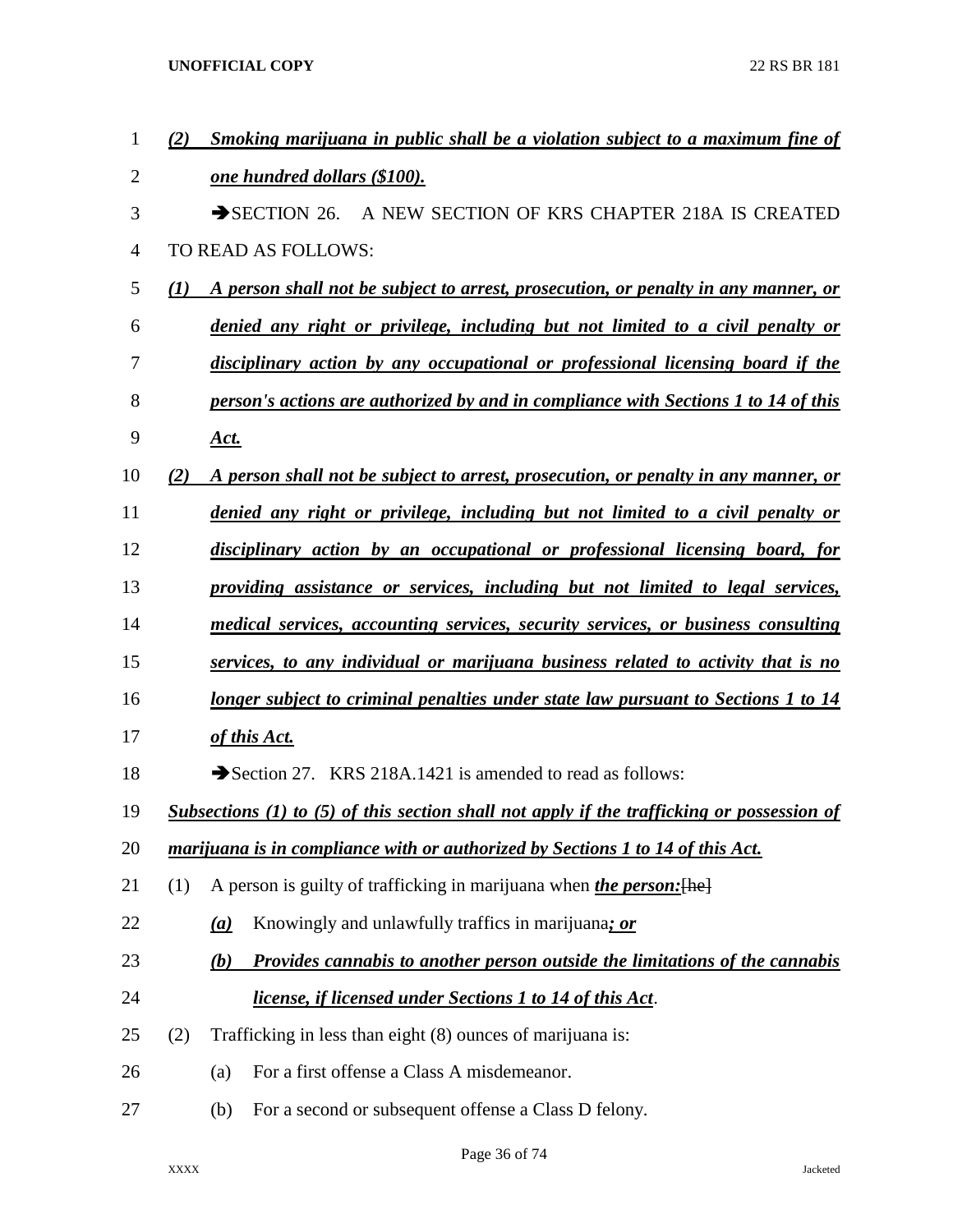***(2) Smoking marijuana in public shall be a violation subject to a maximum fine of one hundred dollars ($100).***

➔SECTION 26. A NEW SECTION OF KRS CHAPTER 218A IS CREATED TO READ AS FOLLOWS:

***(1) A person shall not be subject to arrest, prosecution, or penalty in any manner, or denied any right or privilege, including but not limited to a civil penalty or disciplinary action by any occupational or professional licensing board if the person's actions are authorized by and in compliance with Sections 1 to 14 of this Act.***

***(2) A person shall not be subject to arrest, prosecution, or penalty in any manner, or denied any right or privilege, including but not limited to a civil penalty or disciplinary action by an occupational or professional licensing board, for providing assistance or services, including but not limited to legal services, medical services, accounting services, security services, or business consulting services, to any individual or marijuana business related to activity that is no longer subject to criminal penalties under state law pursuant to Sections 1 to 14 of this Act.***

➔Section 27. KRS 218A.1421 is amended to read as follows:

***Subsections (1) to (5) of this section shall not apply if the trafficking or possession of marijuana is in compliance with or authorized by Sections 1 to 14 of this Act.***

(1) A person is guilty of trafficking in marijuana when ***the person:***~~[he]~~

***(a)*** Knowingly and unlawfully traffics in marijuana***; or***

***(b) Provides cannabis to another person outside the limitations of the cannabis license, if licensed under Sections 1 to 14 of this Act***.

(2) Trafficking in less than eight (8) ounces of marijuana is:

(a) For a first offense a Class A misdemeanor.

(b) For a second or subsequent offense a Class D felony.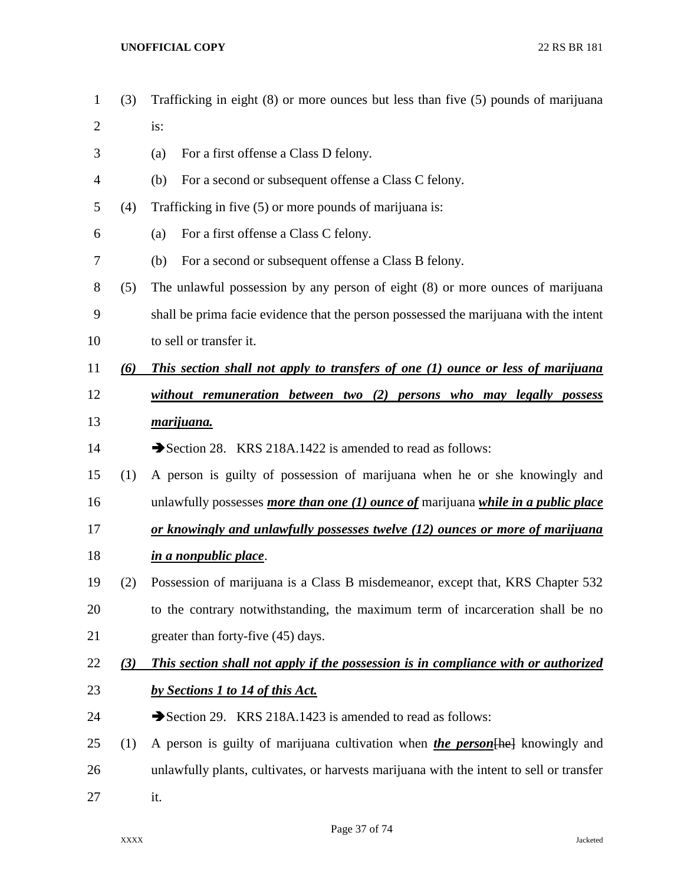(3) Trafficking in eight (8) or more ounces but less than five (5) pounds of marijuana is:

(a) For a first offense a Class D felony.

(b) For a second or subsequent offense a Class C felony.

(4) Trafficking in five (5) or more pounds of marijuana is:

(a) For a first offense a Class C felony.

(b) For a second or subsequent offense a Class B felony.

(5) The unlawful possession by any person of eight (8) or more ounces of marijuana shall be prima facie evidence that the person possessed the marijuana with the intent to sell or transfer it.

***(6) This section shall not apply to transfers of one (1) ounce or less of marijuana without remuneration between two (2) persons who may legally possess marijuana.***

➔Section 28. KRS 218A.1422 is amended to read as follows:

(1) A person is guilty of possession of marijuana when he or she knowingly and unlawfully possesses ***more than one (1) ounce of*** marijuana ***while in a public place or knowingly and unlawfully possesses twelve (12) ounces or more of marijuana in a nonpublic place***.

(2) Possession of marijuana is a Class B misdemeanor, except that, KRS Chapter 532 to the contrary notwithstanding, the maximum term of incarceration shall be no greater than forty-five (45) days.

***(3) This section shall not apply if the possession is in compliance with or authorized by Sections 1 to 14 of this Act.***

➔Section 29. KRS 218A.1423 is amended to read as follows:

(1) A person is guilty of marijuana cultivation when ***the person***~~[he]~~ knowingly and unlawfully plants, cultivates, or harvests marijuana with the intent to sell or transfer it.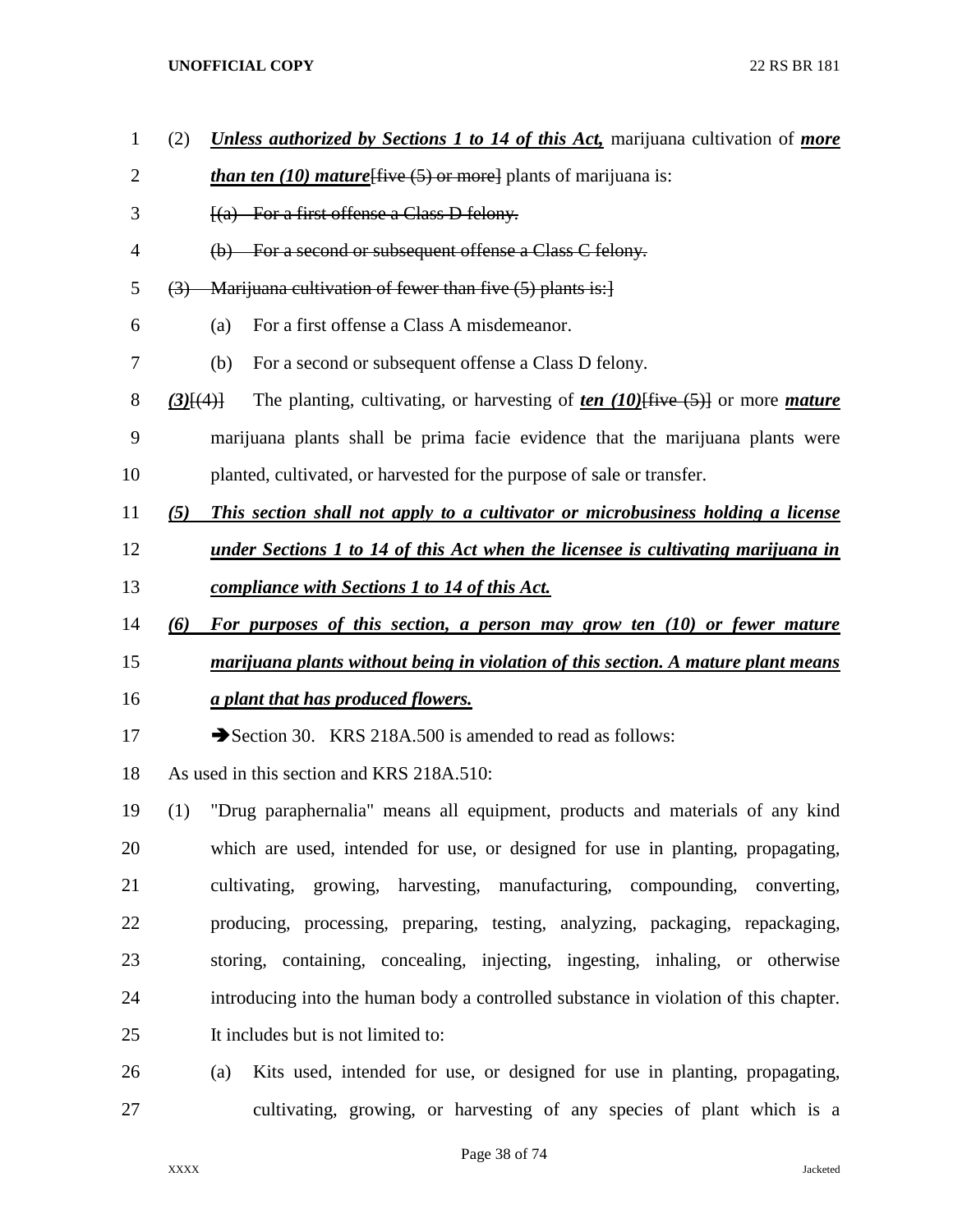(2) ***Unless authorized by Sections 1 to 14 of this Act,*** marijuana cultivation of ***more than ten (10) mature***~~[five (5) or more]~~ plants of marijuana is:

~~[(a) For a first offense a Class D felony.~~

~~(b) For a second or subsequent offense a Class C felony.~~

~~(3) Marijuana cultivation of fewer than five (5) plants is:]~~

(a) For a first offense a Class A misdemeanor.

(b) For a second or subsequent offense a Class D felony.

***(3)***~~[(4)]~~ The planting, cultivating, or harvesting of ***ten (10)***~~[five (5)]~~ or more ***mature*** marijuana plants shall be prima facie evidence that the marijuana plants were planted, cultivated, or harvested for the purpose of sale or transfer.

***(5) This section shall not apply to a cultivator or microbusiness holding a license under Sections 1 to 14 of this Act when the licensee is cultivating marijuana in compliance with Sections 1 to 14 of this Act.***

***(6) For purposes of this section, a person may grow ten (10) or fewer mature marijuana plants without being in violation of this section. A mature plant means a plant that has produced flowers.***

➔Section 30. KRS 218A.500 is amended to read as follows:

As used in this section and KRS 218A.510:

(1) "Drug paraphernalia" means all equipment, products and materials of any kind which are used, intended for use, or designed for use in planting, propagating, cultivating, growing, harvesting, manufacturing, compounding, converting, producing, processing, preparing, testing, analyzing, packaging, repackaging, storing, containing, concealing, injecting, ingesting, inhaling, or otherwise introducing into the human body a controlled substance in violation of this chapter. It includes but is not limited to:

(a) Kits used, intended for use, or designed for use in planting, propagating, cultivating, growing, or harvesting of any species of plant which is a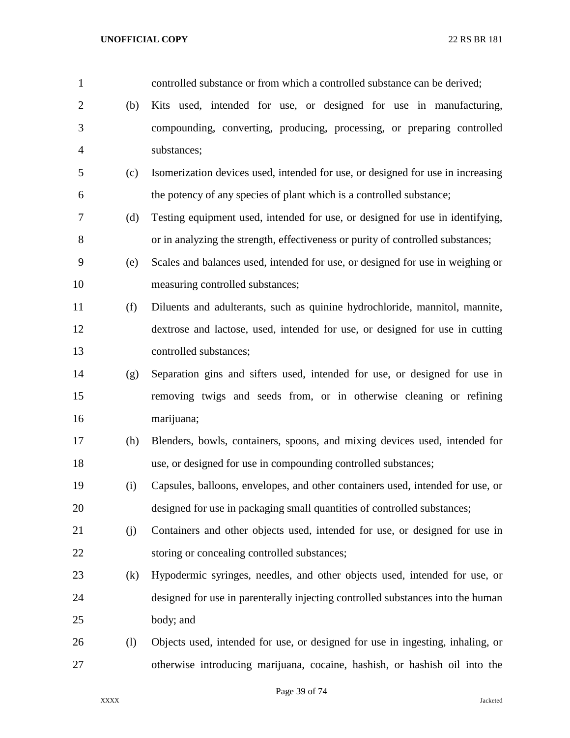controlled substance or from which a controlled substance can be derived;

(b) Kits used, intended for use, or designed for use in manufacturing, compounding, converting, producing, processing, or preparing controlled substances;

(c) Isomerization devices used, intended for use, or designed for use in increasing the potency of any species of plant which is a controlled substance;

(d) Testing equipment used, intended for use, or designed for use in identifying, or in analyzing the strength, effectiveness or purity of controlled substances;

(e) Scales and balances used, intended for use, or designed for use in weighing or measuring controlled substances;

(f) Diluents and adulterants, such as quinine hydrochloride, mannitol, mannite, dextrose and lactose, used, intended for use, or designed for use in cutting controlled substances;

(g) Separation gins and sifters used, intended for use, or designed for use in removing twigs and seeds from, or in otherwise cleaning or refining marijuana;

(h) Blenders, bowls, containers, spoons, and mixing devices used, intended for use, or designed for use in compounding controlled substances;

(i) Capsules, balloons, envelopes, and other containers used, intended for use, or designed for use in packaging small quantities of controlled substances;

(j) Containers and other objects used, intended for use, or designed for use in storing or concealing controlled substances;

(k) Hypodermic syringes, needles, and other objects used, intended for use, or designed for use in parenterally injecting controlled substances into the human body; and

(l) Objects used, intended for use, or designed for use in ingesting, inhaling, or otherwise introducing marijuana, cocaine, hashish, or hashish oil into the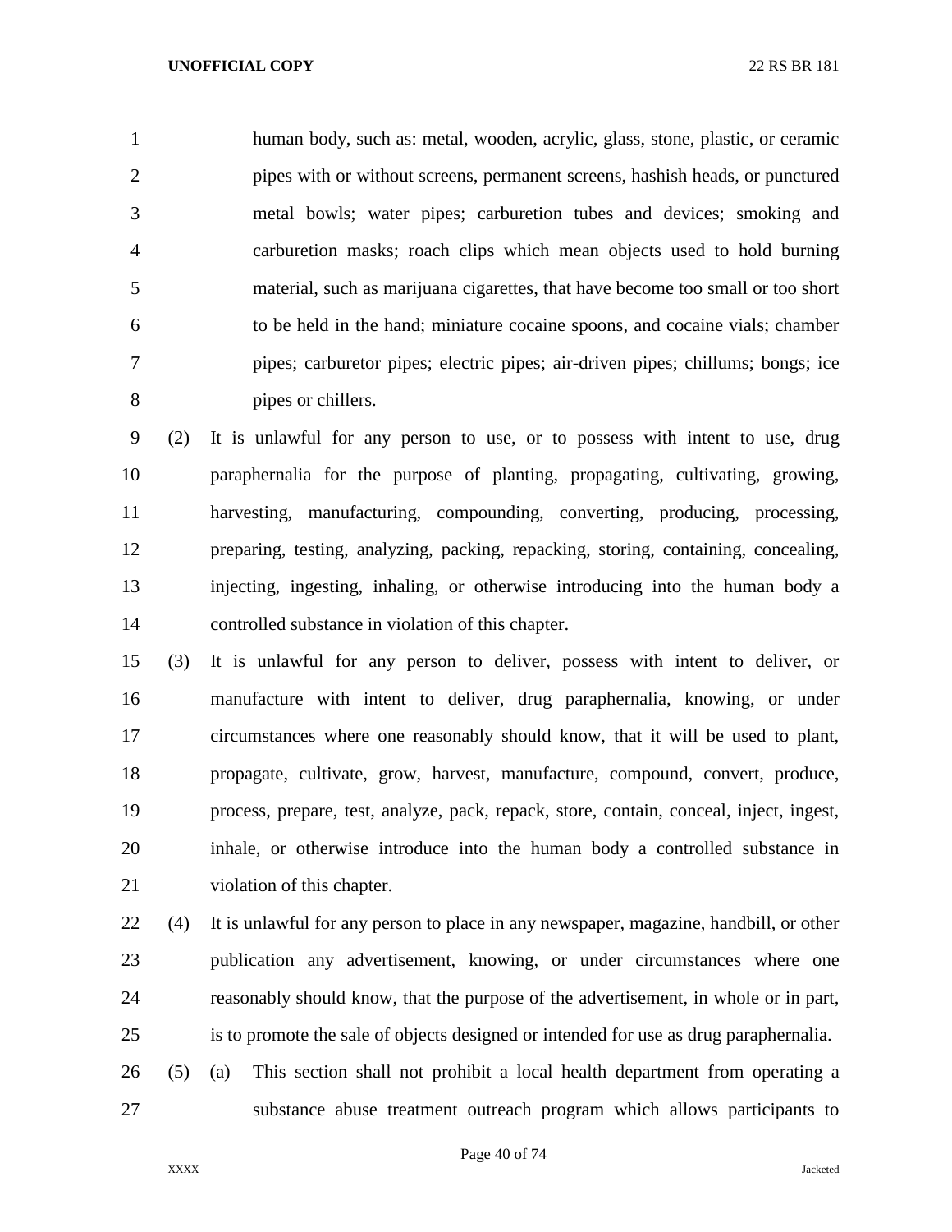human body, such as: metal, wooden, acrylic, glass, stone, plastic, or ceramic pipes with or without screens, permanent screens, hashish heads, or punctured metal bowls; water pipes; carburetion tubes and devices; smoking and carburetion masks; roach clips which mean objects used to hold burning material, such as marijuana cigarettes, that have become too small or too short to be held in the hand; miniature cocaine spoons, and cocaine vials; chamber pipes; carburetor pipes; electric pipes; air-driven pipes; chillums; bongs; ice pipes or chillers.

(2) It is unlawful for any person to use, or to possess with intent to use, drug paraphernalia for the purpose of planting, propagating, cultivating, growing, harvesting, manufacturing, compounding, converting, producing, processing, preparing, testing, analyzing, packing, repacking, storing, containing, concealing, injecting, ingesting, inhaling, or otherwise introducing into the human body a controlled substance in violation of this chapter.

(3) It is unlawful for any person to deliver, possess with intent to deliver, or manufacture with intent to deliver, drug paraphernalia, knowing, or under circumstances where one reasonably should know, that it will be used to plant, propagate, cultivate, grow, harvest, manufacture, compound, convert, produce, process, prepare, test, analyze, pack, repack, store, contain, conceal, inject, ingest, inhale, or otherwise introduce into the human body a controlled substance in violation of this chapter.

(4) It is unlawful for any person to place in any newspaper, magazine, handbill, or other publication any advertisement, knowing, or under circumstances where one reasonably should know, that the purpose of the advertisement, in whole or in part, is to promote the sale of objects designed or intended for use as drug paraphernalia.

(5) (a) This section shall not prohibit a local health department from operating a substance abuse treatment outreach program which allows participants to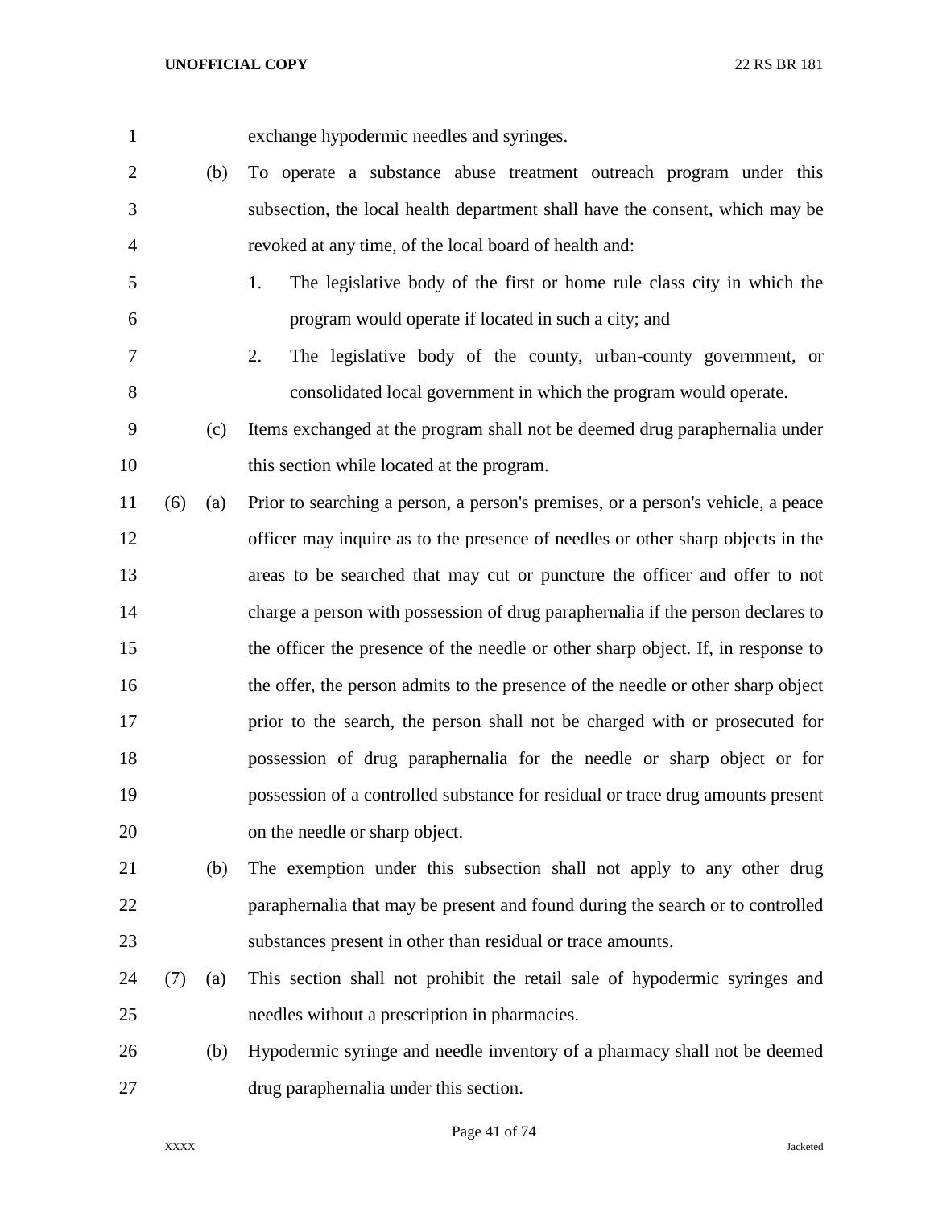exchange hypodermic needles and syringes.

(b) To operate a substance abuse treatment outreach program under this subsection, the local health department shall have the consent, which may be revoked at any time, of the local board of health and:

1. The legislative body of the first or home rule class city in which the program would operate if located in such a city; and

2. The legislative body of the county, urban-county government, or consolidated local government in which the program would operate.

(c) Items exchanged at the program shall not be deemed drug paraphernalia under this section while located at the program.

(6) (a) Prior to searching a person, a person's premises, or a person's vehicle, a peace officer may inquire as to the presence of needles or other sharp objects in the areas to be searched that may cut or puncture the officer and offer to not charge a person with possession of drug paraphernalia if the person declares to the officer the presence of the needle or other sharp object. If, in response to the offer, the person admits to the presence of the needle or other sharp object prior to the search, the person shall not be charged with or prosecuted for possession of drug paraphernalia for the needle or sharp object or for possession of a controlled substance for residual or trace drug amounts present on the needle or sharp object.

(b) The exemption under this subsection shall not apply to any other drug paraphernalia that may be present and found during the search or to controlled substances present in other than residual or trace amounts.

(7) (a) This section shall not prohibit the retail sale of hypodermic syringes and needles without a prescription in pharmacies.

(b) Hypodermic syringe and needle inventory of a pharmacy shall not be deemed drug paraphernalia under this section.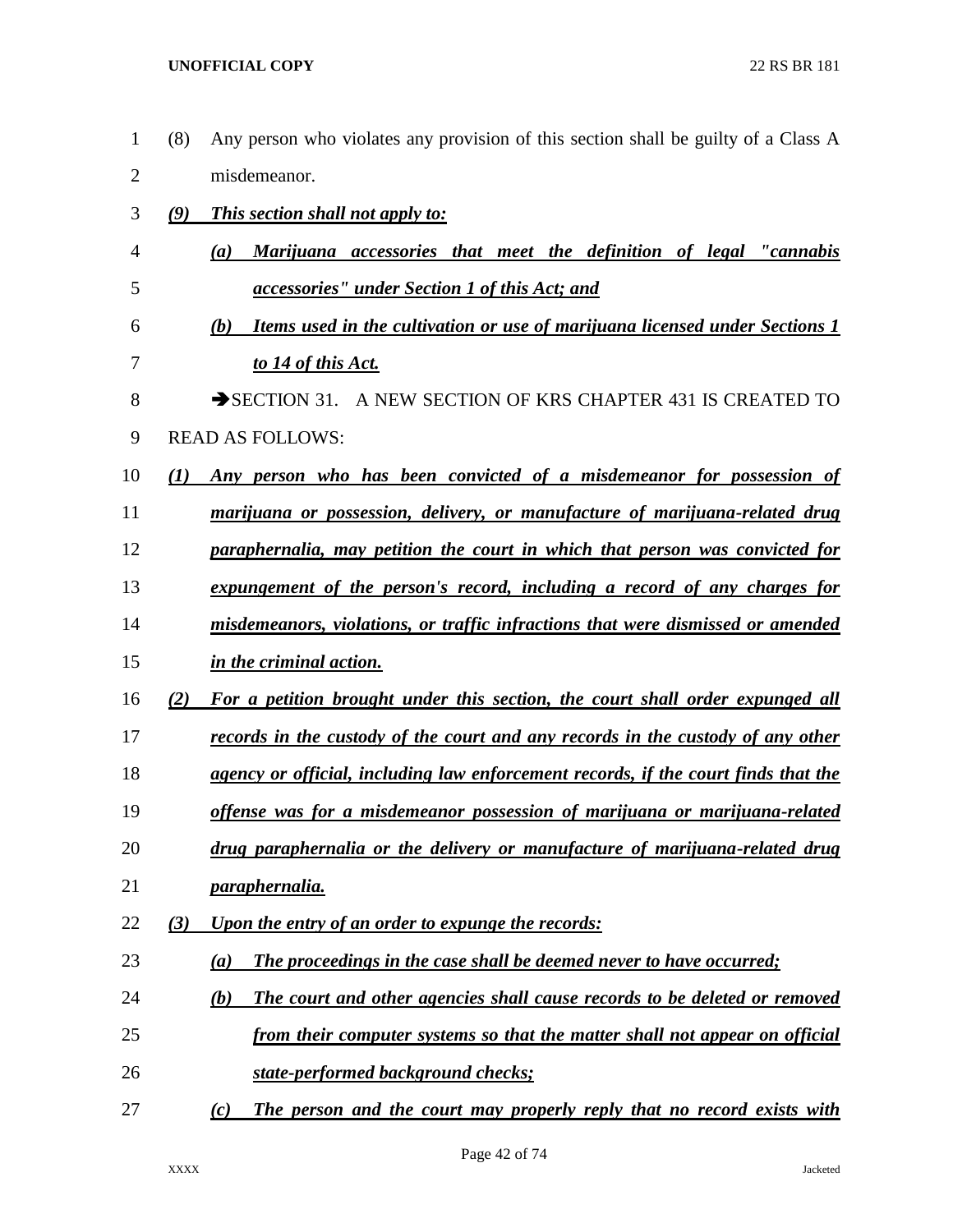(8) Any person who violates any provision of this section shall be guilty of a Class A misdemeanor.

***(9) This section shall not apply to:***

***(a) Marijuana accessories that meet the definition of legal "cannabis accessories" under Section 1 of this Act; and***

***(b) Items used in the cultivation or use of marijuana licensed under Sections 1 to 14 of this Act.***

➔SECTION 31. A NEW SECTION OF KRS CHAPTER 431 IS CREATED TO READ AS FOLLOWS:

***(1) Any person who has been convicted of a misdemeanor for possession of marijuana or possession, delivery, or manufacture of marijuana-related drug paraphernalia, may petition the court in which that person was convicted for expungement of the person's record, including a record of any charges for misdemeanors, violations, or traffic infractions that were dismissed or amended in the criminal action.***

***(2) For a petition brought under this section, the court shall order expunged all records in the custody of the court and any records in the custody of any other agency or official, including law enforcement records, if the court finds that the offense was for a misdemeanor possession of marijuana or marijuana-related drug paraphernalia or the delivery or manufacture of marijuana-related drug paraphernalia.***

***(3) Upon the entry of an order to expunge the records:***

***(a) The proceedings in the case shall be deemed never to have occurred;***

***(b) The court and other agencies shall cause records to be deleted or removed from their computer systems so that the matter shall not appear on official state-performed background checks;***

***(c) The person and the court may properly reply that no record exists with***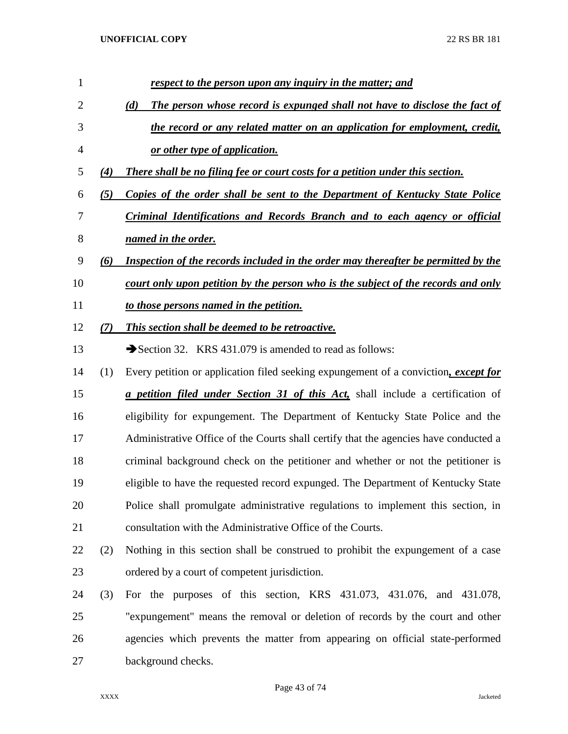***respect to the person upon any inquiry in the matter; and***

***(d) The person whose record is expunged shall not have to disclose the fact of the record or any related matter on an application for employment, credit, or other type of application.***

***(4) There shall be no filing fee or court costs for a petition under this section.***

***(5) Copies of the order shall be sent to the Department of Kentucky State Police Criminal Identifications and Records Branch and to each agency or official named in the order.***

***(6) Inspection of the records included in the order may thereafter be permitted by the court only upon petition by the person who is the subject of the records and only to those persons named in the petition.***

***(7) This section shall be deemed to be retroactive.***

➔Section 32. KRS 431.079 is amended to read as follows:

(1) Every petition or application filed seeking expungement of a conviction***, except for a petition filed under Section 31 of this Act,*** shall include a certification of eligibility for expungement. The Department of Kentucky State Police and the Administrative Office of the Courts shall certify that the agencies have conducted a criminal background check on the petitioner and whether or not the petitioner is eligible to have the requested record expunged. The Department of Kentucky State Police shall promulgate administrative regulations to implement this section, in consultation with the Administrative Office of the Courts.

(2) Nothing in this section shall be construed to prohibit the expungement of a case ordered by a court of competent jurisdiction.

(3) For the purposes of this section, KRS 431.073, 431.076, and 431.078, "expungement" means the removal or deletion of records by the court and other agencies which prevents the matter from appearing on official state-performed background checks.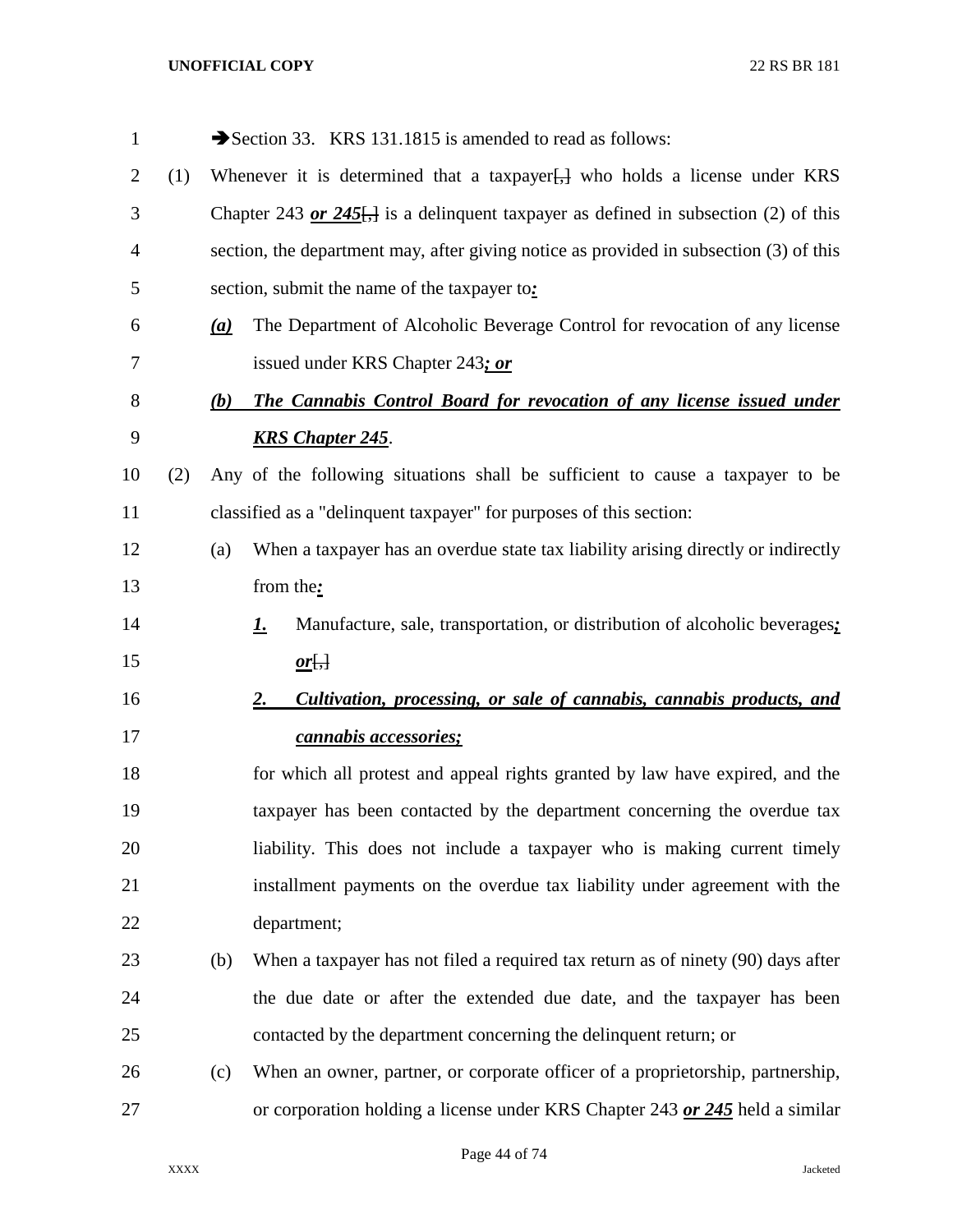➔Section 33. KRS 131.1815 is amended to read as follows:

(1) Whenever it is determined that a taxpayer[,] who holds a license under KRS Chapter 243 ***or 245***[,] is a delinquent taxpayer as defined in subsection (2) of this section, the department may, after giving notice as provided in subsection (3) of this section, submit the name of the taxpayer to***:***

   ***(a)*** The Department of Alcoholic Beverage Control for revocation of any license issued under KRS Chapter 243***; or***

   ***(b) The Cannabis Control Board for revocation of any license issued under KRS Chapter 245***.

(2) Any of the following situations shall be sufficient to cause a taxpayer to be classified as a "delinquent taxpayer" for purposes of this section:

   (a) When a taxpayer has an overdue state tax liability arising directly or indirectly from the***:***

      ***1.*** Manufacture, sale, transportation, or distribution of alcoholic beverages***; or***[,]

      ***2. Cultivation, processing, or sale of cannabis, cannabis products, and cannabis accessories;***

      for which all protest and appeal rights granted by law have expired, and the taxpayer has been contacted by the department concerning the overdue tax liability. This does not include a taxpayer who is making current timely installment payments on the overdue tax liability under agreement with the department;

   (b) When a taxpayer has not filed a required tax return as of ninety (90) days after the due date or after the extended due date, and the taxpayer has been contacted by the department concerning the delinquent return; or

   (c) When an owner, partner, or corporate officer of a proprietorship, partnership, or corporation holding a license under KRS Chapter 243 ***or 245*** held a similar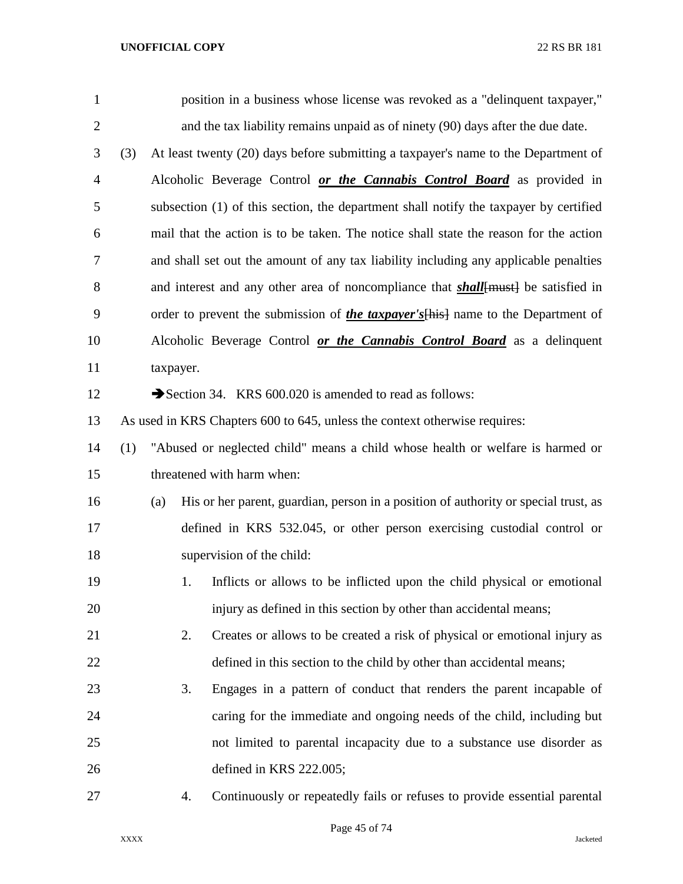position in a business whose license was revoked as a "delinquent taxpayer," and the tax liability remains unpaid as of ninety (90) days after the due date.

(3) At least twenty (20) days before submitting a taxpayer's name to the Department of Alcoholic Beverage Control ***or the Cannabis Control Board*** as provided in subsection (1) of this section, the department shall notify the taxpayer by certified mail that the action is to be taken. The notice shall state the reason for the action and shall set out the amount of any tax liability including any applicable penalties and interest and any other area of noncompliance that ***shall***~~[must]~~ be satisfied in order to prevent the submission of ***the taxpayer's***~~[his]~~ name to the Department of Alcoholic Beverage Control ***or the Cannabis Control Board*** as a delinquent taxpayer.

➔Section 34. KRS 600.020 is amended to read as follows:

As used in KRS Chapters 600 to 645, unless the context otherwise requires:

(1) "Abused or neglected child" means a child whose health or welfare is harmed or threatened with harm when:

(a) His or her parent, guardian, person in a position of authority or special trust, as defined in KRS 532.045, or other person exercising custodial control or supervision of the child:

1. Inflicts or allows to be inflicted upon the child physical or emotional injury as defined in this section by other than accidental means;

2. Creates or allows to be created a risk of physical or emotional injury as defined in this section to the child by other than accidental means;

3. Engages in a pattern of conduct that renders the parent incapable of caring for the immediate and ongoing needs of the child, including but not limited to parental incapacity due to a substance use disorder as defined in KRS 222.005;

4. Continuously or repeatedly fails or refuses to provide essential parental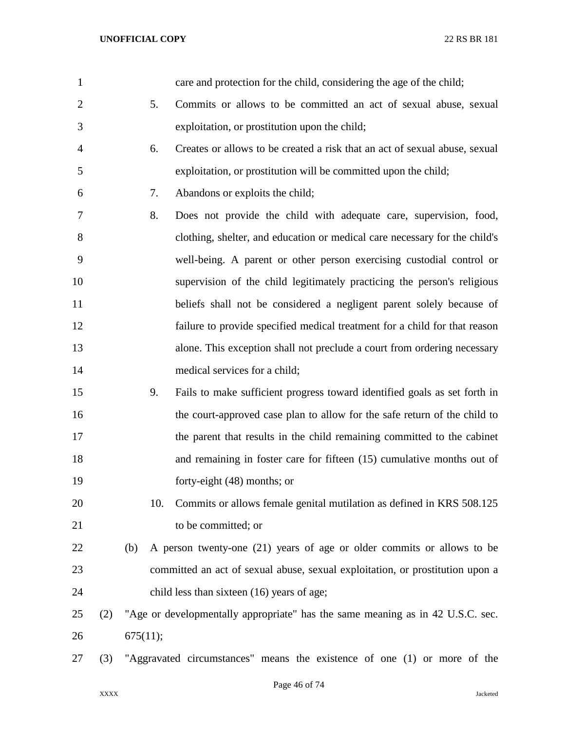care and protection for the child, considering the age of the child;

5. Commits or allows to be committed an act of sexual abuse, sexual exploitation, or prostitution upon the child;

6. Creates or allows to be created a risk that an act of sexual abuse, sexual exploitation, or prostitution will be committed upon the child;

7. Abandons or exploits the child;

8. Does not provide the child with adequate care, supervision, food, clothing, shelter, and education or medical care necessary for the child's well-being. A parent or other person exercising custodial control or supervision of the child legitimately practicing the person's religious beliefs shall not be considered a negligent parent solely because of failure to provide specified medical treatment for a child for that reason alone. This exception shall not preclude a court from ordering necessary medical services for a child;

9. Fails to make sufficient progress toward identified goals as set forth in the court-approved case plan to allow for the safe return of the child to the parent that results in the child remaining committed to the cabinet and remaining in foster care for fifteen (15) cumulative months out of forty-eight (48) months; or

10. Commits or allows female genital mutilation as defined in KRS 508.125 to be committed; or

(b) A person twenty-one (21) years of age or older commits or allows to be committed an act of sexual abuse, sexual exploitation, or prostitution upon a child less than sixteen (16) years of age;

(2) "Age or developmentally appropriate" has the same meaning as in 42 U.S.C. sec. 675(11);

(3) "Aggravated circumstances" means the existence of one (1) or more of the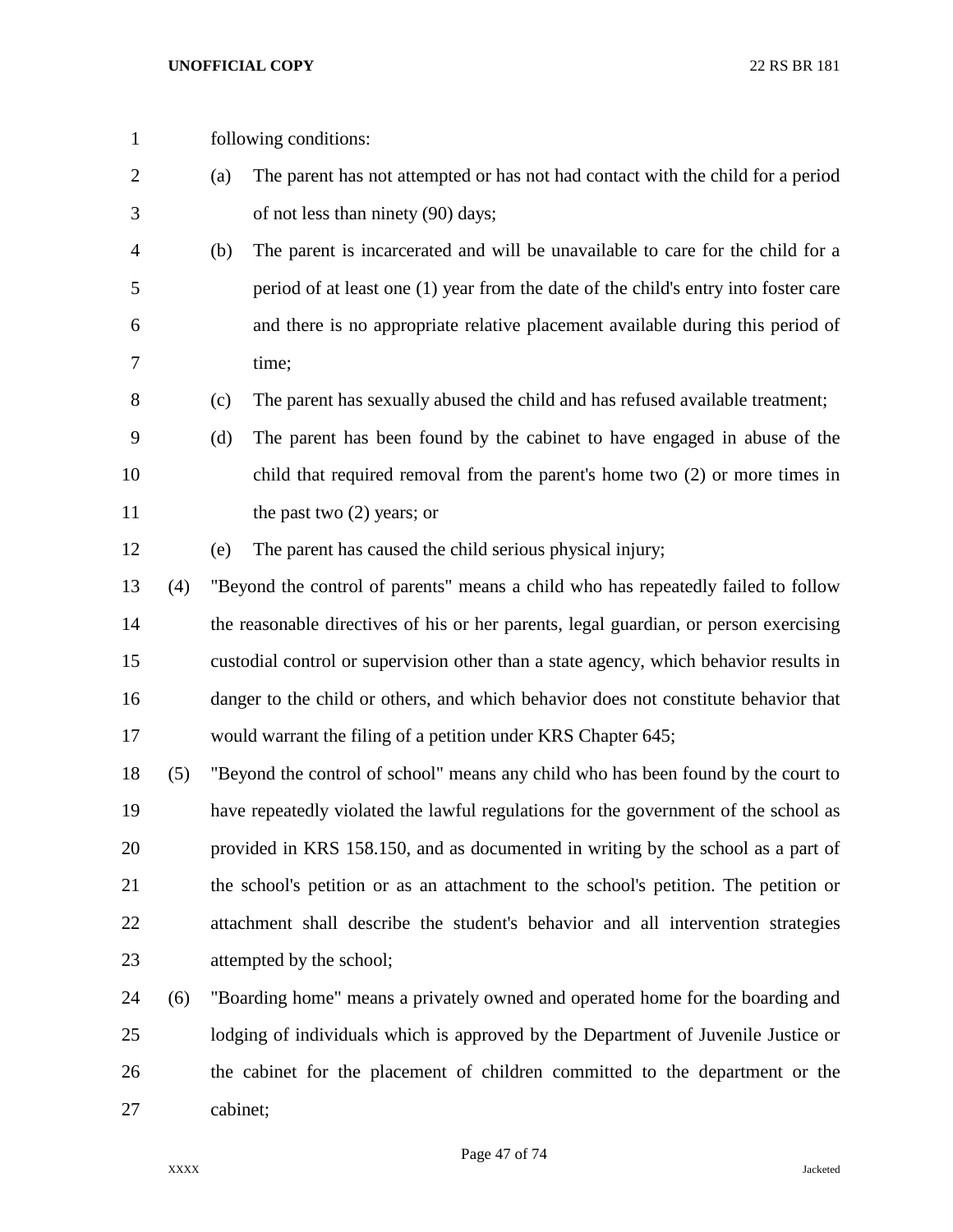following conditions:

(a) The parent has not attempted or has not had contact with the child for a period of not less than ninety (90) days;

(b) The parent is incarcerated and will be unavailable to care for the child for a period of at least one (1) year from the date of the child's entry into foster care and there is no appropriate relative placement available during this period of time;

(c) The parent has sexually abused the child and has refused available treatment;

(d) The parent has been found by the cabinet to have engaged in abuse of the child that required removal from the parent's home two (2) or more times in the past two (2) years; or

(e) The parent has caused the child serious physical injury;

(4) "Beyond the control of parents" means a child who has repeatedly failed to follow the reasonable directives of his or her parents, legal guardian, or person exercising custodial control or supervision other than a state agency, which behavior results in danger to the child or others, and which behavior does not constitute behavior that would warrant the filing of a petition under KRS Chapter 645;

(5) "Beyond the control of school" means any child who has been found by the court to have repeatedly violated the lawful regulations for the government of the school as provided in KRS 158.150, and as documented in writing by the school as a part of the school's petition or as an attachment to the school's petition. The petition or attachment shall describe the student's behavior and all intervention strategies attempted by the school;

(6) "Boarding home" means a privately owned and operated home for the boarding and lodging of individuals which is approved by the Department of Juvenile Justice or the cabinet for the placement of children committed to the department or the cabinet;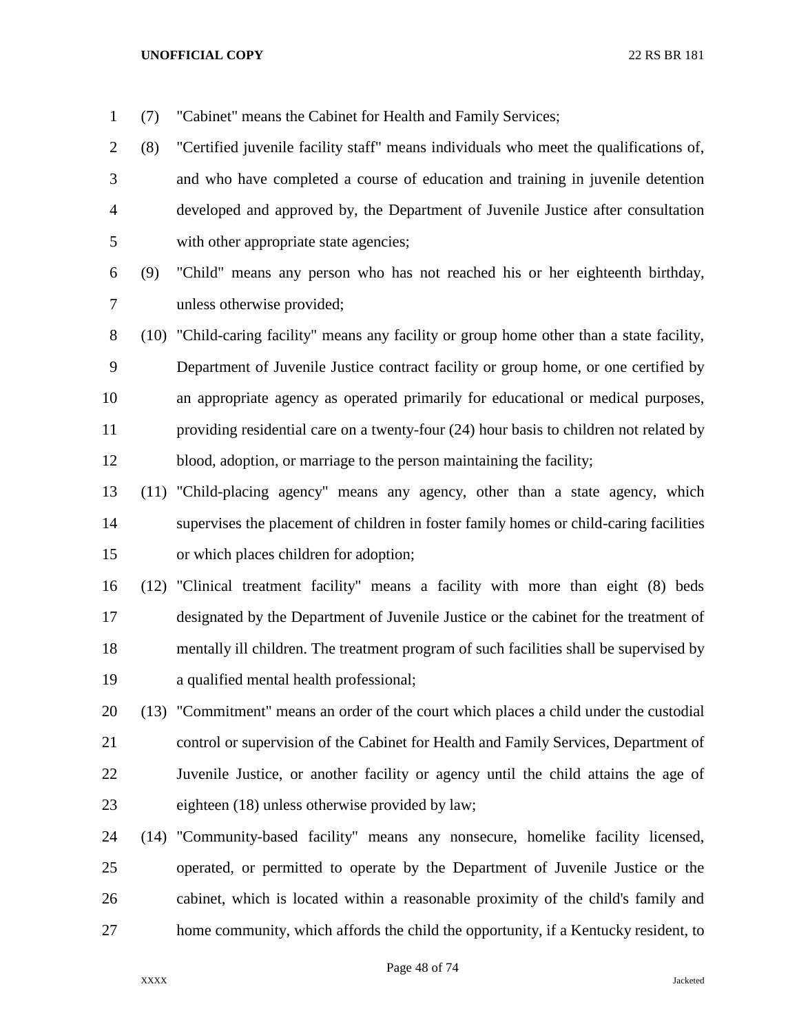(7) "Cabinet" means the Cabinet for Health and Family Services;

(8) "Certified juvenile facility staff" means individuals who meet the qualifications of, and who have completed a course of education and training in juvenile detention developed and approved by, the Department of Juvenile Justice after consultation with other appropriate state agencies;

(9) "Child" means any person who has not reached his or her eighteenth birthday, unless otherwise provided;

(10) "Child-caring facility" means any facility or group home other than a state facility, Department of Juvenile Justice contract facility or group home, or one certified by an appropriate agency as operated primarily for educational or medical purposes, providing residential care on a twenty-four (24) hour basis to children not related by blood, adoption, or marriage to the person maintaining the facility;

(11) "Child-placing agency" means any agency, other than a state agency, which supervises the placement of children in foster family homes or child-caring facilities or which places children for adoption;

(12) "Clinical treatment facility" means a facility with more than eight (8) beds designated by the Department of Juvenile Justice or the cabinet for the treatment of mentally ill children. The treatment program of such facilities shall be supervised by a qualified mental health professional;

(13) "Commitment" means an order of the court which places a child under the custodial control or supervision of the Cabinet for Health and Family Services, Department of Juvenile Justice, or another facility or agency until the child attains the age of eighteen (18) unless otherwise provided by law;

(14) "Community-based facility" means any nonsecure, homelike facility licensed, operated, or permitted to operate by the Department of Juvenile Justice or the cabinet, which is located within a reasonable proximity of the child's family and home community, which affords the child the opportunity, if a Kentucky resident, to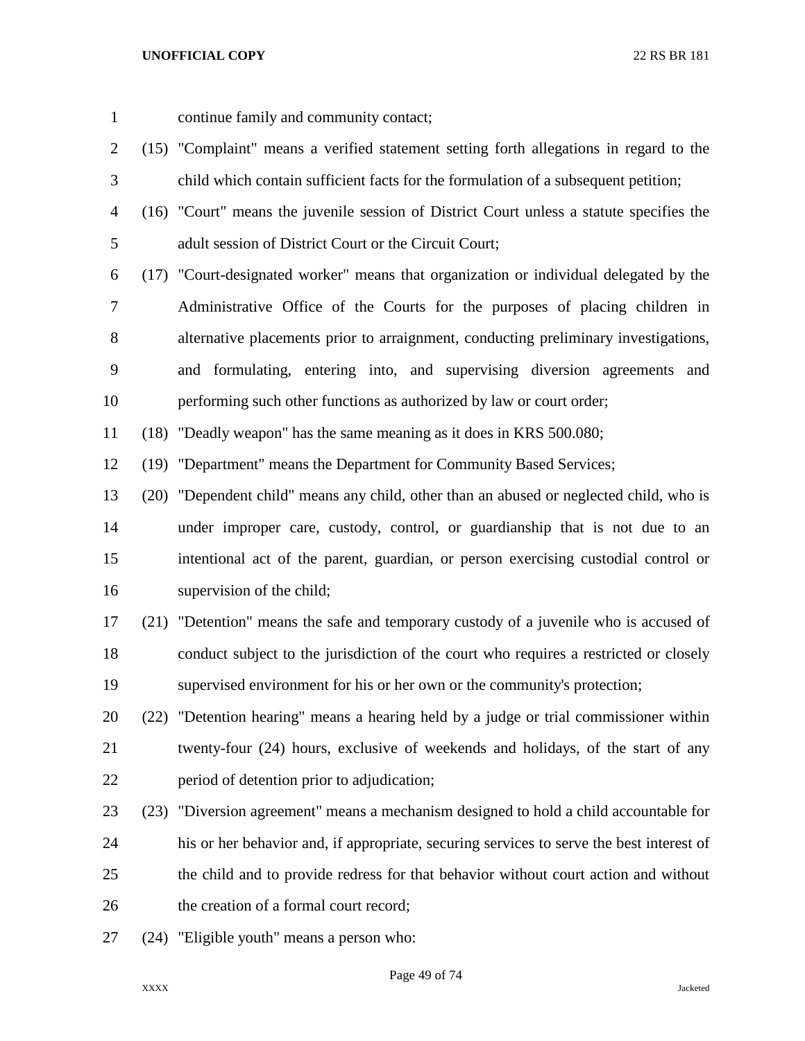continue family and community contact;

(15) "Complaint" means a verified statement setting forth allegations in regard to the child which contain sufficient facts for the formulation of a subsequent petition;

(16) "Court" means the juvenile session of District Court unless a statute specifies the adult session of District Court or the Circuit Court;

(17) "Court-designated worker" means that organization or individual delegated by the Administrative Office of the Courts for the purposes of placing children in alternative placements prior to arraignment, conducting preliminary investigations, and formulating, entering into, and supervising diversion agreements and performing such other functions as authorized by law or court order;

(18) "Deadly weapon" has the same meaning as it does in KRS 500.080;

(19) "Department" means the Department for Community Based Services;

(20) "Dependent child" means any child, other than an abused or neglected child, who is under improper care, custody, control, or guardianship that is not due to an intentional act of the parent, guardian, or person exercising custodial control or supervision of the child;

(21) "Detention" means the safe and temporary custody of a juvenile who is accused of conduct subject to the jurisdiction of the court who requires a restricted or closely supervised environment for his or her own or the community's protection;

(22) "Detention hearing" means a hearing held by a judge or trial commissioner within twenty-four (24) hours, exclusive of weekends and holidays, of the start of any period of detention prior to adjudication;

(23) "Diversion agreement" means a mechanism designed to hold a child accountable for his or her behavior and, if appropriate, securing services to serve the best interest of the child and to provide redress for that behavior without court action and without the creation of a formal court record;

(24) "Eligible youth" means a person who: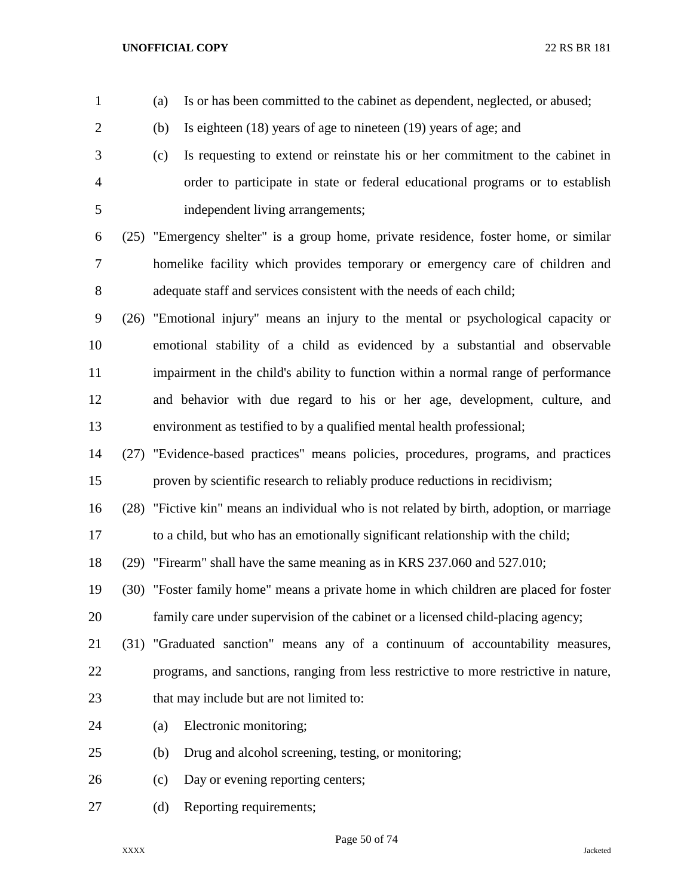(a) Is or has been committed to the cabinet as dependent, neglected, or abused;

(b) Is eighteen (18) years of age to nineteen (19) years of age; and

(c) Is requesting to extend or reinstate his or her commitment to the cabinet in order to participate in state or federal educational programs or to establish independent living arrangements;

(25) "Emergency shelter" is a group home, private residence, foster home, or similar homelike facility which provides temporary or emergency care of children and adequate staff and services consistent with the needs of each child;

(26) "Emotional injury" means an injury to the mental or psychological capacity or emotional stability of a child as evidenced by a substantial and observable impairment in the child's ability to function within a normal range of performance and behavior with due regard to his or her age, development, culture, and environment as testified to by a qualified mental health professional;

(27) "Evidence-based practices" means policies, procedures, programs, and practices proven by scientific research to reliably produce reductions in recidivism;

(28) "Fictive kin" means an individual who is not related by birth, adoption, or marriage to a child, but who has an emotionally significant relationship with the child;

(29) "Firearm" shall have the same meaning as in KRS 237.060 and 527.010;

(30) "Foster family home" means a private home in which children are placed for foster family care under supervision of the cabinet or a licensed child-placing agency;

(31) "Graduated sanction" means any of a continuum of accountability measures, programs, and sanctions, ranging from less restrictive to more restrictive in nature, that may include but are not limited to:

(a) Electronic monitoring;

(b) Drug and alcohol screening, testing, or monitoring;

(c) Day or evening reporting centers;

(d) Reporting requirements;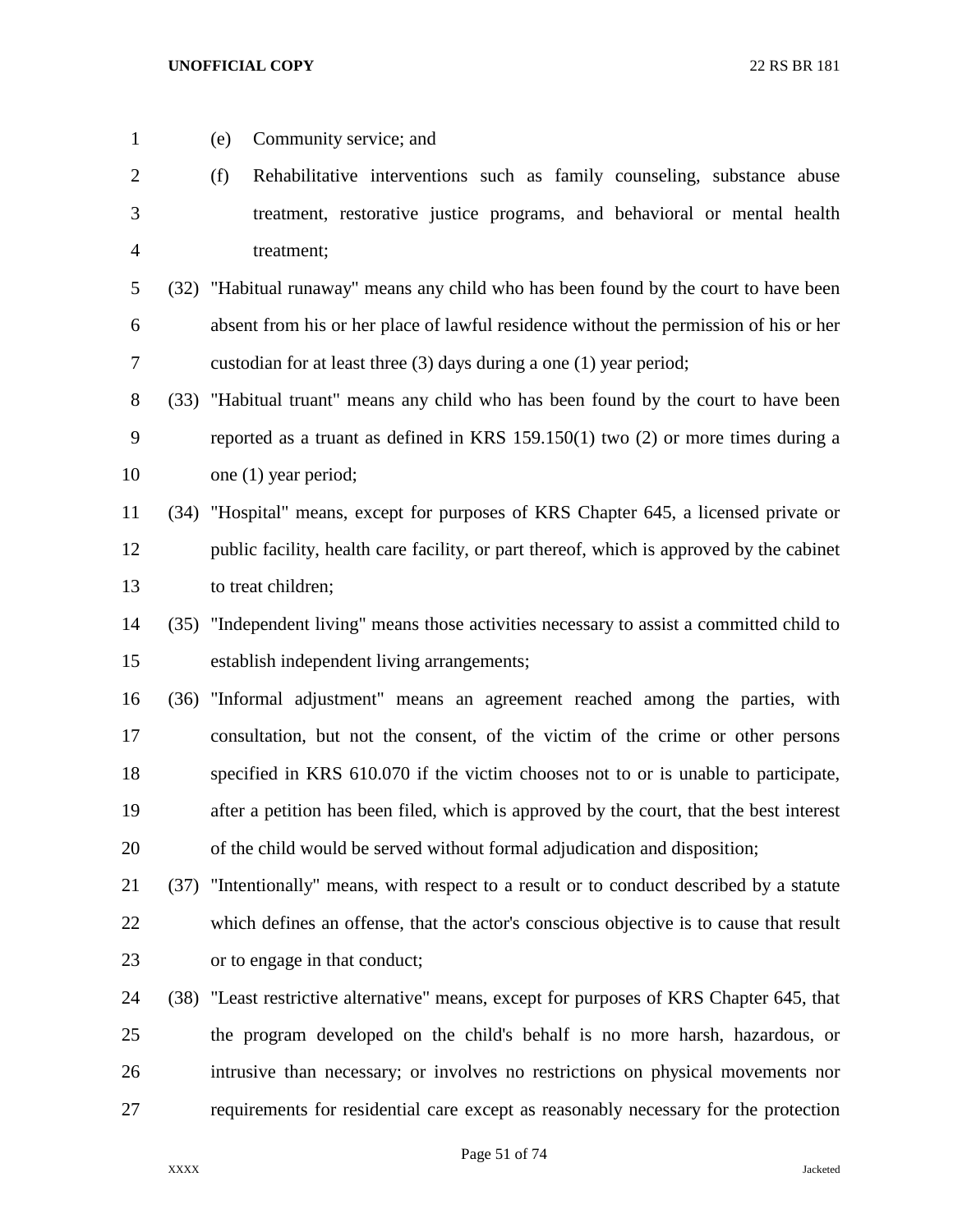(e) Community service; and

(f) Rehabilitative interventions such as family counseling, substance abuse treatment, restorative justice programs, and behavioral or mental health treatment;

(32) "Habitual runaway" means any child who has been found by the court to have been absent from his or her place of lawful residence without the permission of his or her custodian for at least three (3) days during a one (1) year period;

(33) "Habitual truant" means any child who has been found by the court to have been reported as a truant as defined in KRS 159.150(1) two (2) or more times during a one (1) year period;

(34) "Hospital" means, except for purposes of KRS Chapter 645, a licensed private or public facility, health care facility, or part thereof, which is approved by the cabinet to treat children;

(35) "Independent living" means those activities necessary to assist a committed child to establish independent living arrangements;

(36) "Informal adjustment" means an agreement reached among the parties, with consultation, but not the consent, of the victim of the crime or other persons specified in KRS 610.070 if the victim chooses not to or is unable to participate, after a petition has been filed, which is approved by the court, that the best interest of the child would be served without formal adjudication and disposition;

(37) "Intentionally" means, with respect to a result or to conduct described by a statute which defines an offense, that the actor's conscious objective is to cause that result or to engage in that conduct;

(38) "Least restrictive alternative" means, except for purposes of KRS Chapter 645, that the program developed on the child's behalf is no more harsh, hazardous, or intrusive than necessary; or involves no restrictions on physical movements nor requirements for residential care except as reasonably necessary for the protection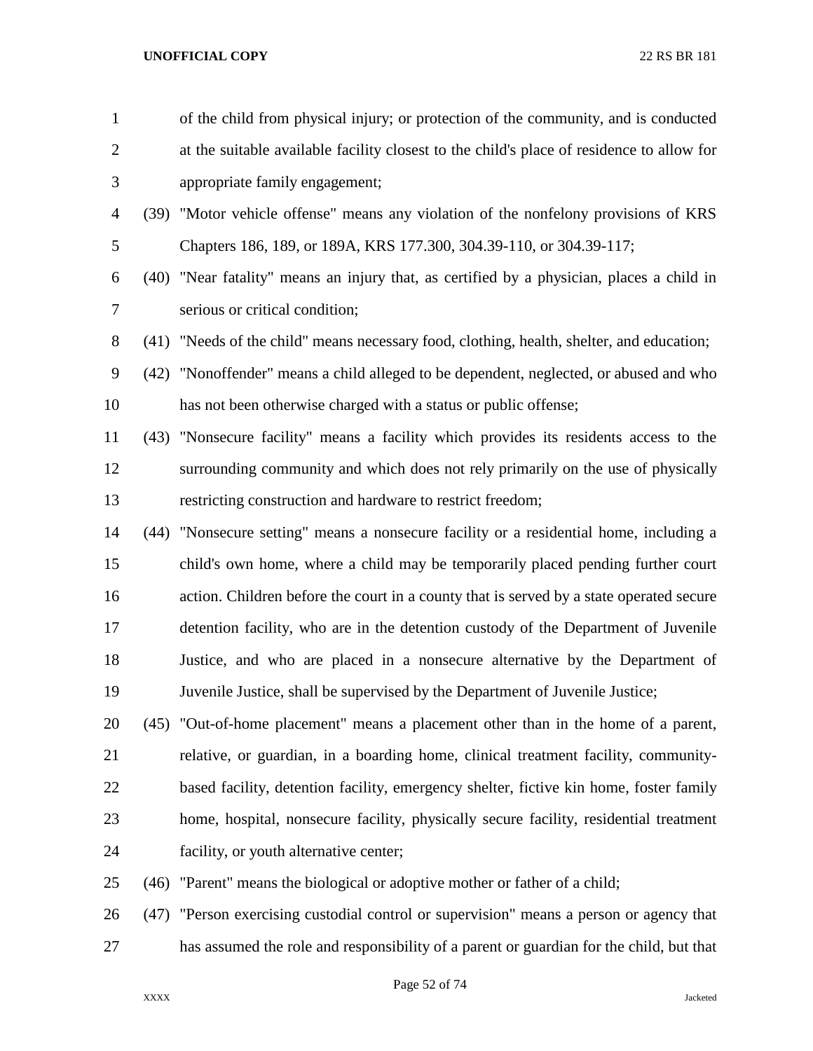of the child from physical injury; or protection of the community, and is conducted at the suitable available facility closest to the child's place of residence to allow for appropriate family engagement;

(39) "Motor vehicle offense" means any violation of the nonfelony provisions of KRS Chapters 186, 189, or 189A, KRS 177.300, 304.39-110, or 304.39-117;

(40) "Near fatality" means an injury that, as certified by a physician, places a child in serious or critical condition;

(41) "Needs of the child" means necessary food, clothing, health, shelter, and education;

(42) "Nonoffender" means a child alleged to be dependent, neglected, or abused and who has not been otherwise charged with a status or public offense;

(43) "Nonsecure facility" means a facility which provides its residents access to the surrounding community and which does not rely primarily on the use of physically restricting construction and hardware to restrict freedom;

(44) "Nonsecure setting" means a nonsecure facility or a residential home, including a child's own home, where a child may be temporarily placed pending further court action. Children before the court in a county that is served by a state operated secure detention facility, who are in the detention custody of the Department of Juvenile Justice, and who are placed in a nonsecure alternative by the Department of Juvenile Justice, shall be supervised by the Department of Juvenile Justice;

(45) "Out-of-home placement" means a placement other than in the home of a parent, relative, or guardian, in a boarding home, clinical treatment facility, community-based facility, detention facility, emergency shelter, fictive kin home, foster family home, hospital, nonsecure facility, physically secure facility, residential treatment facility, or youth alternative center;

(46) "Parent" means the biological or adoptive mother or father of a child;

(47) "Person exercising custodial control or supervision" means a person or agency that has assumed the role and responsibility of a parent or guardian for the child, but that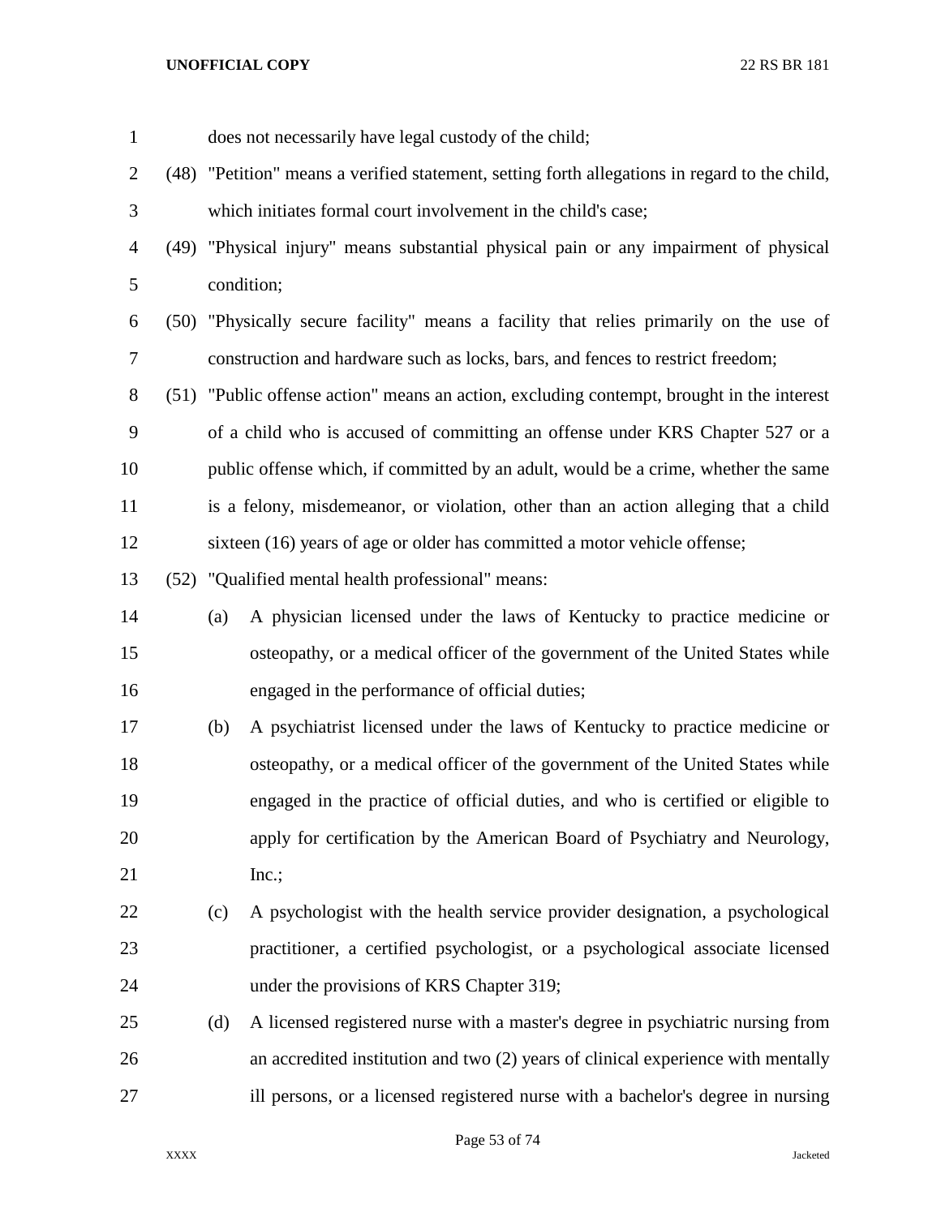does not necessarily have legal custody of the child;

(48) "Petition" means a verified statement, setting forth allegations in regard to the child, which initiates formal court involvement in the child's case;

(49) "Physical injury" means substantial physical pain or any impairment of physical condition;

(50) "Physically secure facility" means a facility that relies primarily on the use of construction and hardware such as locks, bars, and fences to restrict freedom;

(51) "Public offense action" means an action, excluding contempt, brought in the interest of a child who is accused of committing an offense under KRS Chapter 527 or a public offense which, if committed by an adult, would be a crime, whether the same is a felony, misdemeanor, or violation, other than an action alleging that a child sixteen (16) years of age or older has committed a motor vehicle offense;

(52) "Qualified mental health professional" means:

(a) A physician licensed under the laws of Kentucky to practice medicine or osteopathy, or a medical officer of the government of the United States while engaged in the performance of official duties;

(b) A psychiatrist licensed under the laws of Kentucky to practice medicine or osteopathy, or a medical officer of the government of the United States while engaged in the practice of official duties, and who is certified or eligible to apply for certification by the American Board of Psychiatry and Neurology, Inc.;

(c) A psychologist with the health service provider designation, a psychological practitioner, a certified psychologist, or a psychological associate licensed under the provisions of KRS Chapter 319;

(d) A licensed registered nurse with a master's degree in psychiatric nursing from an accredited institution and two (2) years of clinical experience with mentally ill persons, or a licensed registered nurse with a bachelor's degree in nursing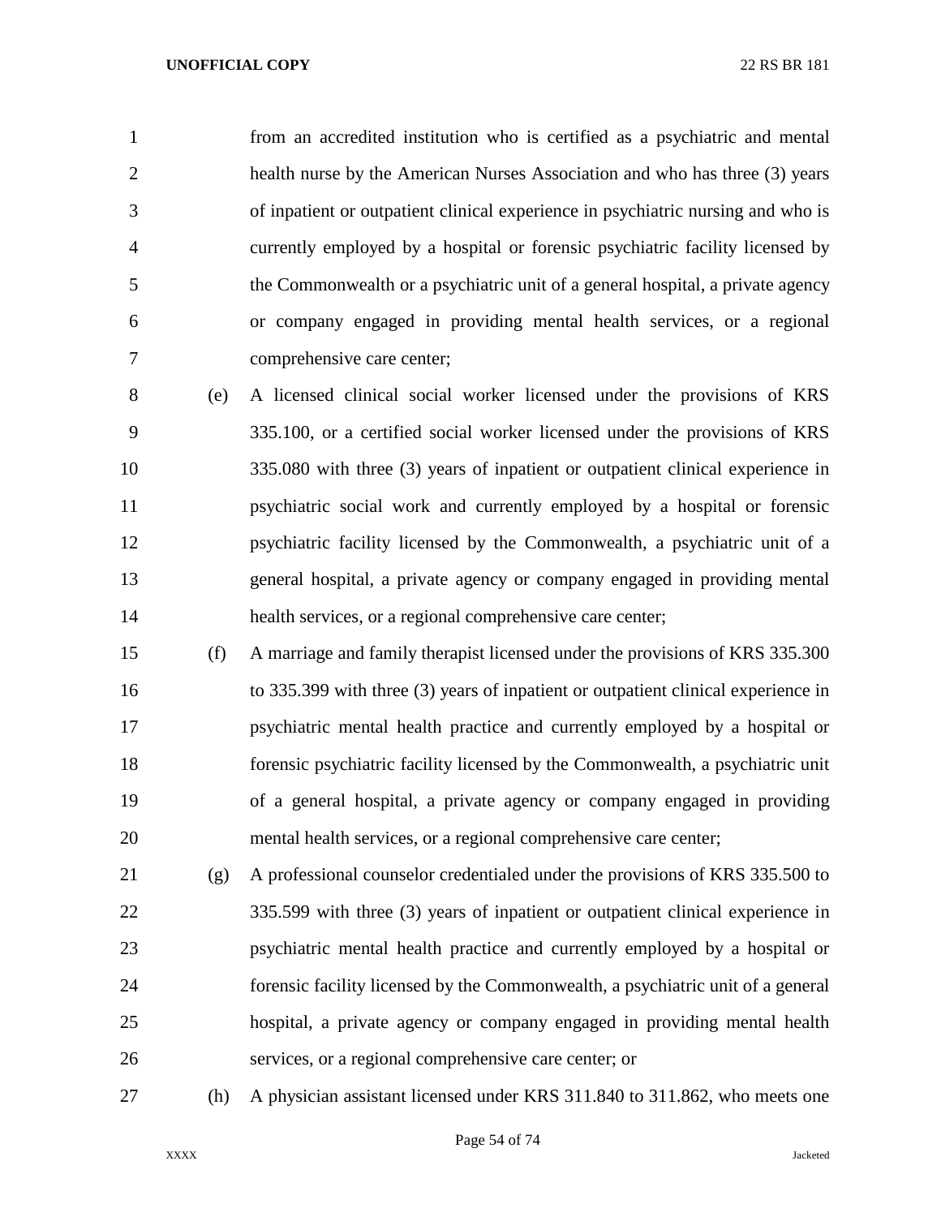from an accredited institution who is certified as a psychiatric and mental health nurse by the American Nurses Association and who has three (3) years of inpatient or outpatient clinical experience in psychiatric nursing and who is currently employed by a hospital or forensic psychiatric facility licensed by the Commonwealth or a psychiatric unit of a general hospital, a private agency or company engaged in providing mental health services, or a regional comprehensive care center;

(e) A licensed clinical social worker licensed under the provisions of KRS 335.100, or a certified social worker licensed under the provisions of KRS 335.080 with three (3) years of inpatient or outpatient clinical experience in psychiatric social work and currently employed by a hospital or forensic psychiatric facility licensed by the Commonwealth, a psychiatric unit of a general hospital, a private agency or company engaged in providing mental health services, or a regional comprehensive care center;

(f) A marriage and family therapist licensed under the provisions of KRS 335.300 to 335.399 with three (3) years of inpatient or outpatient clinical experience in psychiatric mental health practice and currently employed by a hospital or forensic psychiatric facility licensed by the Commonwealth, a psychiatric unit of a general hospital, a private agency or company engaged in providing mental health services, or a regional comprehensive care center;

(g) A professional counselor credentialed under the provisions of KRS 335.500 to 335.599 with three (3) years of inpatient or outpatient clinical experience in psychiatric mental health practice and currently employed by a hospital or forensic facility licensed by the Commonwealth, a psychiatric unit of a general hospital, a private agency or company engaged in providing mental health services, or a regional comprehensive care center; or

(h) A physician assistant licensed under KRS 311.840 to 311.862, who meets one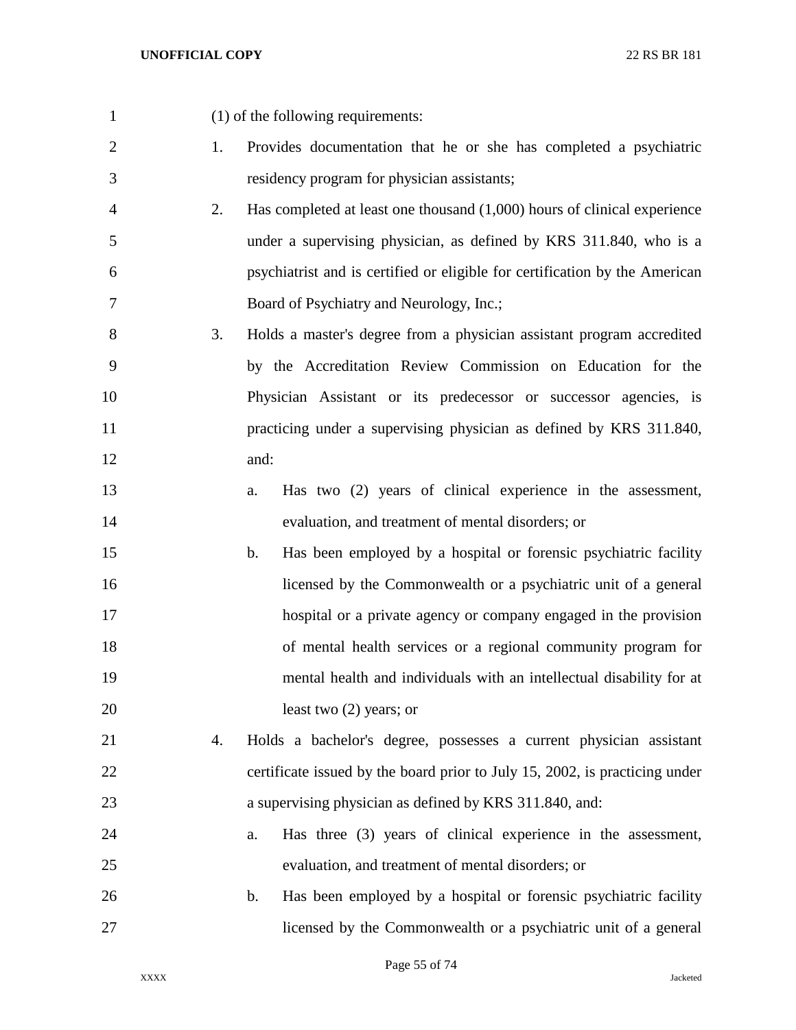(1) of the following requirements:

1. Provides documentation that he or she has completed a psychiatric residency program for physician assistants;
2. Has completed at least one thousand (1,000) hours of clinical experience under a supervising physician, as defined by KRS 311.840, who is a psychiatrist and is certified or eligible for certification by the American Board of Psychiatry and Neurology, Inc.;
3. Holds a master's degree from a physician assistant program accredited by the Accreditation Review Commission on Education for the Physician Assistant or its predecessor or successor agencies, is practicing under a supervising physician as defined by KRS 311.840, and:
   a. Has two (2) years of clinical experience in the assessment, evaluation, and treatment of mental disorders; or
   b. Has been employed by a hospital or forensic psychiatric facility licensed by the Commonwealth or a psychiatric unit of a general hospital or a private agency or company engaged in the provision of mental health services or a regional community program for mental health and individuals with an intellectual disability for at least two (2) years; or
4. Holds a bachelor's degree, possesses a current physician assistant certificate issued by the board prior to July 15, 2002, is practicing under a supervising physician as defined by KRS 311.840, and:
   a. Has three (3) years of clinical experience in the assessment, evaluation, and treatment of mental disorders; or
   b. Has been employed by a hospital or forensic psychiatric facility licensed by the Commonwealth or a psychiatric unit of a general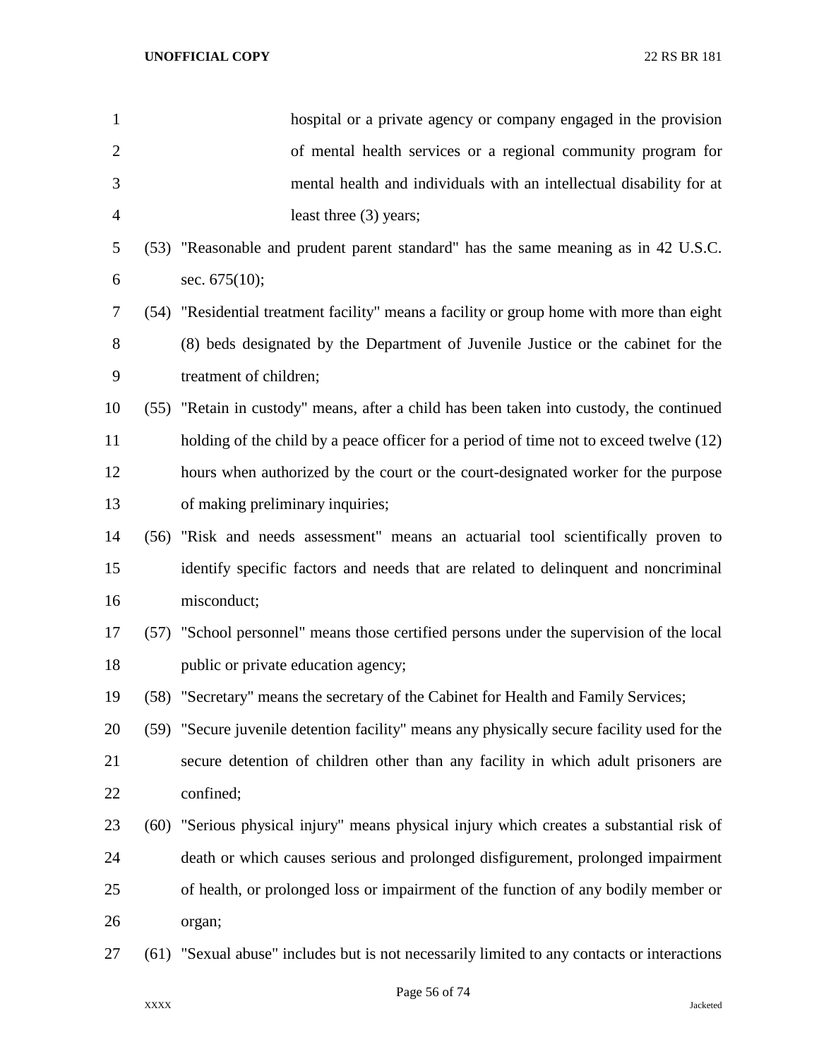hospital or a private agency or company engaged in the provision of mental health services or a regional community program for mental health and individuals with an intellectual disability for at least three (3) years;

(53) "Reasonable and prudent parent standard" has the same meaning as in 42 U.S.C. sec. 675(10);

(54) "Residential treatment facility" means a facility or group home with more than eight (8) beds designated by the Department of Juvenile Justice or the cabinet for the treatment of children;

(55) "Retain in custody" means, after a child has been taken into custody, the continued holding of the child by a peace officer for a period of time not to exceed twelve (12) hours when authorized by the court or the court-designated worker for the purpose of making preliminary inquiries;

(56) "Risk and needs assessment" means an actuarial tool scientifically proven to identify specific factors and needs that are related to delinquent and noncriminal misconduct;

(57) "School personnel" means those certified persons under the supervision of the local public or private education agency;

(58) "Secretary" means the secretary of the Cabinet for Health and Family Services;

(59) "Secure juvenile detention facility" means any physically secure facility used for the secure detention of children other than any facility in which adult prisoners are confined;

(60) "Serious physical injury" means physical injury which creates a substantial risk of death or which causes serious and prolonged disfigurement, prolonged impairment of health, or prolonged loss or impairment of the function of any bodily member or organ;

(61) "Sexual abuse" includes but is not necessarily limited to any contacts or interactions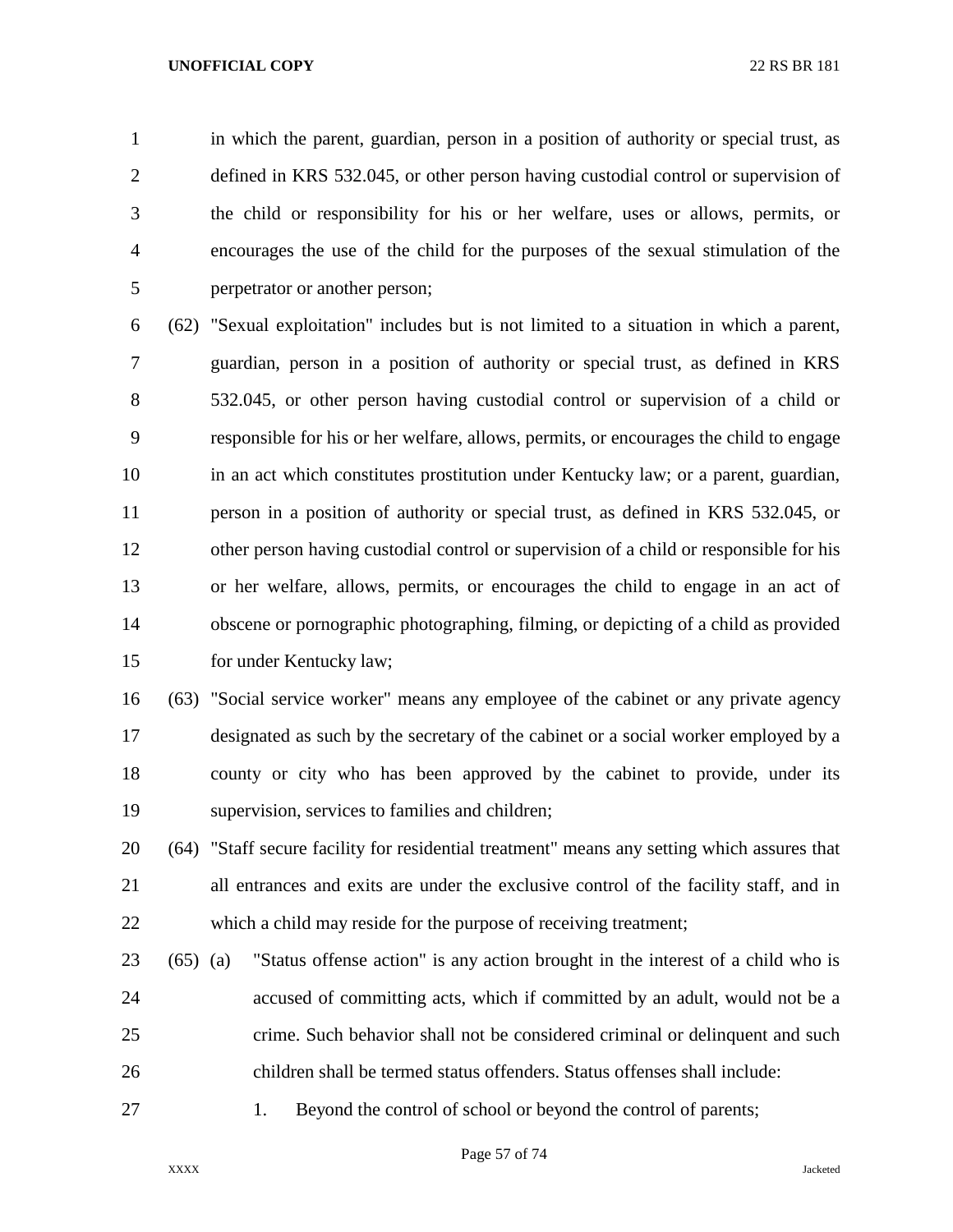in which the parent, guardian, person in a position of authority or special trust, as defined in KRS 532.045, or other person having custodial control or supervision of the child or responsibility for his or her welfare, uses or allows, permits, or encourages the use of the child for the purposes of the sexual stimulation of the perpetrator or another person;

(62) "Sexual exploitation" includes but is not limited to a situation in which a parent, guardian, person in a position of authority or special trust, as defined in KRS 532.045, or other person having custodial control or supervision of a child or responsible for his or her welfare, allows, permits, or encourages the child to engage in an act which constitutes prostitution under Kentucky law; or a parent, guardian, person in a position of authority or special trust, as defined in KRS 532.045, or other person having custodial control or supervision of a child or responsible for his or her welfare, allows, permits, or encourages the child to engage in an act of obscene or pornographic photographing, filming, or depicting of a child as provided for under Kentucky law;

(63) "Social service worker" means any employee of the cabinet or any private agency designated as such by the secretary of the cabinet or a social worker employed by a county or city who has been approved by the cabinet to provide, under its supervision, services to families and children;

(64) "Staff secure facility for residential treatment" means any setting which assures that all entrances and exits are under the exclusive control of the facility staff, and in which a child may reside for the purpose of receiving treatment;

(65) (a) "Status offense action" is any action brought in the interest of a child who is accused of committing acts, which if committed by an adult, would not be a crime. Such behavior shall not be considered criminal or delinquent and such children shall be termed status offenders. Status offenses shall include:

1. Beyond the control of school or beyond the control of parents;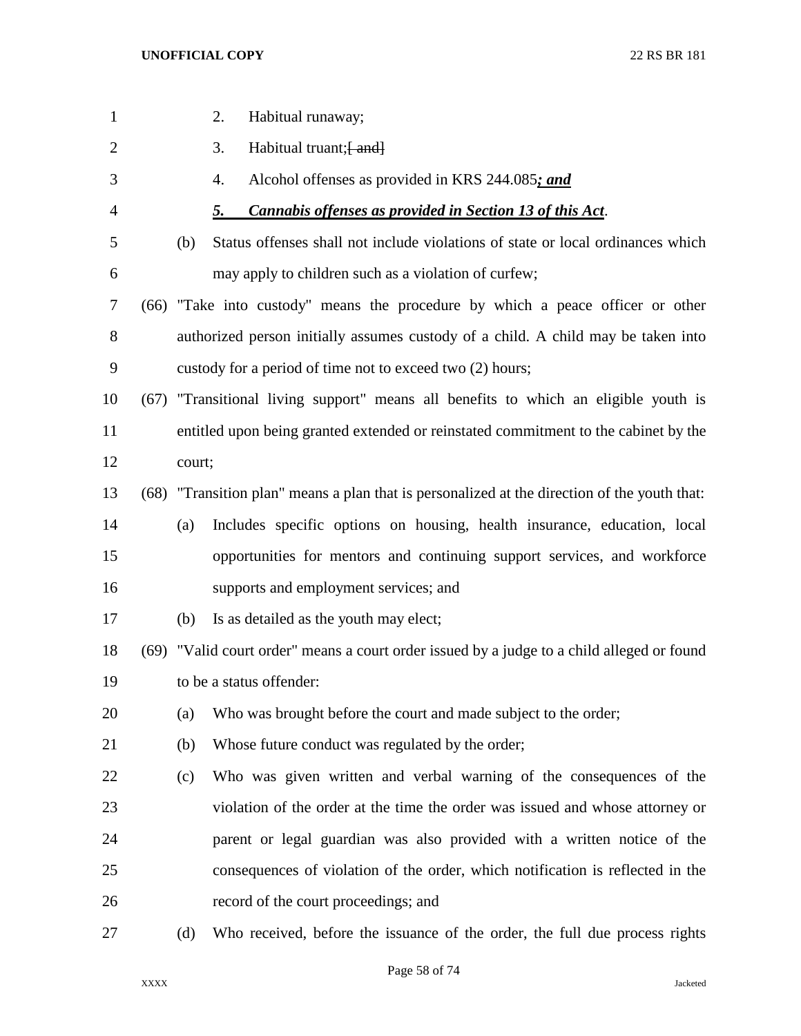2. Habitual runaway;

3. Habitual truant;~~[ and]~~

4. Alcohol offenses as provided in KRS 244.085***; and***

***5. Cannabis offenses as provided in Section 13 of this Act***.

(b) Status offenses shall not include violations of state or local ordinances which may apply to children such as a violation of curfew;

(66) "Take into custody" means the procedure by which a peace officer or other authorized person initially assumes custody of a child. A child may be taken into custody for a period of time not to exceed two (2) hours;

(67) "Transitional living support" means all benefits to which an eligible youth is entitled upon being granted extended or reinstated commitment to the cabinet by the court;

(68) "Transition plan" means a plan that is personalized at the direction of the youth that:

(a) Includes specific options on housing, health insurance, education, local opportunities for mentors and continuing support services, and workforce supports and employment services; and

(b) Is as detailed as the youth may elect;

(69) "Valid court order" means a court order issued by a judge to a child alleged or found to be a status offender:

(a) Who was brought before the court and made subject to the order;

(b) Whose future conduct was regulated by the order;

(c) Who was given written and verbal warning of the consequences of the violation of the order at the time the order was issued and whose attorney or parent or legal guardian was also provided with a written notice of the consequences of violation of the order, which notification is reflected in the record of the court proceedings; and

(d) Who received, before the issuance of the order, the full due process rights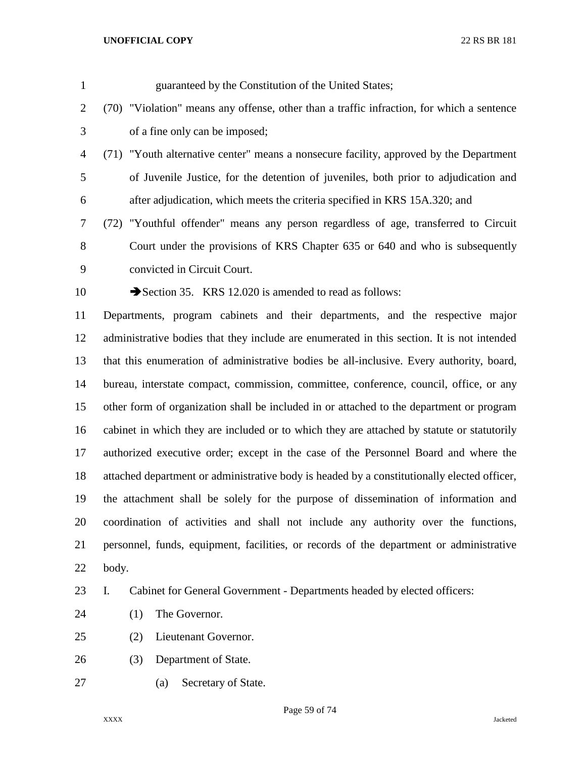guaranteed by the Constitution of the United States;

(70) "Violation" means any offense, other than a traffic infraction, for which a sentence of a fine only can be imposed;

(71) "Youth alternative center" means a nonsecure facility, approved by the Department of Juvenile Justice, for the detention of juveniles, both prior to adjudication and after adjudication, which meets the criteria specified in KRS 15A.320; and

(72) "Youthful offender" means any person regardless of age, transferred to Circuit Court under the provisions of KRS Chapter 635 or 640 and who is subsequently convicted in Circuit Court.

➔Section 35. KRS 12.020 is amended to read as follows:

Departments, program cabinets and their departments, and the respective major administrative bodies that they include are enumerated in this section. It is not intended that this enumeration of administrative bodies be all-inclusive. Every authority, board, bureau, interstate compact, commission, committee, conference, council, office, or any other form of organization shall be included in or attached to the department or program cabinet in which they are included or to which they are attached by statute or statutorily authorized executive order; except in the case of the Personnel Board and where the attached department or administrative body is headed by a constitutionally elected officer, the attachment shall be solely for the purpose of dissemination of information and coordination of activities and shall not include any authority over the functions, personnel, funds, equipment, facilities, or records of the department or administrative body.

I. Cabinet for General Government - Departments headed by elected officers:

(1) The Governor.

(2) Lieutenant Governor.

(3) Department of State.

(a) Secretary of State.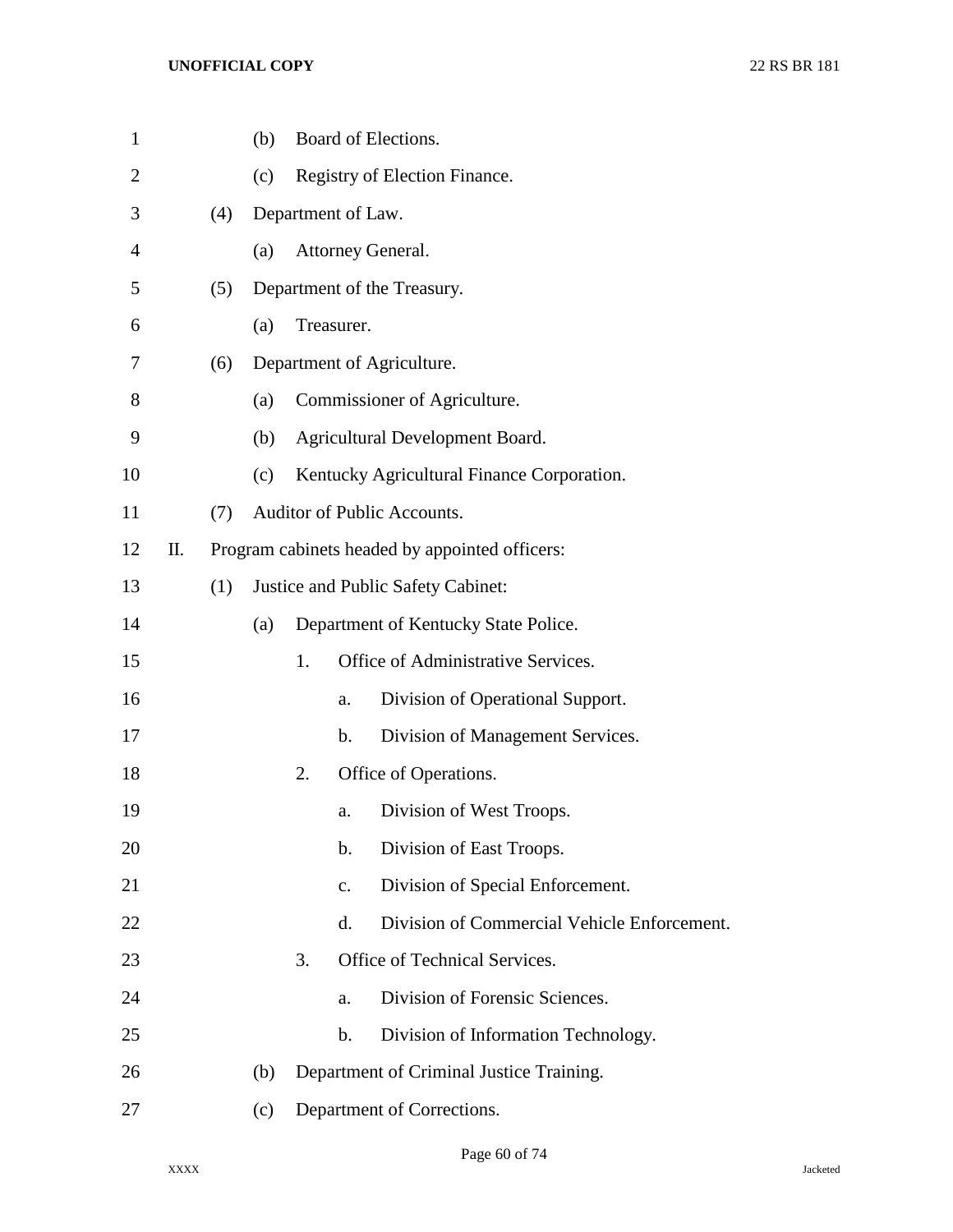(b) Board of Elections.

(c) Registry of Election Finance.

(4) Department of Law.

(a) Attorney General.

(5) Department of the Treasury.

(a) Treasurer.

(6) Department of Agriculture.

(a) Commissioner of Agriculture.

(b) Agricultural Development Board.

(c) Kentucky Agricultural Finance Corporation.

(7) Auditor of Public Accounts.

II. Program cabinets headed by appointed officers:

(1) Justice and Public Safety Cabinet:

(a) Department of Kentucky State Police.

1. Office of Administrative Services.

a. Division of Operational Support.

b. Division of Management Services.

2. Office of Operations.

a. Division of West Troops.

b. Division of East Troops.

c. Division of Special Enforcement.

d. Division of Commercial Vehicle Enforcement.

3. Office of Technical Services.

a. Division of Forensic Sciences.

b. Division of Information Technology.

(b) Department of Criminal Justice Training.

(c) Department of Corrections.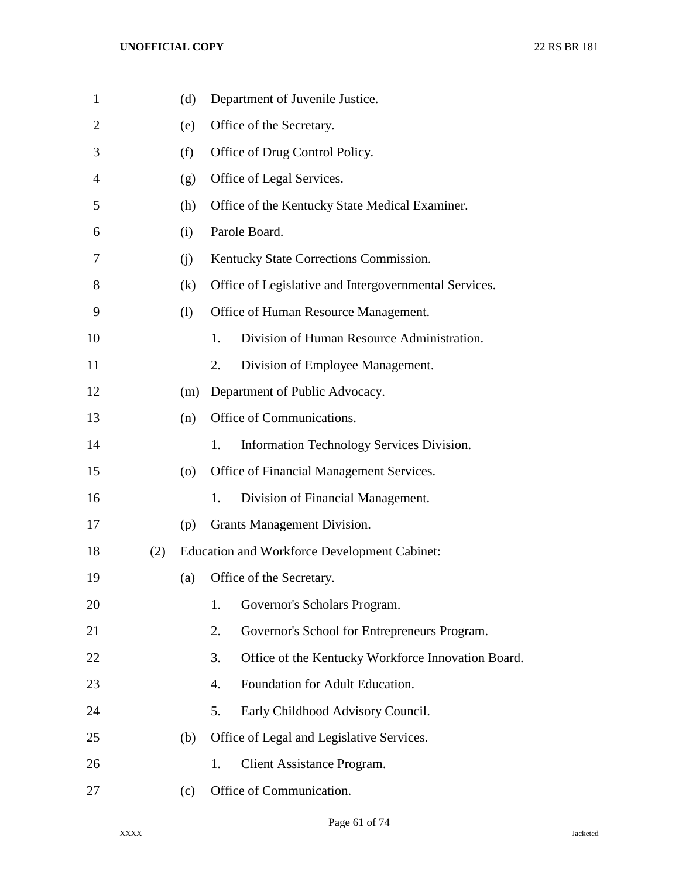(d) Department of Juvenile Justice.

(e) Office of the Secretary.

(f) Office of Drug Control Policy.

(g) Office of Legal Services.

(h) Office of the Kentucky State Medical Examiner.

(i) Parole Board.

(j) Kentucky State Corrections Commission.

(k) Office of Legislative and Intergovernmental Services.

(l) Office of Human Resource Management.

1. Division of Human Resource Administration.
2. Division of Employee Management.

(m) Department of Public Advocacy.

(n) Office of Communications.

1. Information Technology Services Division.

(o) Office of Financial Management Services.

1. Division of Financial Management.

(p) Grants Management Division.

(2) Education and Workforce Development Cabinet:

(a) Office of the Secretary.

1. Governor's Scholars Program.
2. Governor's School for Entrepreneurs Program.
3. Office of the Kentucky Workforce Innovation Board.
4. Foundation for Adult Education.
5. Early Childhood Advisory Council.

(b) Office of Legal and Legislative Services.

1. Client Assistance Program.

(c) Office of Communication.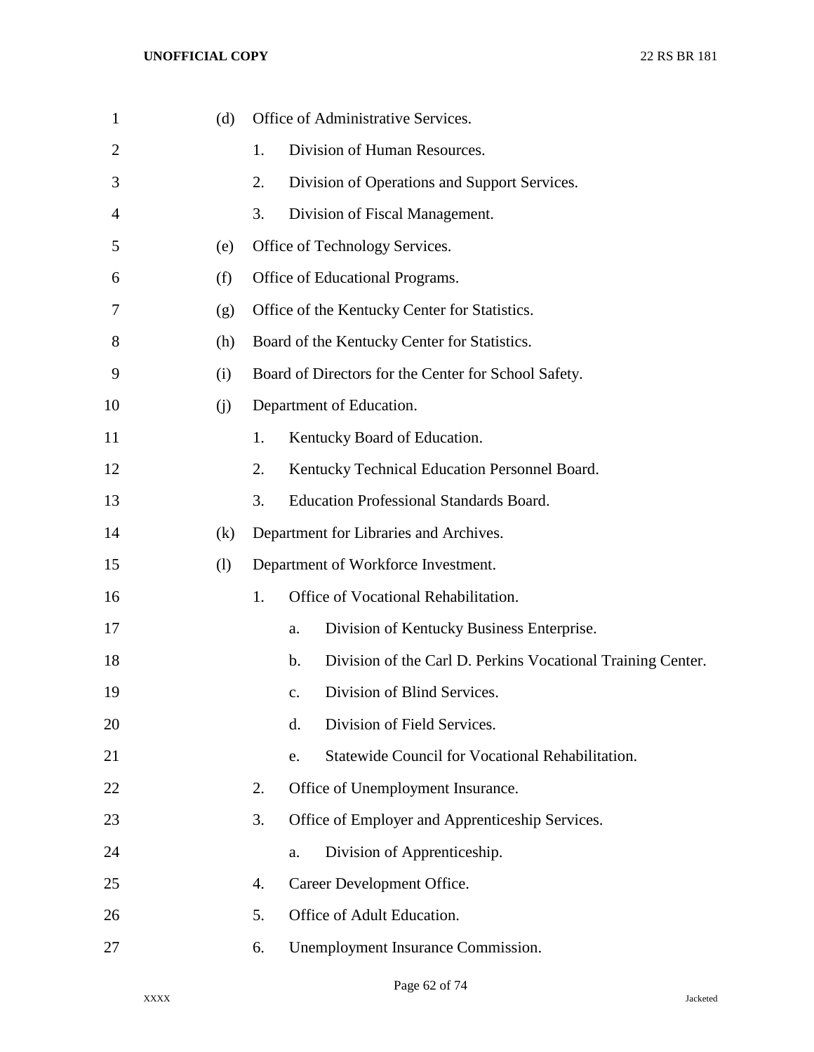(d) Office of Administrative Services.

1. Division of Human Resources.

2. Division of Operations and Support Services.

3. Division of Fiscal Management.

(e) Office of Technology Services.

(f) Office of Educational Programs.

(g) Office of the Kentucky Center for Statistics.

(h) Board of the Kentucky Center for Statistics.

(i) Board of Directors for the Center for School Safety.

(j) Department of Education.

1. Kentucky Board of Education.

2. Kentucky Technical Education Personnel Board.

3. Education Professional Standards Board.

(k) Department for Libraries and Archives.

(l) Department of Workforce Investment.

1. Office of Vocational Rehabilitation.

a. Division of Kentucky Business Enterprise.

b. Division of the Carl D. Perkins Vocational Training Center.

c. Division of Blind Services.

d. Division of Field Services.

e. Statewide Council for Vocational Rehabilitation.

2. Office of Unemployment Insurance.

3. Office of Employer and Apprenticeship Services.

a. Division of Apprenticeship.

4. Career Development Office.

5. Office of Adult Education.

6. Unemployment Insurance Commission.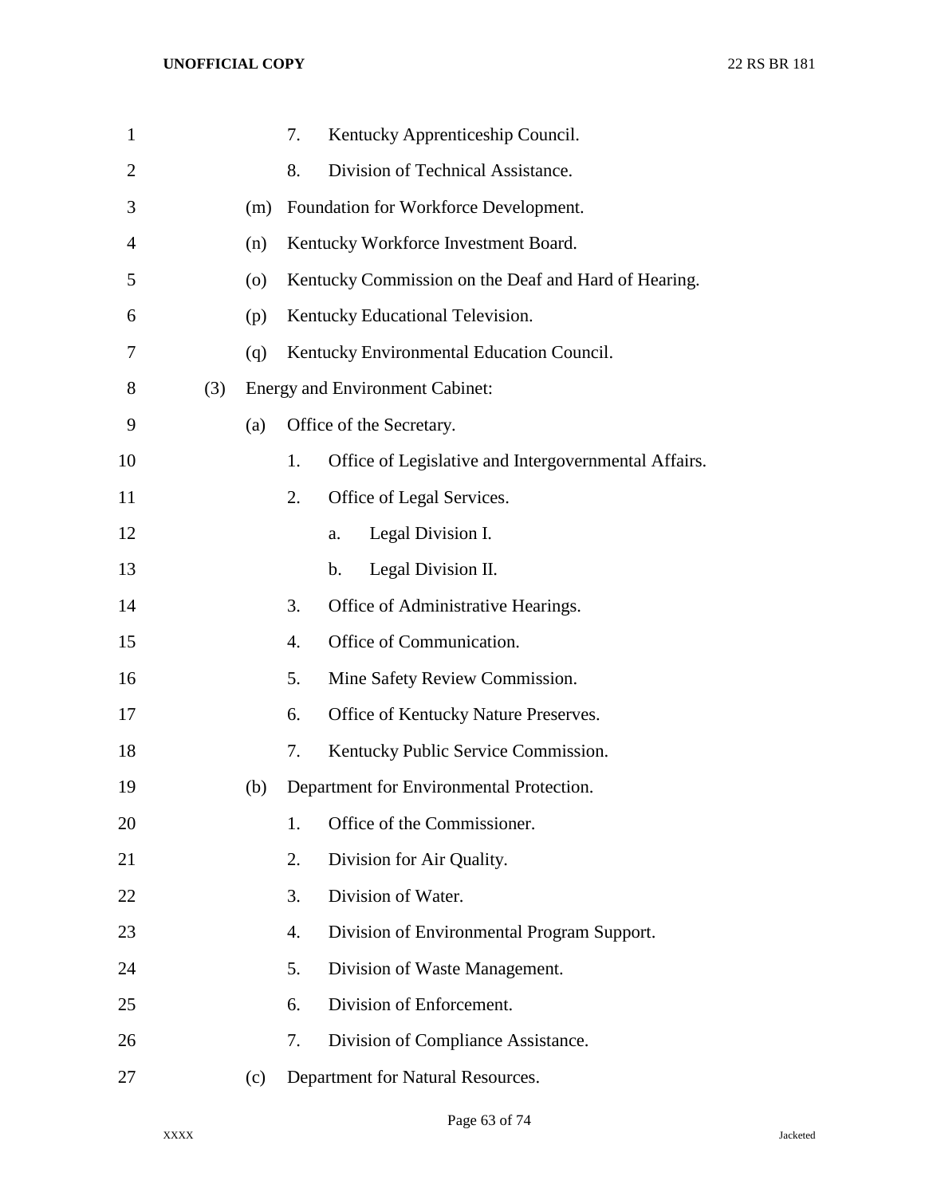7. Kentucky Apprenticeship Council.

8. Division of Technical Assistance.

(m) Foundation for Workforce Development.

(n) Kentucky Workforce Investment Board.

(o) Kentucky Commission on the Deaf and Hard of Hearing.

(p) Kentucky Educational Television.

(q) Kentucky Environmental Education Council.

(3) Energy and Environment Cabinet:

(a) Office of the Secretary.

1. Office of Legislative and Intergovernmental Affairs.

2. Office of Legal Services.

a. Legal Division I.

b. Legal Division II.

3. Office of Administrative Hearings.

4. Office of Communication.

5. Mine Safety Review Commission.

6. Office of Kentucky Nature Preserves.

7. Kentucky Public Service Commission.

(b) Department for Environmental Protection.

1. Office of the Commissioner.

2. Division for Air Quality.

3. Division of Water.

4. Division of Environmental Program Support.

5. Division of Waste Management.

6. Division of Enforcement.

7. Division of Compliance Assistance.

(c) Department for Natural Resources.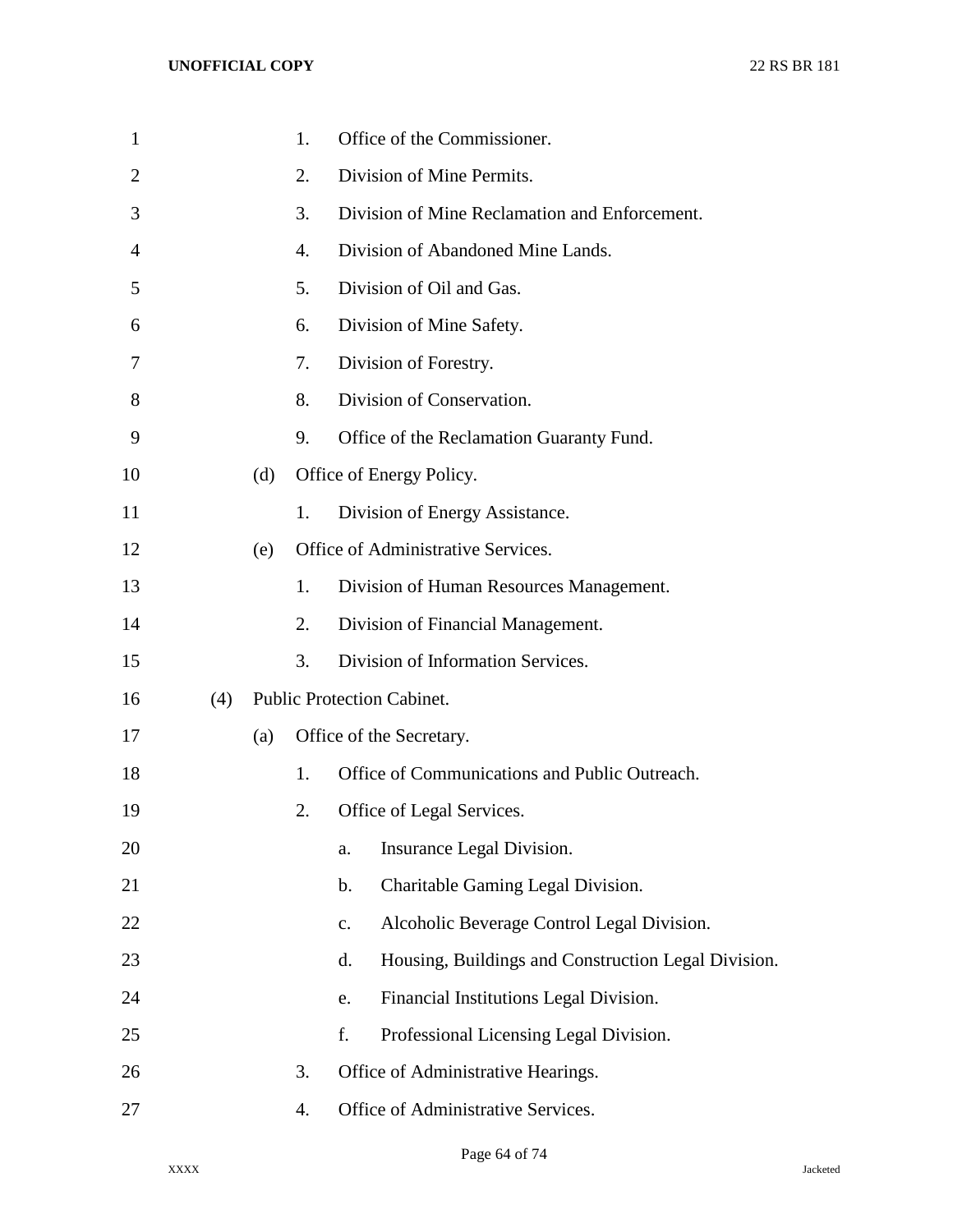1. Office of the Commissioner.
2. Division of Mine Permits.
3. Division of Mine Reclamation and Enforcement.
4. Division of Abandoned Mine Lands.
5. Division of Oil and Gas.
6. Division of Mine Safety.
7. Division of Forestry.
8. Division of Conservation.
9. Office of the Reclamation Guaranty Fund.

(d) Office of Energy Policy.

1. Division of Energy Assistance.

(e) Office of Administrative Services.

1. Division of Human Resources Management.
2. Division of Financial Management.
3. Division of Information Services.

(4) Public Protection Cabinet.

(a) Office of the Secretary.

1. Office of Communications and Public Outreach.
2. Office of Legal Services.
   a. Insurance Legal Division.
   b. Charitable Gaming Legal Division.
   c. Alcoholic Beverage Control Legal Division.
   d. Housing, Buildings and Construction Legal Division.
   e. Financial Institutions Legal Division.
   f. Professional Licensing Legal Division.
3. Office of Administrative Hearings.
4. Office of Administrative Services.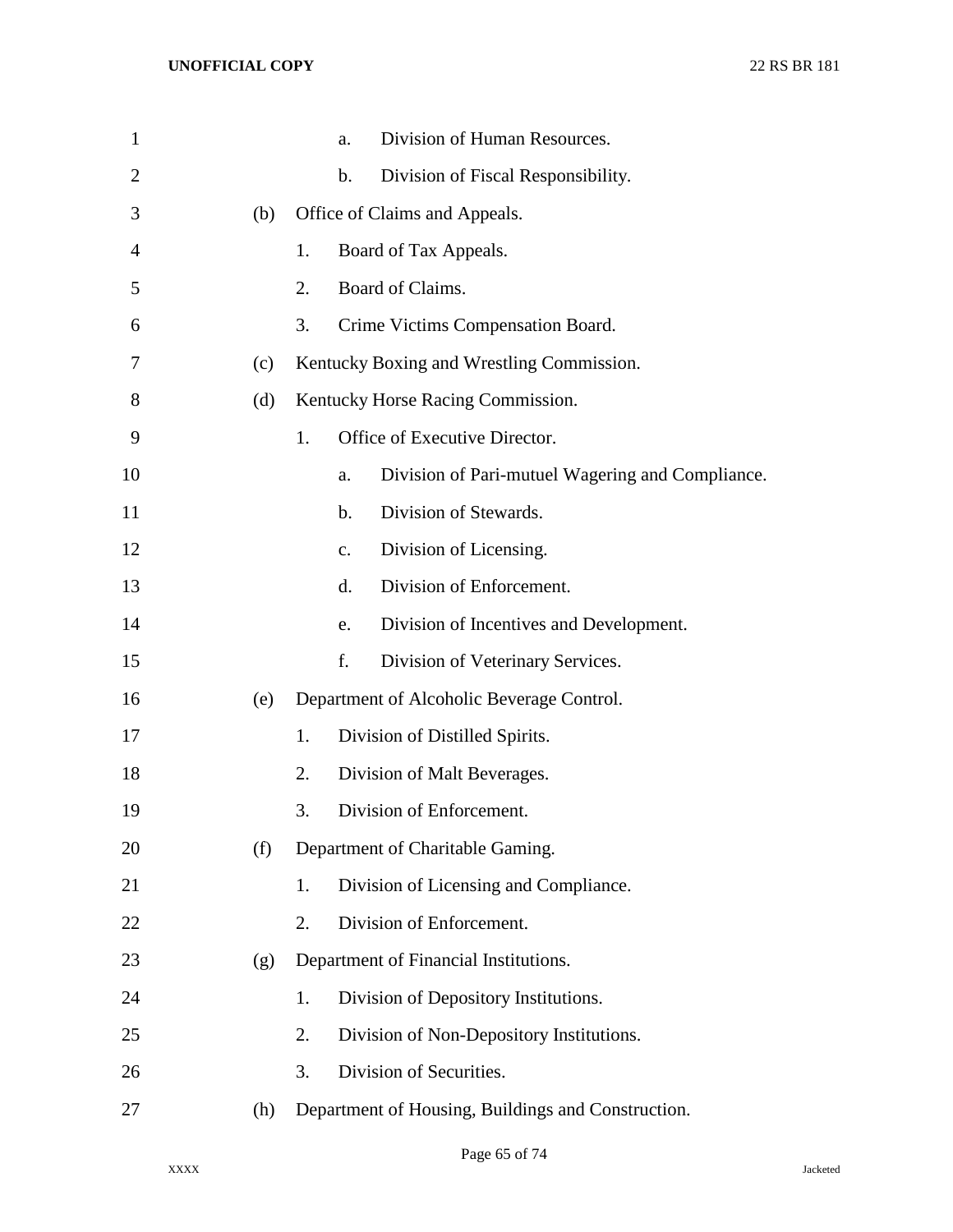a. Division of Human Resources.

b. Division of Fiscal Responsibility.

(b) Office of Claims and Appeals.

1. Board of Tax Appeals.

2. Board of Claims.

3. Crime Victims Compensation Board.

(c) Kentucky Boxing and Wrestling Commission.

(d) Kentucky Horse Racing Commission.

1. Office of Executive Director.

a. Division of Pari-mutuel Wagering and Compliance.

b. Division of Stewards.

c. Division of Licensing.

d. Division of Enforcement.

e. Division of Incentives and Development.

f. Division of Veterinary Services.

(e) Department of Alcoholic Beverage Control.

1. Division of Distilled Spirits.

2. Division of Malt Beverages.

3. Division of Enforcement.

(f) Department of Charitable Gaming.

1. Division of Licensing and Compliance.

2. Division of Enforcement.

(g) Department of Financial Institutions.

1. Division of Depository Institutions.

2. Division of Non-Depository Institutions.

3. Division of Securities.

(h) Department of Housing, Buildings and Construction.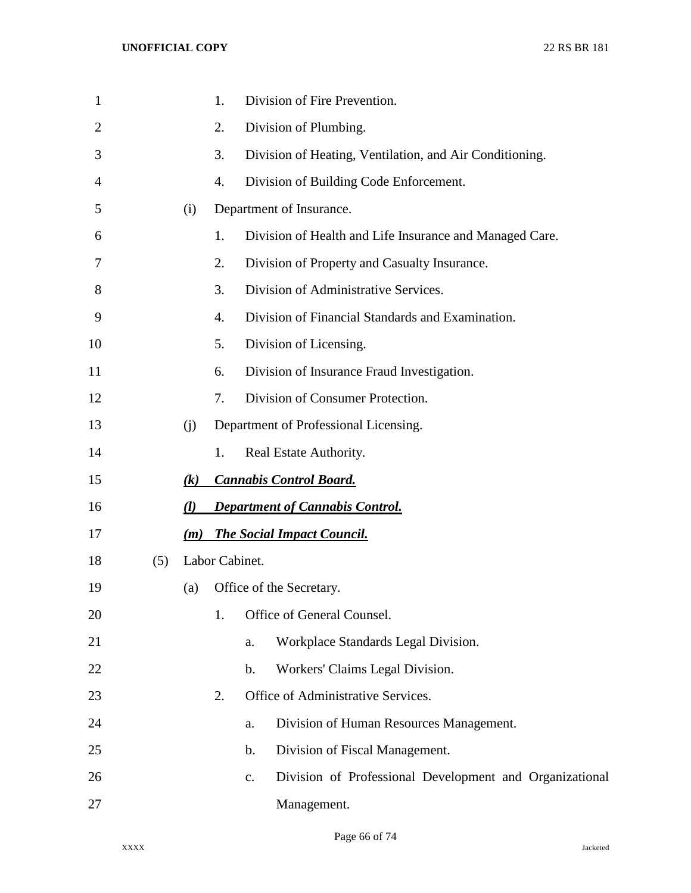1. Division of Fire Prevention.
2. Division of Plumbing.
3. Division of Heating, Ventilation, and Air Conditioning.
4. Division of Building Code Enforcement.

(i) Department of Insurance.

1. Division of Health and Life Insurance and Managed Care.
2. Division of Property and Casualty Insurance.
3. Division of Administrative Services.
4. Division of Financial Standards and Examination.
5. Division of Licensing.
6. Division of Insurance Fraud Investigation.
7. Division of Consumer Protection.

(j) Department of Professional Licensing.

1. Real Estate Authority.

***(k) Cannabis Control Board.***

***(l) Department of Cannabis Control.***

***(m) The Social Impact Council.***

(5) Labor Cabinet.

(a) Office of the Secretary.

1. Office of General Counsel.
   a. Workplace Standards Legal Division.
   b. Workers' Claims Legal Division.
2. Office of Administrative Services.
   a. Division of Human Resources Management.
   b. Division of Fiscal Management.
   c. Division of Professional Development and Organizational Management.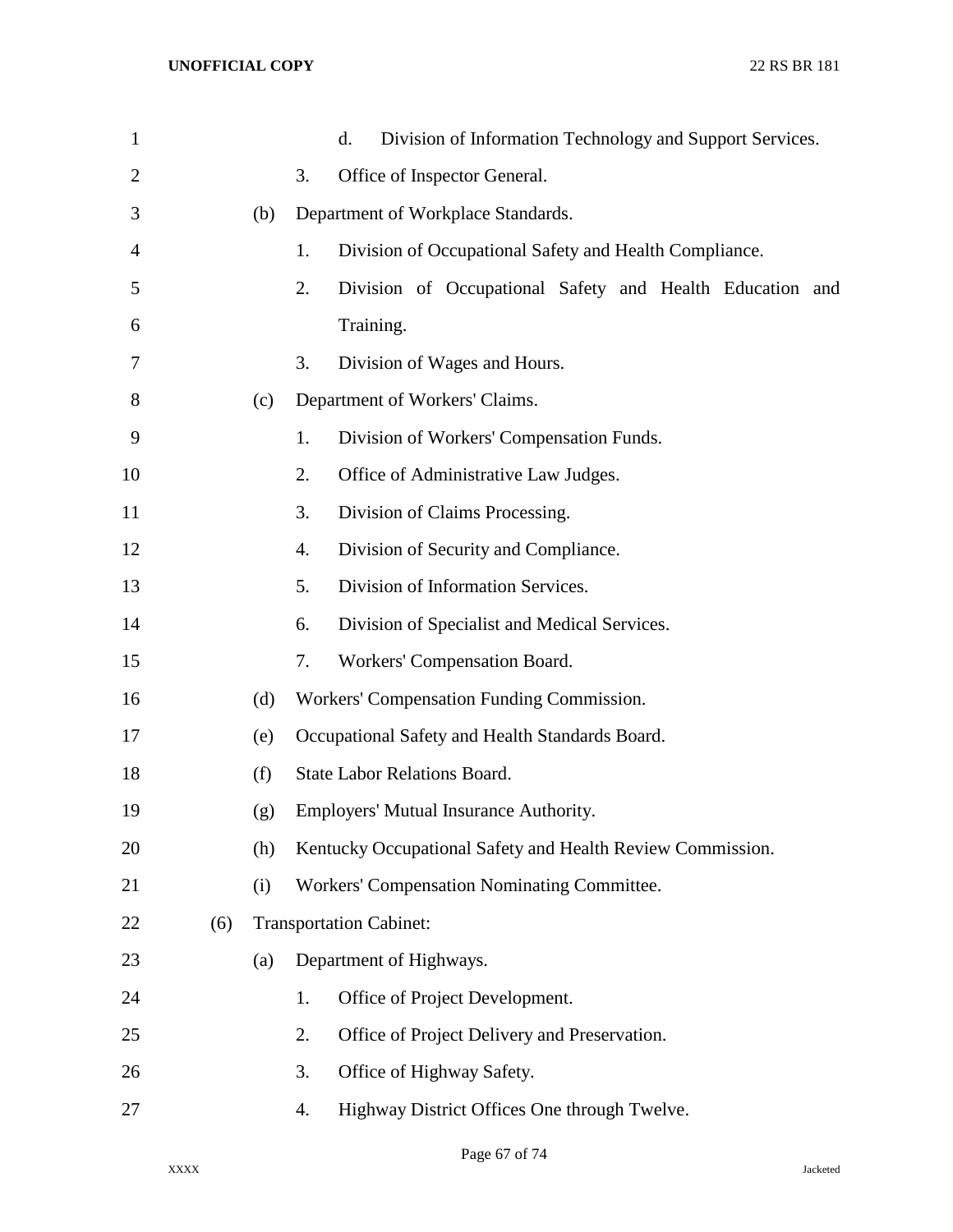d. Division of Information Technology and Support Services.

3. Office of Inspector General.

(b) Department of Workplace Standards.

1. Division of Occupational Safety and Health Compliance.

2. Division of Occupational Safety and Health Education and Training.

3. Division of Wages and Hours.

(c) Department of Workers' Claims.

1. Division of Workers' Compensation Funds.

2. Office of Administrative Law Judges.

3. Division of Claims Processing.

4. Division of Security and Compliance.

5. Division of Information Services.

6. Division of Specialist and Medical Services.

7. Workers' Compensation Board.

(d) Workers' Compensation Funding Commission.

(e) Occupational Safety and Health Standards Board.

(f) State Labor Relations Board.

(g) Employers' Mutual Insurance Authority.

(h) Kentucky Occupational Safety and Health Review Commission.

(i) Workers' Compensation Nominating Committee.

(6) Transportation Cabinet:

(a) Department of Highways.

1. Office of Project Development.

2. Office of Project Delivery and Preservation.

3. Office of Highway Safety.

4. Highway District Offices One through Twelve.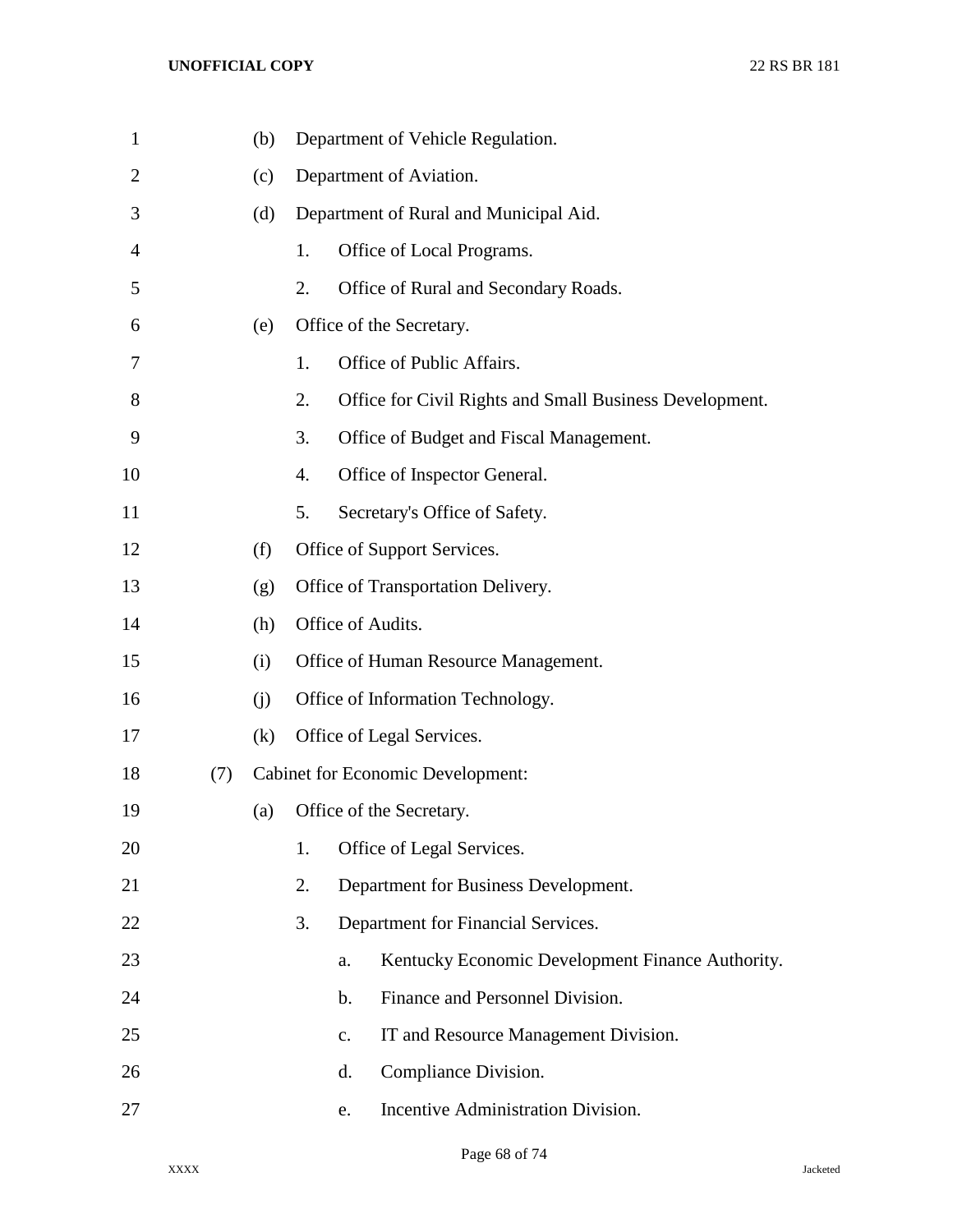(b) Department of Vehicle Regulation.

(c) Department of Aviation.

(d) Department of Rural and Municipal Aid.

1. Office of Local Programs.

2. Office of Rural and Secondary Roads.

(e) Office of the Secretary.

1. Office of Public Affairs.

2. Office for Civil Rights and Small Business Development.

3. Office of Budget and Fiscal Management.

4. Office of Inspector General.

5. Secretary's Office of Safety.

(f) Office of Support Services.

(g) Office of Transportation Delivery.

(h) Office of Audits.

(i) Office of Human Resource Management.

(j) Office of Information Technology.

(k) Office of Legal Services.

(7) Cabinet for Economic Development:

(a) Office of the Secretary.

1. Office of Legal Services.

2. Department for Business Development.

3. Department for Financial Services.

a. Kentucky Economic Development Finance Authority.

b. Finance and Personnel Division.

c. IT and Resource Management Division.

d. Compliance Division.

e. Incentive Administration Division.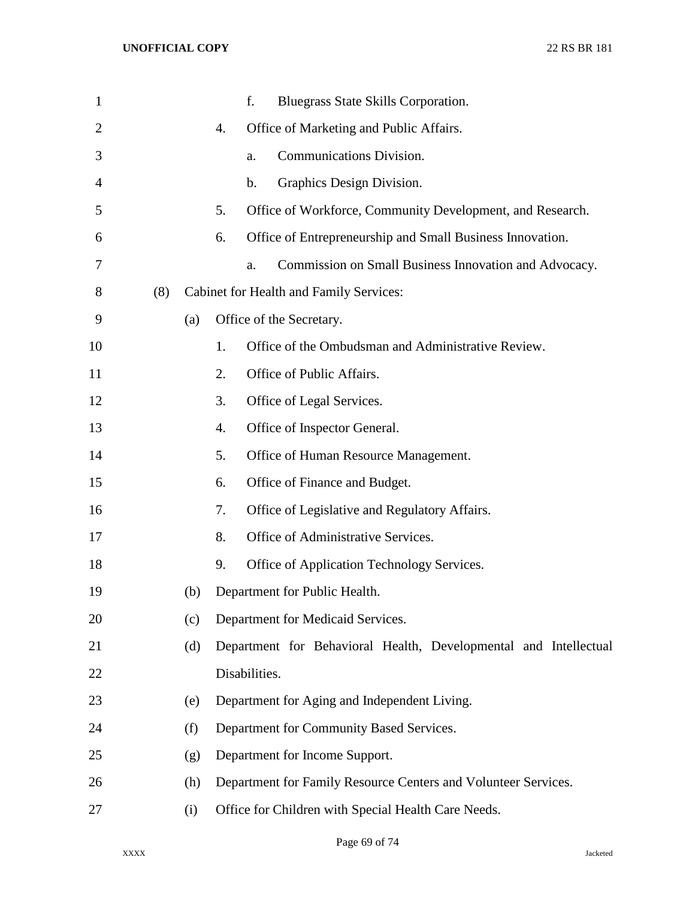f. Bluegrass State Skills Corporation.

4. Office of Marketing and Public Affairs.

a. Communications Division.

b. Graphics Design Division.

5. Office of Workforce, Community Development, and Research.

6. Office of Entrepreneurship and Small Business Innovation.

a. Commission on Small Business Innovation and Advocacy.

(8) Cabinet for Health and Family Services:

(a) Office of the Secretary.

1. Office of the Ombudsman and Administrative Review.

2. Office of Public Affairs.

3. Office of Legal Services.

4. Office of Inspector General.

5. Office of Human Resource Management.

6. Office of Finance and Budget.

7. Office of Legislative and Regulatory Affairs.

8. Office of Administrative Services.

9. Office of Application Technology Services.

(b) Department for Public Health.

(c) Department for Medicaid Services.

(d) Department for Behavioral Health, Developmental and Intellectual Disabilities.

(e) Department for Aging and Independent Living.

(f) Department for Community Based Services.

(g) Department for Income Support.

(h) Department for Family Resource Centers and Volunteer Services.

(i) Office for Children with Special Health Care Needs.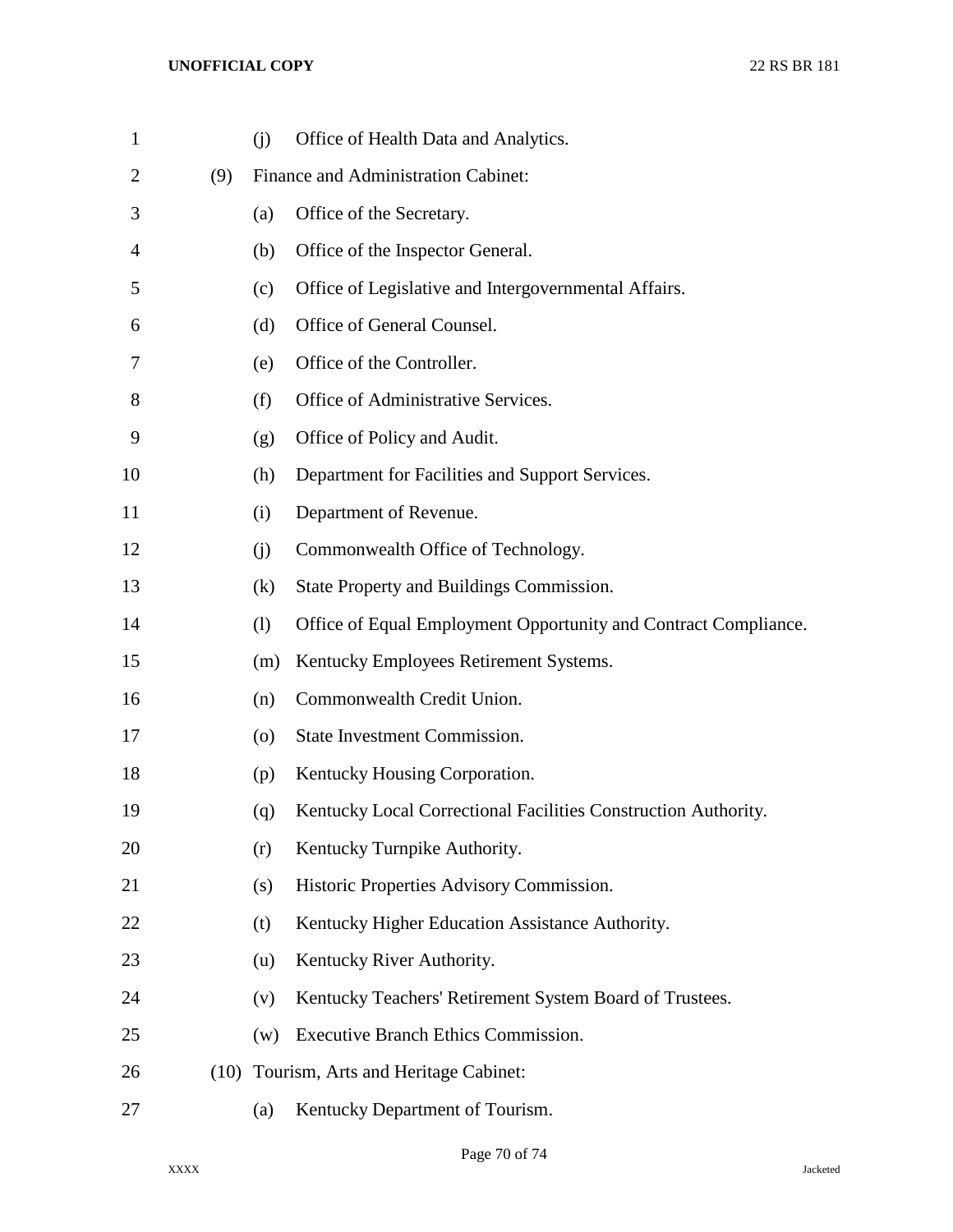(j) Office of Health Data and Analytics.

(9) Finance and Administration Cabinet:

(a) Office of the Secretary.

(b) Office of the Inspector General.

(c) Office of Legislative and Intergovernmental Affairs.

(d) Office of General Counsel.

(e) Office of the Controller.

(f) Office of Administrative Services.

(g) Office of Policy and Audit.

(h) Department for Facilities and Support Services.

(i) Department of Revenue.

(j) Commonwealth Office of Technology.

(k) State Property and Buildings Commission.

(l) Office of Equal Employment Opportunity and Contract Compliance.

(m) Kentucky Employees Retirement Systems.

(n) Commonwealth Credit Union.

(o) State Investment Commission.

(p) Kentucky Housing Corporation.

(q) Kentucky Local Correctional Facilities Construction Authority.

(r) Kentucky Turnpike Authority.

(s) Historic Properties Advisory Commission.

(t) Kentucky Higher Education Assistance Authority.

(u) Kentucky River Authority.

(v) Kentucky Teachers' Retirement System Board of Trustees.

(w) Executive Branch Ethics Commission.

(10) Tourism, Arts and Heritage Cabinet:

(a) Kentucky Department of Tourism.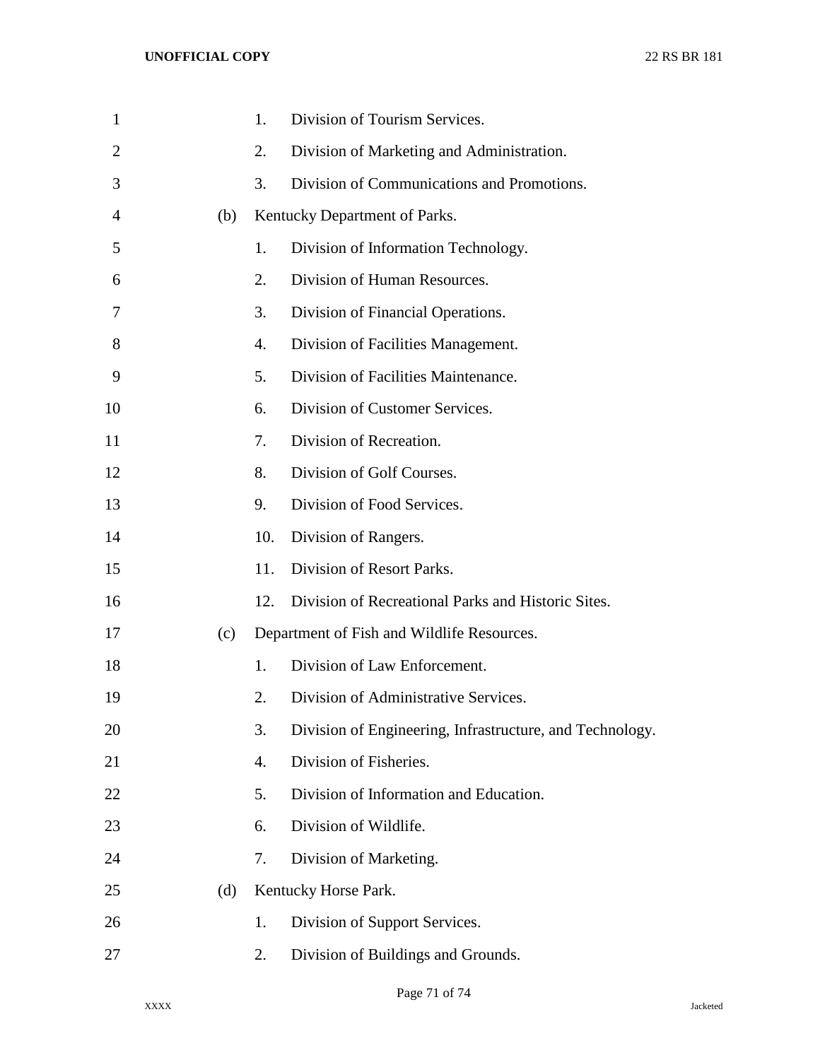1. Division of Tourism Services.
2. Division of Marketing and Administration.
3. Division of Communications and Promotions.

(b) Kentucky Department of Parks.

1. Division of Information Technology.
2. Division of Human Resources.
3. Division of Financial Operations.
4. Division of Facilities Management.
5. Division of Facilities Maintenance.
6. Division of Customer Services.
7. Division of Recreation.
8. Division of Golf Courses.
9. Division of Food Services.
10. Division of Rangers.
11. Division of Resort Parks.
12. Division of Recreational Parks and Historic Sites.

(c) Department of Fish and Wildlife Resources.

1. Division of Law Enforcement.
2. Division of Administrative Services.
3. Division of Engineering, Infrastructure, and Technology.
4. Division of Fisheries.
5. Division of Information and Education.
6. Division of Wildlife.
7. Division of Marketing.

(d) Kentucky Horse Park.

1. Division of Support Services.
2. Division of Buildings and Grounds.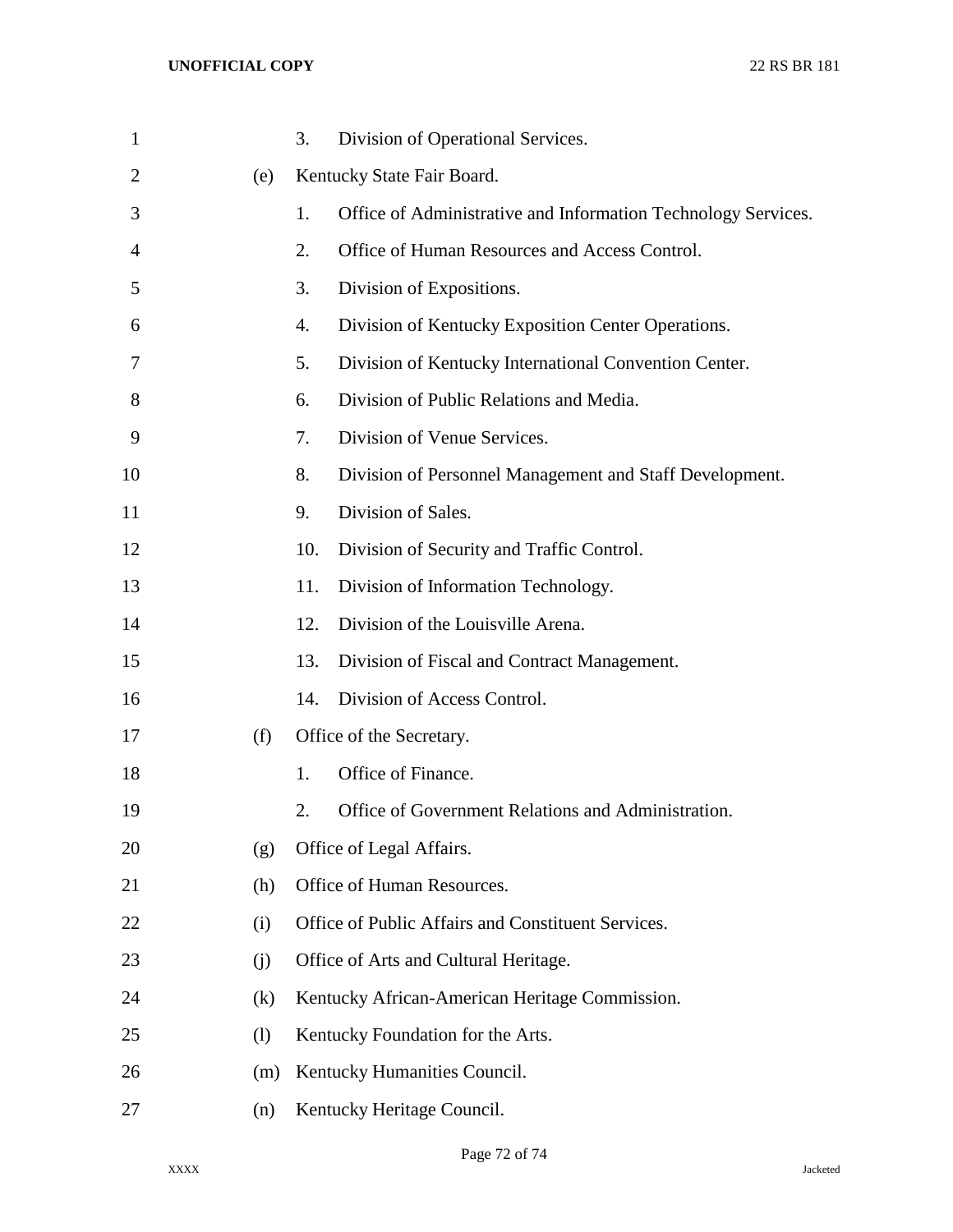3. Division of Operational Services.

(e) Kentucky State Fair Board.

1. Office of Administrative and Information Technology Services.
2. Office of Human Resources and Access Control.
3. Division of Expositions.
4. Division of Kentucky Exposition Center Operations.
5. Division of Kentucky International Convention Center.
6. Division of Public Relations and Media.
7. Division of Venue Services.
8. Division of Personnel Management and Staff Development.
9. Division of Sales.
10. Division of Security and Traffic Control.
11. Division of Information Technology.
12. Division of the Louisville Arena.
13. Division of Fiscal and Contract Management.
14. Division of Access Control.

(f) Office of the Secretary.

1. Office of Finance.
2. Office of Government Relations and Administration.

(g) Office of Legal Affairs.

(h) Office of Human Resources.

(i) Office of Public Affairs and Constituent Services.

(j) Office of Arts and Cultural Heritage.

(k) Kentucky African-American Heritage Commission.

(l) Kentucky Foundation for the Arts.

(m) Kentucky Humanities Council.

(n) Kentucky Heritage Council.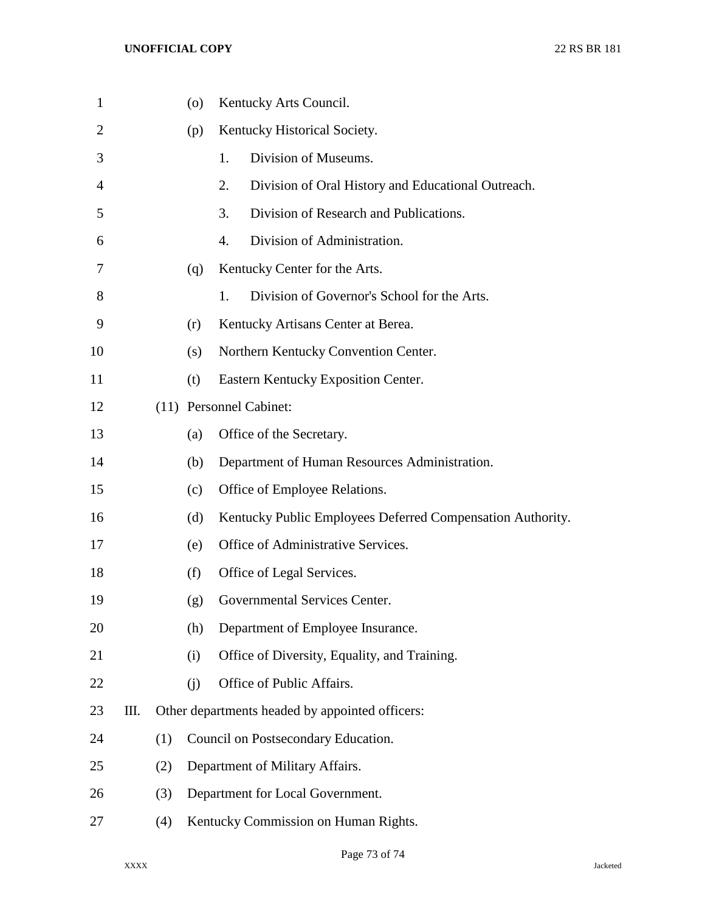(o) Kentucky Arts Council.

(p) Kentucky Historical Society.

1. Division of Museums.

2. Division of Oral History and Educational Outreach.

3. Division of Research and Publications.

4. Division of Administration.

(q) Kentucky Center for the Arts.

1. Division of Governor's School for the Arts.

(r) Kentucky Artisans Center at Berea.

(s) Northern Kentucky Convention Center.

(t) Eastern Kentucky Exposition Center.

(11) Personnel Cabinet:

(a) Office of the Secretary.

(b) Department of Human Resources Administration.

(c) Office of Employee Relations.

(d) Kentucky Public Employees Deferred Compensation Authority.

(e) Office of Administrative Services.

(f) Office of Legal Services.

(g) Governmental Services Center.

(h) Department of Employee Insurance.

(i) Office of Diversity, Equality, and Training.

(j) Office of Public Affairs.

III. Other departments headed by appointed officers:

(1) Council on Postsecondary Education.

(2) Department of Military Affairs.

(3) Department for Local Government.

(4) Kentucky Commission on Human Rights.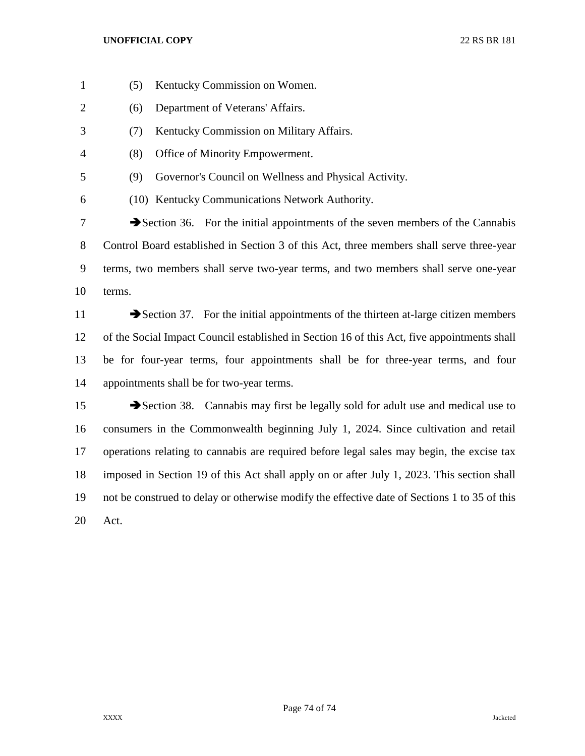(5) Kentucky Commission on Women.

(6) Department of Veterans' Affairs.

(7) Kentucky Commission on Military Affairs.

(8) Office of Minority Empowerment.

(9) Governor's Council on Wellness and Physical Activity.

(10) Kentucky Communications Network Authority.

➔Section 36. For the initial appointments of the seven members of the Cannabis Control Board established in Section 3 of this Act, three members shall serve three-year terms, two members shall serve two-year terms, and two members shall serve one-year terms.

➔Section 37. For the initial appointments of the thirteen at-large citizen members of the Social Impact Council established in Section 16 of this Act, five appointments shall be for four-year terms, four appointments shall be for three-year terms, and four appointments shall be for two-year terms.

➔Section 38. Cannabis may first be legally sold for adult use and medical use to consumers in the Commonwealth beginning July 1, 2024. Since cultivation and retail operations relating to cannabis are required before legal sales may begin, the excise tax imposed in Section 19 of this Act shall apply on or after July 1, 2023. This section shall not be construed to delay or otherwise modify the effective date of Sections 1 to 35 of this Act.